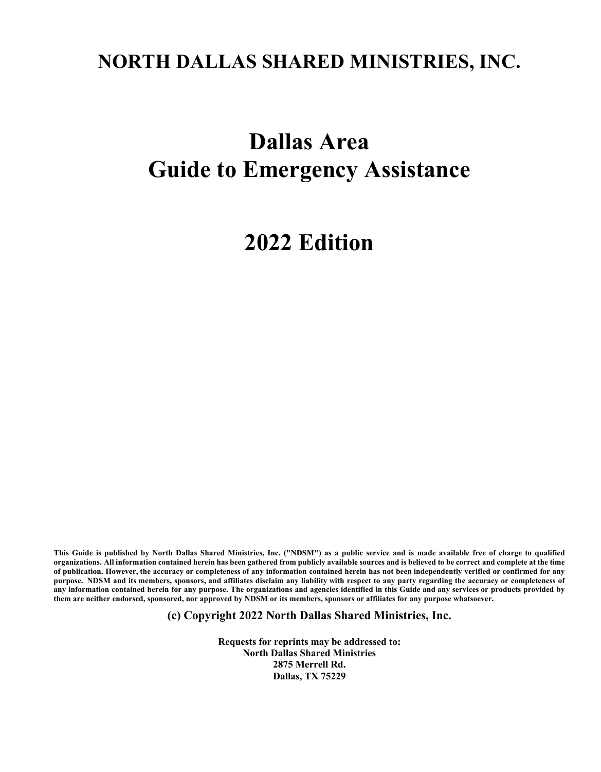# NORTH DALLAS SHARED MINISTRIES, INC.

# Dallas Area
# Guide to Emergency Assistance

# 2022 Edition

**This Guide is published by North Dallas Shared Ministries, Inc. ("NDSM") as a public service and is made available free of charge to qualified organizations. All information contained herein has been gathered from publicly available sources and is believed to be correct and complete at the time of publication. However, the accuracy or completeness of any information contained herein has not been independently verified or confirmed for any purpose. NDSM and its members, sponsors, and affiliates disclaim any liability with respect to any party regarding the accuracy or completeness of any information contained herein for any purpose. The organizations and agencies identified in this Guide and any services or products provided by them are neither endorsed, sponsored, nor approved by NDSM or its members, sponsors or affiliates for any purpose whatsoever.**

**(c) Copyright 2022 North Dallas Shared Ministries, Inc.**

**Requests for reprints may be addressed to:**
**North Dallas Shared Ministries**
**2875 Merrell Rd.**
**Dallas, TX 75229**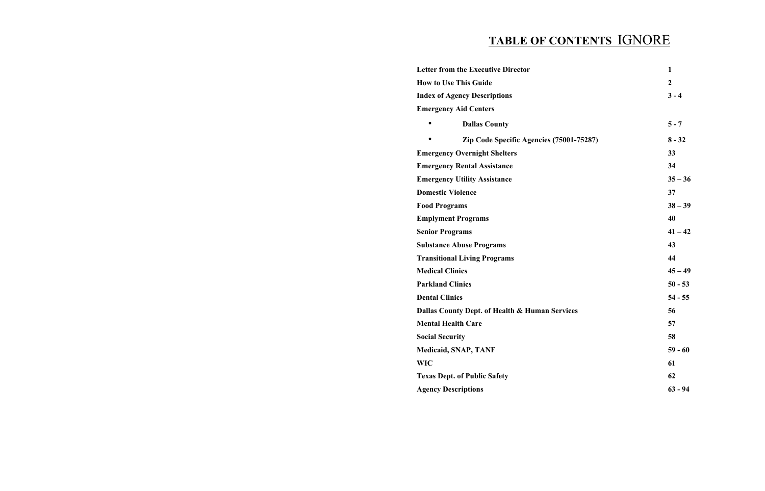# TABLE OF CONTENTS IGNORE

| | |
|---|---|
| **Letter from the Executive Director** | **1** |
| **How to Use This Guide** | **2** |
| **Index of Agency Descriptions** | **3 - 4** |
| **Emergency Aid Centers** | |
| • **Dallas County** | **5 - 7** |
| • **Zip Code Specific Agencies (75001-75287)** | **8 - 32** |
| **Emergency Overnight Shelters** | **33** |
| **Emergency Rental Assistance** | **34** |
| **Emergency Utility Assistance** | **35 – 36** |
| **Domestic Violence** | **37** |
| **Food Programs** | **38 – 39** |
| **Emplyment Programs** | **40** |
| **Senior Programs** | **41 – 42** |
| **Substance Abuse Programs** | **43** |
| **Transitional Living Programs** | **44** |
| **Medical Clinics** | **45 – 49** |
| **Parkland Clinics** | **50 - 53** |
| **Dental Clinics** | **54 - 55** |
| **Dallas County Dept. of Health & Human Services** | **56** |
| **Mental Health Care** | **57** |
| **Social Security** | **58** |
| **Medicaid, SNAP, TANF** | **59 - 60** |
| **WIC** | **61** |
| **Texas Dept. of Public Safety** | **62** |
| **Agency Descriptions** | **63 - 94** |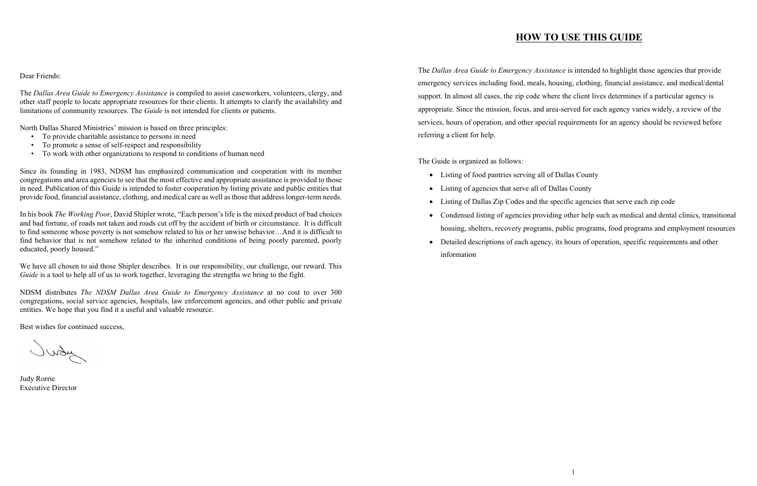Dear Friends:

The *Dallas Area Guide to Emergency Assistance* is compiled to assist caseworkers, volunteers, clergy, and other staff people to locate appropriate resources for their clients. It attempts to clarify the availability and limitations of community resources. The *Guide* is not intended for clients or patients.

North Dallas Shared Ministries' mission is based on three principles:

- To provide charitable assistance to persons in need
- To promote a sense of self-respect and responsibility
- To work with other organizations to respond to conditions of human need

Since its founding in 1983, NDSM has emphasized communication and cooperation with its member congregations and area agencies to see that the most effective and appropriate assistance is provided to those in need. Publication of this Guide is intended to foster cooperation by listing private and public entities that provide food, financial assistance, clothing, and medical care as well as those that address longer-term needs.

In his book *The Working Poor*, David Shipler wrote, "Each person's life is the mixed product of bad choices and bad fortune, of roads not taken and roads cut off by the accident of birth or circumstance. It is difficult to find someone whose poverty is not somehow related to his or her unwise behavior…And it is difficult to find behavior that is not somehow related to the inherited conditions of being poorly parented, poorly educated, poorly housed."

We have all chosen to aid those Shipler describes. It is our responsibility, our challenge, our reward. This *Guide* is a tool to help all of us to work together, leveraging the strengths we bring to the fight.

NDSM distributes *The NDSM Dallas Area Guide to Emergency Assistance* at no cost to over 300 congregations, social service agencies, hospitals, law enforcement agencies, and other public and private entities. We hope that you find it a useful and valuable resource.

Best wishes for continued success,

Judy

Judy Rorrie
Executive Director

# HOW TO USE THIS GUIDE

The *Dallas Area Guide to Emergency Assistance* is intended to highlight those agencies that provide emergency services including food, meals, housing, clothing, financial assistance, and medical/dental support. In almost all cases, the zip code where the client lives determines if a particular agency is appropriate. Since the mission, focus, and area-served for each agency varies widely, a review of the services, hours of operation, and other special requirements for an agency should be reviewed before referring a client for help.

The Guide is organized as follows:

- Listing of food pantries serving all of Dallas County
- Listing of agencies that serve all of Dallas County
- Listing of Dallas Zip Codes and the specific agencies that serve each zip code
- Condensed listing of agencies providing other help such as medical and dental clinics, transitional housing, shelters, recovery programs, public programs, food programs and employment resources
- Detailed descriptions of each agency, its hours of operation, specific requirements and other information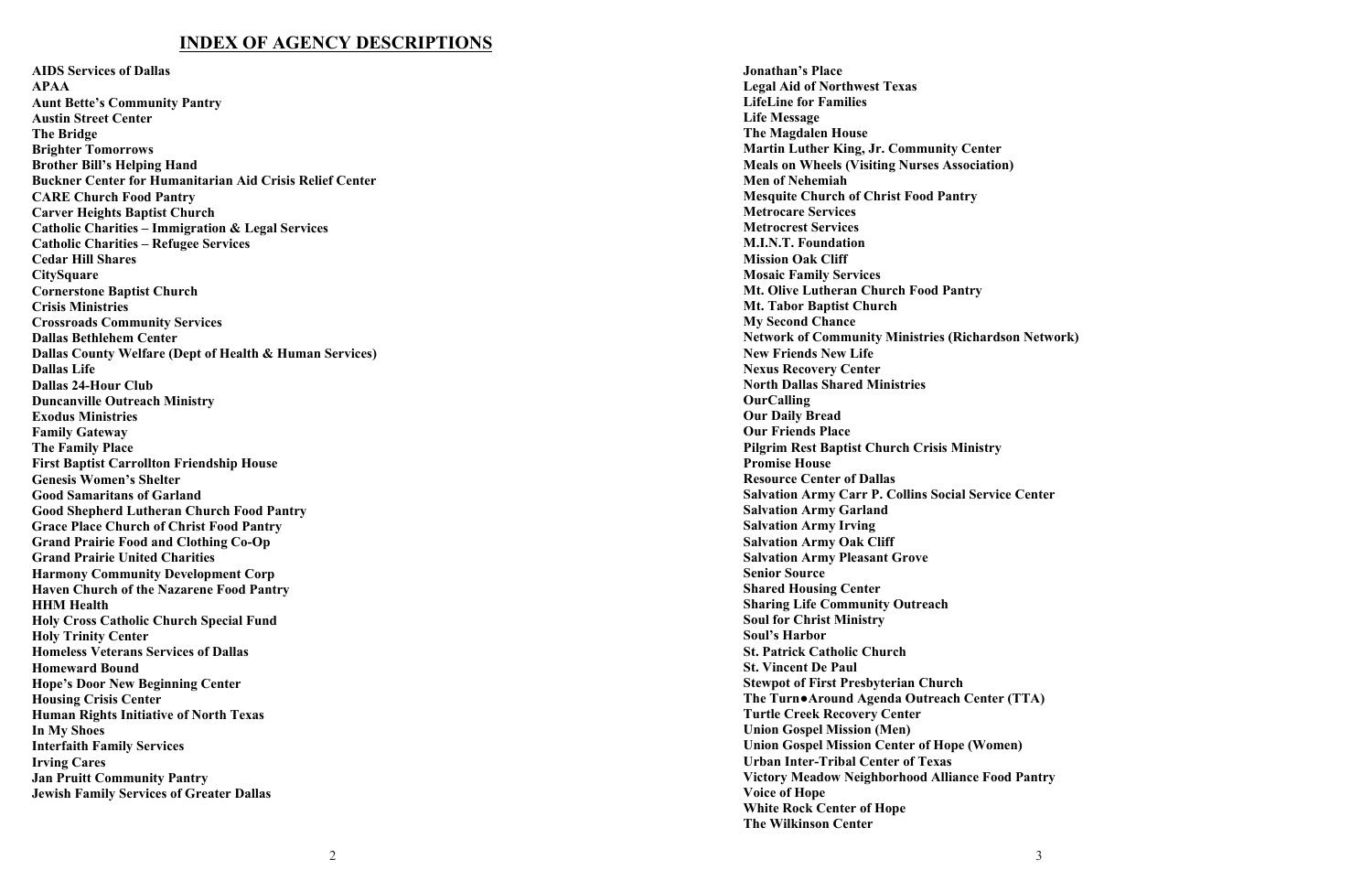# INDEX OF AGENCY DESCRIPTIONS

**AIDS Services of Dallas**
**APAA**
**Aunt Bette's Community Pantry**
**Austin Street Center**
**The Bridge**
**Brighter Tomorrows**
**Brother Bill's Helping Hand**
**Buckner Center for Humanitarian Aid Crisis Relief Center**
**CARE Church Food Pantry**
**Carver Heights Baptist Church**
**Catholic Charities – Immigration & Legal Services**
**Catholic Charities – Refugee Services**
**Cedar Hill Shares**
**CitySquare**
**Cornerstone Baptist Church**
**Crisis Ministries**
**Crossroads Community Services**
**Dallas Bethlehem Center**
**Dallas County Welfare (Dept of Health & Human Services)**
**Dallas Life**
**Dallas 24-Hour Club**
**Duncanville Outreach Ministry**
**Exodus Ministries**
**Family Gateway**
**The Family Place**
**First Baptist Carrollton Friendship House**
**Genesis Women's Shelter**
**Good Samaritans of Garland**
**Good Shepherd Lutheran Church Food Pantry**
**Grace Place Church of Christ Food Pantry**
**Grand Prairie Food and Clothing Co-Op**
**Grand Prairie United Charities**
**Harmony Community Development Corp**
**Haven Church of the Nazarene Food Pantry**
**HHM Health**
**Holy Cross Catholic Church Special Fund**
**Holy Trinity Center**
**Homeless Veterans Services of Dallas**
**Homeward Bound**
**Hope's Door New Beginning Center**
**Housing Crisis Center**
**Human Rights Initiative of North Texas**
**In My Shoes**
**Interfaith Family Services**
**Irving Cares**
**Jan Pruitt Community Pantry**
**Jewish Family Services of Greater Dallas**
**Jonathan's Place**
**Legal Aid of Northwest Texas**
**LifeLine for Families**
**Life Message**
**The Magdalen House**
**Martin Luther King, Jr. Community Center**
**Meals on Wheels (Visiting Nurses Association)**
**Men of Nehemiah**
**Mesquite Church of Christ Food Pantry**
**Metrocare Services**
**Metrocrest Services**
**M.I.N.T. Foundation**
**Mission Oak Cliff**
**Mosaic Family Services**
**Mt. Olive Lutheran Church Food Pantry**
**Mt. Tabor Baptist Church**
**My Second Chance**
**Network of Community Ministries (Richardson Network)**
**New Friends New Life**
**Nexus Recovery Center**
**North Dallas Shared Ministries**
**OurCalling**
**Our Daily Bread**
**Our Friends Place**
**Pilgrim Rest Baptist Church Crisis Ministry**
**Promise House**
**Resource Center of Dallas**
**Salvation Army Carr P. Collins Social Service Center**
**Salvation Army Garland**
**Salvation Army Irving**
**Salvation Army Oak Cliff**
**Salvation Army Pleasant Grove**
**Senior Source**
**Shared Housing Center**
**Sharing Life Community Outreach**
**Soul for Christ Ministry**
**Soul's Harbor**
**St. Patrick Catholic Church**
**St. Vincent De Paul**
**Stewpot of First Presbyterian Church**
**The Turn●Around Agenda Outreach Center (TTA)**
**Turtle Creek Recovery Center**
**Union Gospel Mission (Men)**
**Union Gospel Mission Center of Hope (Women)**
**Urban Inter-Tribal Center of Texas**
**Victory Meadow Neighborhood Alliance Food Pantry**
**Voice of Hope**
**White Rock Center of Hope**
**The Wilkinson Center**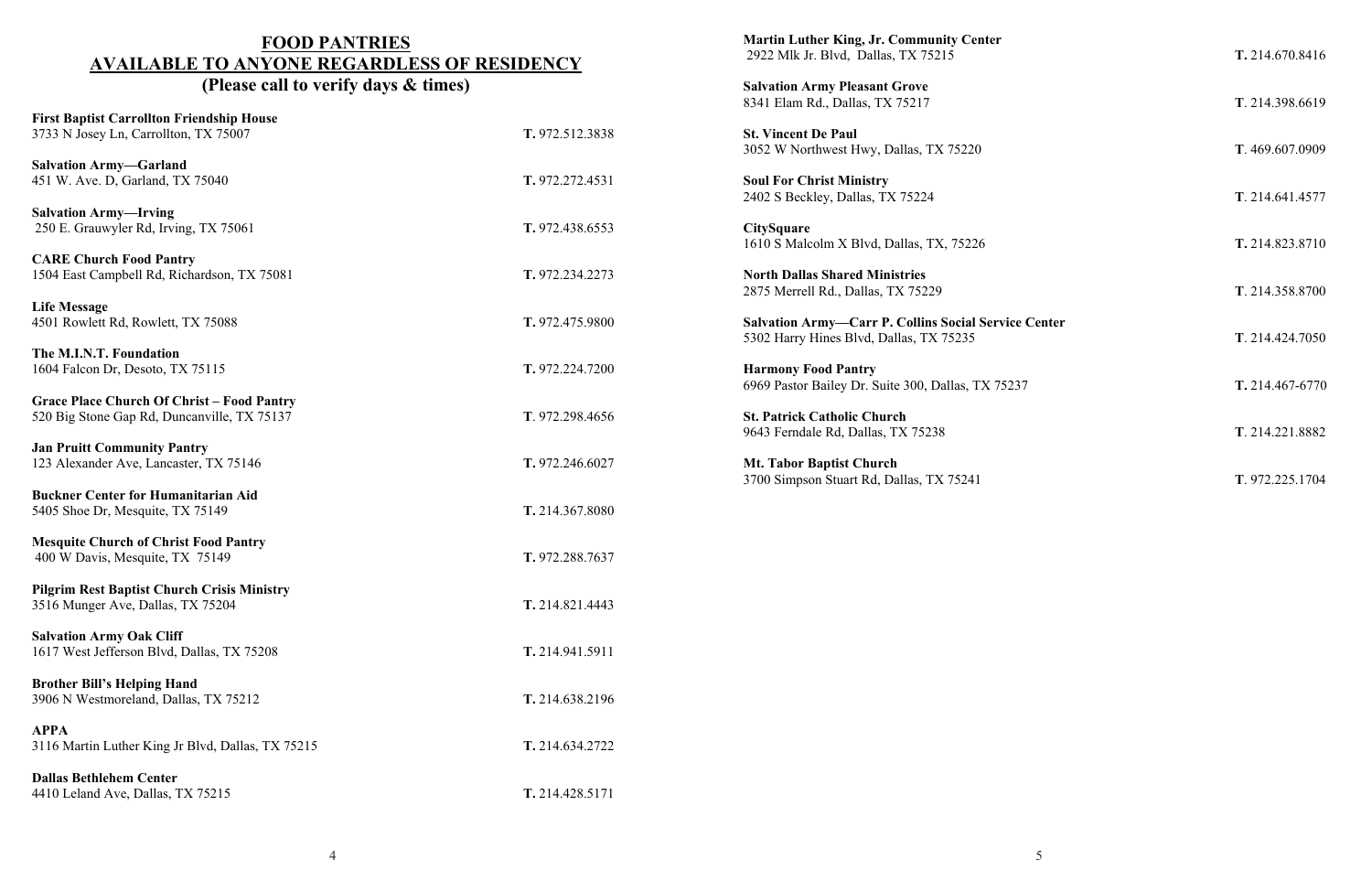# FOOD PANTRIES AVAILABLE TO ANYONE REGARDLESS OF RESIDENCY

## (Please call to verify days & times)

**First Baptist Carrollton Friendship House**
3733 N Josey Ln, Carrollton, TX 75007 — **T.** 972.512.3838

**Salvation Army—Garland**
451 W. Ave. D, Garland, TX 75040 — **T.** 972.272.4531

**Salvation Army—Irving**
250 E. Grauwyler Rd, Irving, TX 75061 — **T.** 972.438.6553

**CARE Church Food Pantry**
1504 East Campbell Rd, Richardson, TX 75081 — **T.** 972.234.2273

**Life Message**
4501 Rowlett Rd, Rowlett, TX 75088 — **T.** 972.475.9800

**The M.I.N.T. Foundation**
1604 Falcon Dr, Desoto, TX 75115 — **T.** 972.224.7200

**Grace Place Church Of Christ – Food Pantry**
520 Big Stone Gap Rd, Duncanville, TX 75137 — **T**. 972.298.4656

**Jan Pruitt Community Pantry**
123 Alexander Ave, Lancaster, TX 75146 — **T.** 972.246.6027

**Buckner Center for Humanitarian Aid**
5405 Shoe Dr, Mesquite, TX 75149 — **T.** 214.367.8080

**Mesquite Church of Christ Food Pantry**
400 W Davis, Mesquite, TX 75149 — **T.** 972.288.7637

**Pilgrim Rest Baptist Church Crisis Ministry**
3516 Munger Ave, Dallas, TX 75204 — **T.** 214.821.4443

**Salvation Army Oak Cliff**
1617 West Jefferson Blvd, Dallas, TX 75208 — **T.** 214.941.5911

**Brother Bill's Helping Hand**
3906 N Westmoreland, Dallas, TX 75212 — **T.** 214.638.2196

**APPA**
3116 Martin Luther King Jr Blvd, Dallas, TX 75215 — **T.** 214.634.2722

**Dallas Bethlehem Center**
4410 Leland Ave, Dallas, TX 75215 — **T.** 214.428.5171

**Martin Luther King, Jr. Community Center**
2922 Mlk Jr. Blvd, Dallas, TX 75215 — **T.** 214.670.8416

**Salvation Army Pleasant Grove**
8341 Elam Rd., Dallas, TX 75217 — **T**. 214.398.6619

**St. Vincent De Paul**
3052 W Northwest Hwy, Dallas, TX 75220 — **T**. 469.607.0909

**Soul For Christ Ministry**
2402 S Beckley, Dallas, TX 75224 — **T**. 214.641.4577

**CitySquare**
1610 S Malcolm X Blvd, Dallas, TX, 75226 — **T.** 214.823.8710

**North Dallas Shared Ministries**
2875 Merrell Rd., Dallas, TX 75229 — **T**. 214.358.8700

**Salvation Army—Carr P. Collins Social Service Center**
5302 Harry Hines Blvd, Dallas, TX 75235 — **T**. 214.424.7050

**Harmony Food Pantry**
6969 Pastor Bailey Dr. Suite 300, Dallas, TX 75237 — **T.** 214.467-6770

**St. Patrick Catholic Church**
9643 Ferndale Rd, Dallas, TX 75238 — **T**. 214.221.8882

**Mt. Tabor Baptist Church**
3700 Simpson Stuart Rd, Dallas, TX 75241 — **T**. 972.225.1704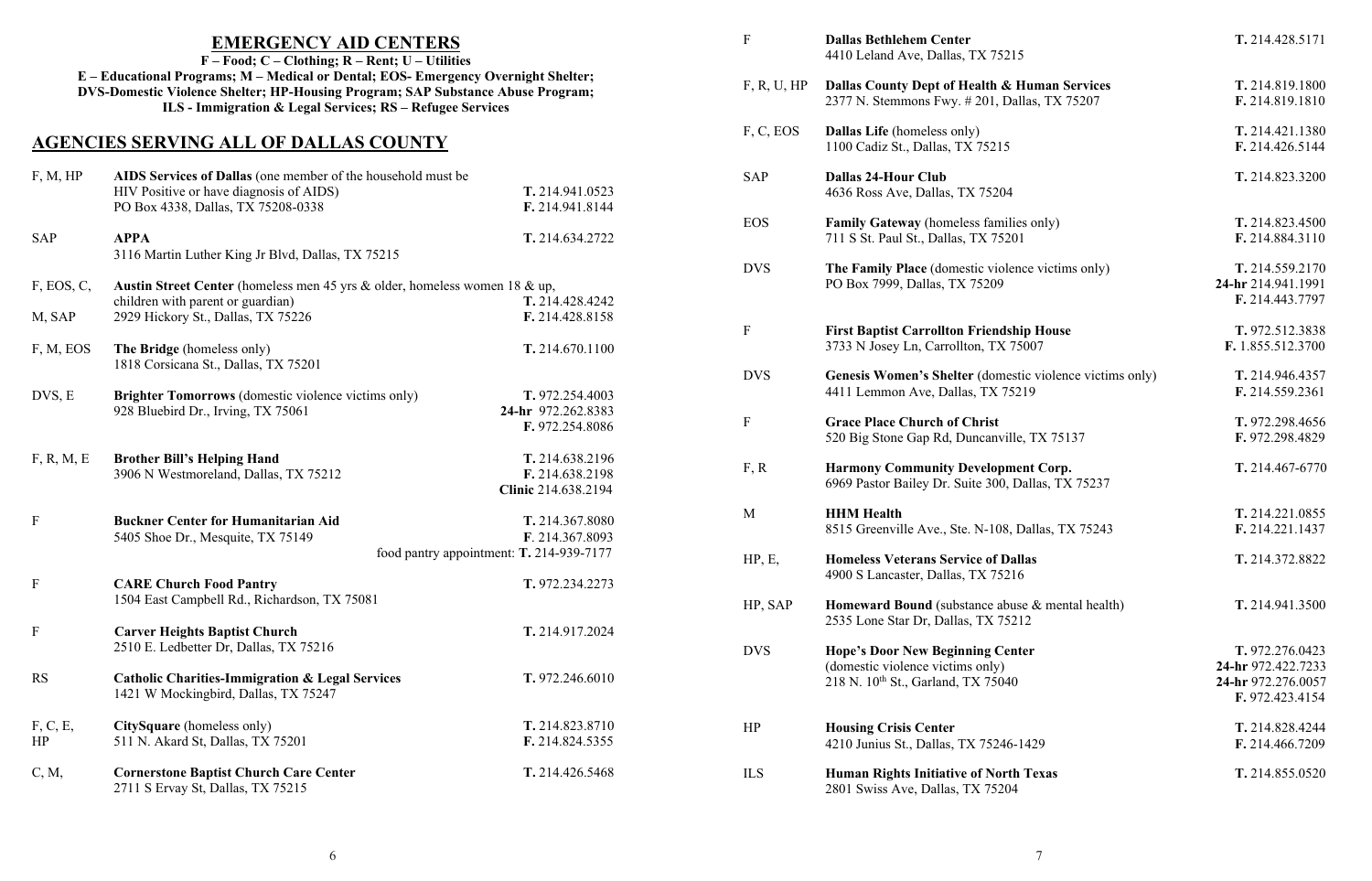# EMERGENCY AID CENTERS

**F – Food; C – Clothing; R – Rent; U – Utilities**
**E – Educational Programs; M – Medical or Dental; EOS- Emergency Overnight Shelter; DVS-Domestic Violence Shelter; HP-Housing Program; SAP Substance Abuse Program; ILS - Immigration & Legal Services; RS – Refugee Services**

## AGENCIES SERVING ALL OF DALLAS COUNTY

| Services | Agency | Phone/Fax |
|---|---|---|
| F, M, HP | **AIDS Services of Dallas** (one member of the household must be HIV Positive or have diagnosis of AIDS)<br>PO Box 4338, Dallas, TX 75208-0338 | **T.** 214.941.0523<br>**F.** 214.941.8144 |
| SAP | **APPA**<br>3116 Martin Luther King Jr Blvd, Dallas, TX 75215 | **T.** 214.634.2722 |
| F, EOS, C, M, SAP | **Austin Street Center** (homeless men 45 yrs & older, homeless women 18 & up, children with parent or guardian)<br>2929 Hickory St., Dallas, TX 75226 | **T.** 214.428.4242<br>**F.** 214.428.8158 |
| F, M, EOS | **The Bridge** (homeless only)<br>1818 Corsicana St., Dallas, TX 75201 | **T.** 214.670.1100 |
| DVS, E | **Brighter Tomorrows** (domestic violence victims only)<br>928 Bluebird Dr., Irving, TX 75061 | **T.** 972.254.4003<br>**24-hr** 972.262.8383<br>**F.** 972.254.8086 |
| F, R, M, E | **Brother Bill's Helping Hand**<br>3906 N Westmoreland, Dallas, TX 75212 | **T.** 214.638.2196<br>**F.** 214.638.2198<br>**Clinic** 214.638.2194 |
| F | **Buckner Center for Humanitarian Aid**<br>5405 Shoe Dr., Mesquite, TX 75149 | **T.** 214.367.8080<br>**F**. 214.367.8093<br>food pantry appointment: **T.** 214-939-7177 |
| F | **CARE Church Food Pantry**<br>1504 East Campbell Rd., Richardson, TX 75081 | **T.** 972.234.2273 |
| F | **Carver Heights Baptist Church**<br>2510 E. Ledbetter Dr, Dallas, TX 75216 | **T.** 214.917.2024 |
| RS | **Catholic Charities-Immigration & Legal Services**<br>1421 W Mockingbird, Dallas, TX 75247 | **T.** 972.246.6010 |
| F, C, E, HP | **CitySquare** (homeless only)<br>511 N. Akard St, Dallas, TX 75201 | **T.** 214.823.8710<br>**F.** 214.824.5355 |
| C, M, | **Cornerstone Baptist Church Care Center**<br>2711 S Ervay St, Dallas, TX 75215 | **T.** 214.426.5468 |
| F | **Dallas Bethlehem Center**<br>4410 Leland Ave, Dallas, TX 75215 | **T.** 214.428.5171 |
| F, R, U, HP | **Dallas County Dept of Health & Human Services**<br>2377 N. Stemmons Fwy. # 201, Dallas, TX 75207 | **T.** 214.819.1800<br>**F.** 214.819.1810 |
| F, C, EOS | **Dallas Life** (homeless only)<br>1100 Cadiz St., Dallas, TX 75215 | **T.** 214.421.1380<br>**F.** 214.426.5144 |
| SAP | **Dallas 24-Hour Club**<br>4636 Ross Ave, Dallas, TX 75204 | **T.** 214.823.3200 |
| EOS | **Family Gateway** (homeless families only)<br>711 S St. Paul St., Dallas, TX 75201 | **T.** 214.823.4500<br>**F.** 214.884.3110 |
| DVS | **The Family Place** (domestic violence victims only)<br>PO Box 7999, Dallas, TX 75209 | **T.** 214.559.2170<br>**24-hr** 214.941.1991<br>**F.** 214.443.7797 |
| F | **First Baptist Carrollton Friendship House**<br>3733 N Josey Ln, Carrollton, TX 75007 | **T.** 972.512.3838<br>**F.** 1.855.512.3700 |
| DVS | **Genesis Women's Shelter** (domestic violence victims only)<br>4411 Lemmon Ave, Dallas, TX 75219 | **T.** 214.946.4357<br>**F.** 214.559.2361 |
| F | **Grace Place Church of Christ**<br>520 Big Stone Gap Rd, Duncanville, TX 75137 | **T.** 972.298.4656<br>**F.** 972.298.4829 |
| F, R | **Harmony Community Development Corp.**<br>6969 Pastor Bailey Dr. Suite 300, Dallas, TX 75237 | **T.** 214.467-6770 |
| M | **HHM Health**<br>8515 Greenville Ave., Ste. N-108, Dallas, TX 75243 | **T.** 214.221.0855<br>**F.** 214.221.1437 |
| HP, E, | **Homeless Veterans Service of Dallas**<br>4900 S Lancaster, Dallas, TX 75216 | **T.** 214.372.8822 |
| HP, SAP | **Homeward Bound** (substance abuse & mental health)<br>2535 Lone Star Dr, Dallas, TX 75212 | **T.** 214.941.3500 |
| DVS | **Hope's Door New Beginning Center**<br>(domestic violence victims only)<br>218 N. 10th St., Garland, TX 75040 | **T.** 972.276.0423<br>**24-hr** 972.422.7233<br>**24-hr** 972.276.0057<br>**F.** 972.423.4154 |
| HP | **Housing Crisis Center**<br>4210 Junius St., Dallas, TX 75246-1429 | **T.** 214.828.4244<br>**F.** 214.466.7209 |
| ILS | **Human Rights Initiative of North Texas**<br>2801 Swiss Ave, Dallas, TX 75204 | **T.** 214.855.0520 |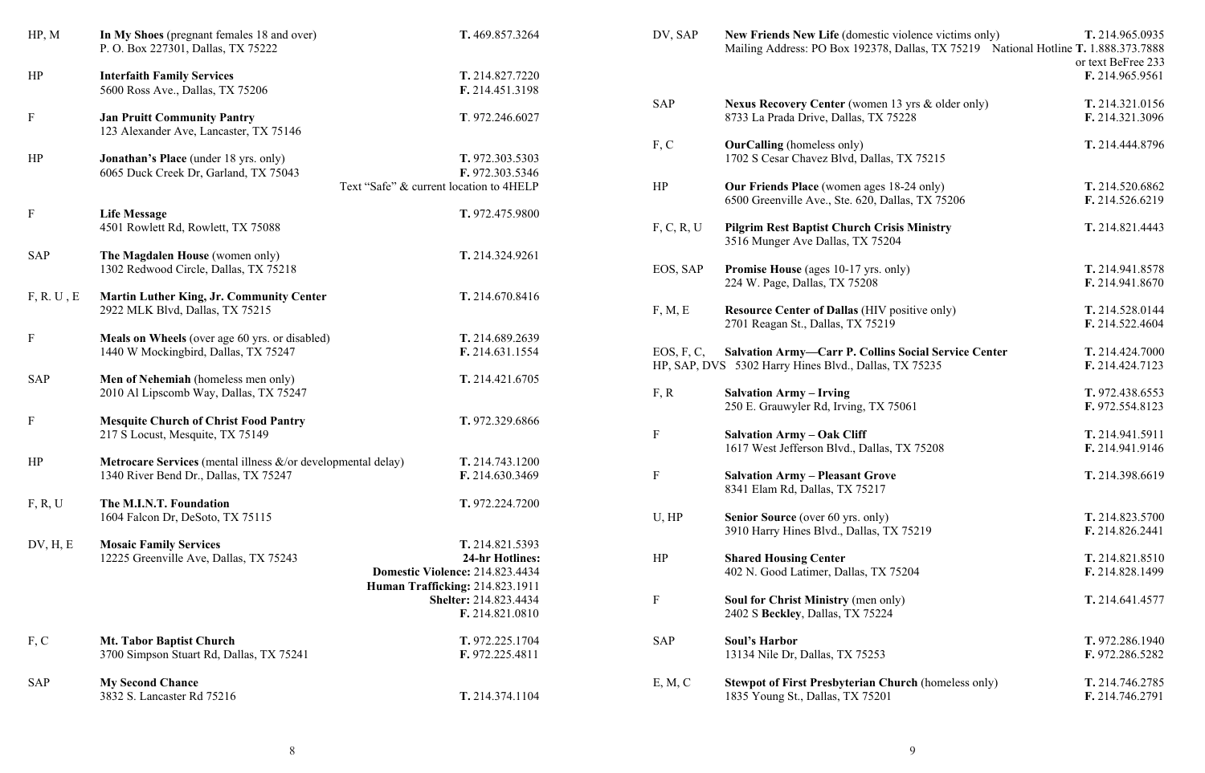| Services | Organization | Contact |
|---|---|---|
| HP, M | **In My Shoes** (pregnant females 18 and over)<br>P. O. Box 227301, Dallas, TX 75222 | **T.** 469.857.3264 |
| HP | **Interfaith Family Services**<br>5600 Ross Ave., Dallas, TX 75206 | **T.** 214.827.7220<br>**F.** 214.451.3198 |
| F | **Jan Pruitt Community Pantry**<br>123 Alexander Ave, Lancaster, TX 75146 | **T**. 972.246.6027 |
| HP | **Jonathan's Place** (under 18 yrs. only)<br>6065 Duck Creek Dr, Garland, TX 75043 | **T.** 972.303.5303<br>**F.** 972.303.5346<br>Text "Safe" & current location to 4HELP |
| F | **Life Message**<br>4501 Rowlett Rd, Rowlett, TX 75088 | **T.** 972.475.9800 |
| SAP | **The Magdalen House** (women only)<br>1302 Redwood Circle, Dallas, TX 75218 | **T.** 214.324.9261 |
| F, R. U , E | **Martin Luther King, Jr. Community Center**<br>2922 MLK Blvd, Dallas, TX 75215 | **T.** 214.670.8416 |
| F | **Meals on Wheels** (over age 60 yrs. or disabled)<br>1440 W Mockingbird, Dallas, TX 75247 | **T.** 214.689.2639<br>**F.** 214.631.1554 |
| SAP | **Men of Nehemiah** (homeless men only)<br>2010 Al Lipscomb Way, Dallas, TX 75247 | **T.** 214.421.6705 |
| F | **Mesquite Church of Christ Food Pantry**<br>217 S Locust, Mesquite, TX 75149 | **T.** 972.329.6866 |
| HP | **Metrocare Services** (mental illness &/or developmental delay)<br>1340 River Bend Dr., Dallas, TX 75247 | **T.** 214.743.1200<br>**F.** 214.630.3469 |
| F, R, U | **The M.I.N.T. Foundation**<br>1604 Falcon Dr, DeSoto, TX 75115 | **T.** 972.224.7200 |
| DV, H, E | **Mosaic Family Services**<br>12225 Greenville Ave, Dallas, TX 75243 | **T.** 214.821.5393<br>**24-hr Hotlines:**<br>**Domestic Violence:** 214.823.4434<br>**Human Trafficking:** 214.823.1911<br>**Shelter:** 214.823.4434<br>**F.** 214.821.0810 |
| F, C | **Mt. Tabor Baptist Church**<br>3700 Simpson Stuart Rd, Dallas, TX 75241 | **T.** 972.225.1704<br>**F.** 972.225.4811 |
| SAP | **My Second Chance**<br>3832 S. Lancaster Rd 75216 | **T.** 214.374.1104 |
| DV, SAP | **New Friends New Life** (domestic violence victims only)<br>Mailing Address: PO Box 192378, Dallas, TX 75219 | **T.** 214.965.0935<br>National Hotline **T.** 1.888.373.7888<br>or text BeFree 233<br>**F.** 214.965.9561 |
| SAP | **Nexus Recovery Center** (women 13 yrs & older only)<br>8733 La Prada Drive, Dallas, TX 75228 | **T.** 214.321.0156<br>**F.** 214.321.3096 |
| F, C | **OurCalling** (homeless only)<br>1702 S Cesar Chavez Blvd, Dallas, TX 75215 | **T.** 214.444.8796 |
| HP | **Our Friends Place** (women ages 18-24 only)<br>6500 Greenville Ave., Ste. 620, Dallas, TX 75206 | **T.** 214.520.6862<br>**F.** 214.526.6219 |
| F, C, R, U | **Pilgrim Rest Baptist Church Crisis Ministry**<br>3516 Munger Ave Dallas, TX 75204 | **T.** 214.821.4443 |
| EOS, SAP | **Promise House** (ages 10-17 yrs. only)<br>224 W. Page, Dallas, TX 75208 | **T.** 214.941.8578<br>**F.** 214.941.8670 |
| F, M, E | **Resource Center of Dallas** (HIV positive only)<br>2701 Reagan St., Dallas, TX 75219 | **T.** 214.528.0144<br>**F.** 214.522.4604 |
| EOS, F, C, HP, SAP, DVS | **Salvation Army—Carr P. Collins Social Service Center**<br>5302 Harry Hines Blvd., Dallas, TX 75235 | **T.** 214.424.7000<br>**F.** 214.424.7123 |
| F, R | **Salvation Army – Irving**<br>250 E. Grauwyler Rd, Irving, TX 75061 | **T.** 972.438.6553<br>**F.** 972.554.8123 |
| F | **Salvation Army – Oak Cliff**<br>1617 West Jefferson Blvd., Dallas, TX 75208 | **T.** 214.941.5911<br>**F.** 214.941.9146 |
| F | **Salvation Army – Pleasant Grove**<br>8341 Elam Rd, Dallas, TX 75217 | **T.** 214.398.6619 |
| U, HP | **Senior Source** (over 60 yrs. only)<br>3910 Harry Hines Blvd., Dallas, TX 75219 | **T.** 214.823.5700<br>**F.** 214.826.2441 |
| HP | **Shared Housing Center**<br>402 N. Good Latimer, Dallas, TX 75204 | **T.** 214.821.8510<br>**F.** 214.828.1499 |
| F | **Soul for Christ Ministry** (men only)<br>2402 S **Beckley**, Dallas, TX 75224 | **T.** 214.641.4577 |
| SAP | **Soul's Harbor**<br>13134 Nile Dr, Dallas, TX 75253 | **T.** 972.286.1940<br>**F.** 972.286.5282 |
| E, M, C | **Stewpot of First Presbyterian Church** (homeless only)<br>1835 Young St., Dallas, TX 75201 | **T.** 214.746.2785<br>**F.** 214.746.2791 |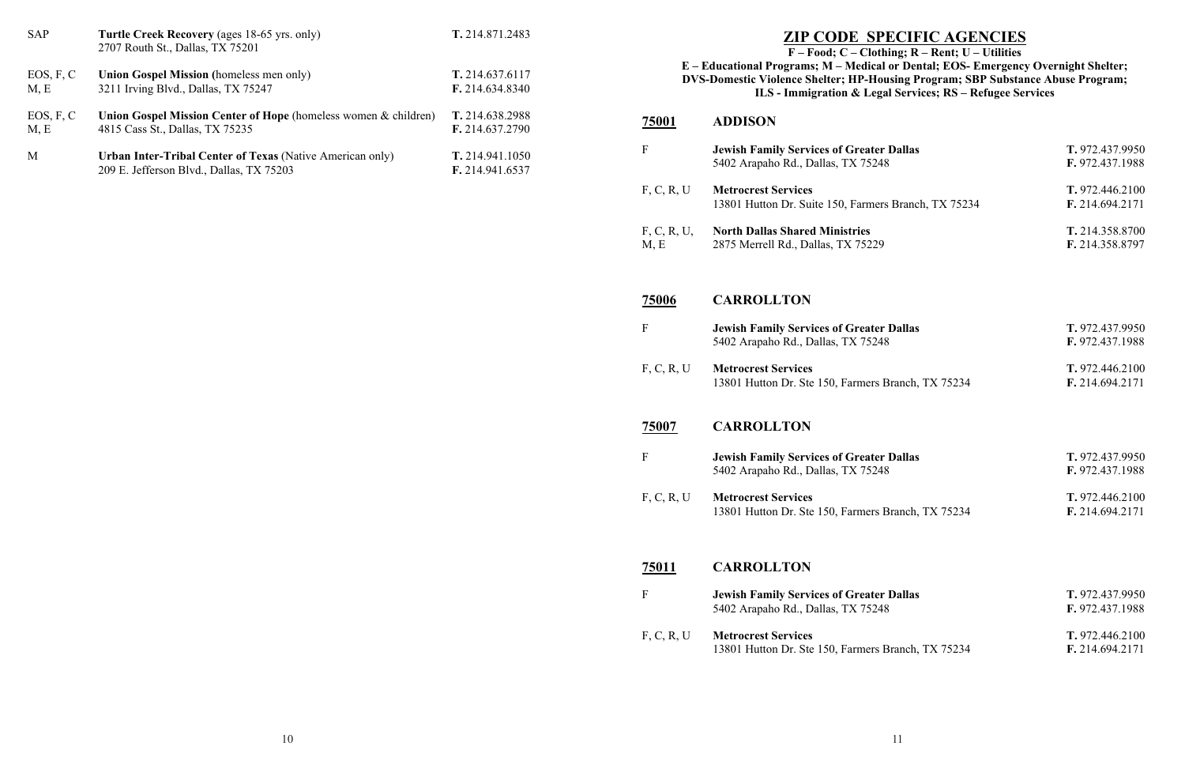| | | |
|---|---|---|
| SAP | **Turtle Creek Recovery** (ages 18-65 yrs. only)<br>2707 Routh St., Dallas, TX 75201 | **T.** 214.871.2483 |
| EOS, F, C<br>M, E | **Union Gospel Mission (**homeless men only)<br>3211 Irving Blvd., Dallas, TX 75247 | **T.** 214.637.6117<br>**F.** 214.634.8340 |
| EOS, F, C<br>M, E | **Union Gospel Mission Center of Hope** (homeless women & children)<br>4815 Cass St., Dallas, TX 75235 | **T.** 214.638.2988<br>**F.** 214.637.2790 |
| M | **Urban Inter-Tribal Center of Texas** (Native American only)<br>209 E. Jefferson Blvd., Dallas, TX 75203 | **T.** 214.941.1050<br>**F.** 214.941.6537 |

# ZIP CODE SPECIFIC AGENCIES

**F – Food; C – Clothing; R – Rent; U – Utilities**
**E – Educational Programs; M – Medical or Dental; EOS- Emergency Overnight Shelter; DVS-Domestic Violence Shelter; HP-Housing Program; SBP Substance Abuse Program; ILS - Immigration & Legal Services; RS – Refugee Services**

## 75001 ADDISON

| | | |
|---|---|---|
| F | **Jewish Family Services of Greater Dallas**<br>5402 Arapaho Rd., Dallas, TX 75248 | **T.** 972.437.9950<br>**F.** 972.437.1988 |
| F, C, R, U | **Metrocrest Services**<br>13801 Hutton Dr. Suite 150, Farmers Branch, TX 75234 | **T.** 972.446.2100<br>**F.** 214.694.2171 |
| F, C, R, U,<br>M, E | **North Dallas Shared Ministries**<br>2875 Merrell Rd., Dallas, TX 75229 | **T.** 214.358.8700<br>**F.** 214.358.8797 |

## 75006 CARROLLTON

| | | |
|---|---|---|
| F | **Jewish Family Services of Greater Dallas**<br>5402 Arapaho Rd., Dallas, TX 75248 | **T.** 972.437.9950<br>**F.** 972.437.1988 |
| F, C, R, U | **Metrocrest Services**<br>13801 Hutton Dr. Ste 150, Farmers Branch, TX 75234 | **T.** 972.446.2100<br>**F.** 214.694.2171 |

## 75007 CARROLLTON

| | | |
|---|---|---|
| F | **Jewish Family Services of Greater Dallas**<br>5402 Arapaho Rd., Dallas, TX 75248 | **T.** 972.437.9950<br>**F.** 972.437.1988 |
| F, C, R, U | **Metrocrest Services**<br>13801 Hutton Dr. Ste 150, Farmers Branch, TX 75234 | **T.** 972.446.2100<br>**F.** 214.694.2171 |

## 75011 CARROLLTON

| | | |
|---|---|---|
| F | **Jewish Family Services of Greater Dallas**<br>5402 Arapaho Rd., Dallas, TX 75248 | **T.** 972.437.9950<br>**F.** 972.437.1988 |
| F, C, R, U | **Metrocrest Services**<br>13801 Hutton Dr. Ste 150, Farmers Branch, TX 75234 | **T.** 972.446.2100<br>**F.** 214.694.2171 |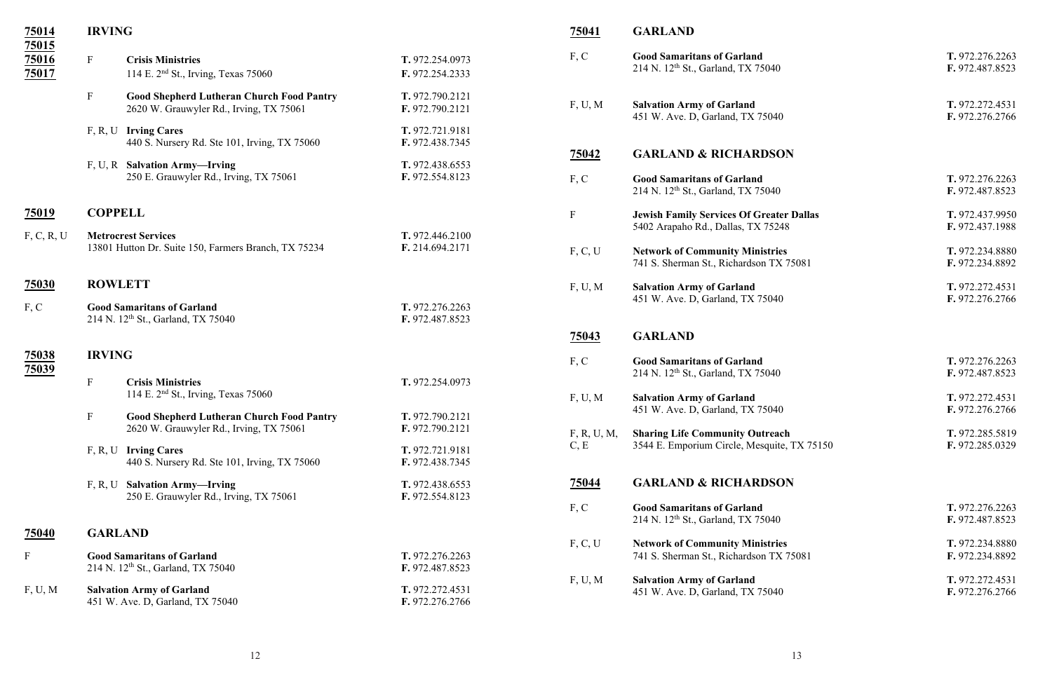## 75014 75015 75016 75017 — IRVING

| | | |
|---|---|---|
| F | **Crisis Ministries**<br>114 E. 2nd St., Irving, Texas 75060 | **T.** 972.254.0973<br>**F.** 972.254.2333 |
| F | **Good Shepherd Lutheran Church Food Pantry**<br>2620 W. Grauwyler Rd., Irving, TX 75061 | **T.** 972.790.2121<br>**F.** 972.790.2121 |
| F, R, U | **Irving Cares**<br>440 S. Nursery Rd. Ste 101, Irving, TX 75060 | **T.** 972.721.9181<br>**F.** 972.438.7345 |
| F, U, R | **Salvation Army—Irving**<br>250 E. Grauwyler Rd., Irving, TX 75061 | **T.** 972.438.6553<br>**F.** 972.554.8123 |

## 75019 — COPPELL

| | | |
|---|---|---|
| F, C, R, U | **Metrocrest Services**<br>13801 Hutton Dr. Suite 150, Farmers Branch, TX 75234 | **T.** 972.446.2100<br>**F.** 214.694.2171 |

## 75030 — ROWLETT

| | | |
|---|---|---|
| F, C | **Good Samaritans of Garland**<br>214 N. 12th St., Garland, TX 75040 | **T.** 972.276.2263<br>**F.** 972.487.8523 |

## 75038 75039 — IRVING

| | | |
|---|---|---|
| F | **Crisis Ministries**<br>114 E. 2nd St., Irving, Texas 75060 | **T.** 972.254.0973 |
| F | **Good Shepherd Lutheran Church Food Pantry**<br>2620 W. Grauwyler Rd., Irving, TX 75061 | **T.** 972.790.2121<br>**F.** 972.790.2121 |
| F, R, U | **Irving Cares**<br>440 S. Nursery Rd. Ste 101, Irving, TX 75060 | **T.** 972.721.9181<br>**F.** 972.438.7345 |
| F, R, U | **Salvation Army—Irving**<br>250 E. Grauwyler Rd., Irving, TX 75061 | **T.** 972.438.6553<br>**F.** 972.554.8123 |

## 75040 — GARLAND

| | | |
|---|---|---|
| F | **Good Samaritans of Garland**<br>214 N. 12th St., Garland, TX 75040 | **T.** 972.276.2263<br>**F.** 972.487.8523 |
| F, U, M | **Salvation Army of Garland**<br>451 W. Ave. D, Garland, TX 75040 | **T.** 972.272.4531<br>**F.** 972.276.2766 |

## 75041 — GARLAND

| | | |
|---|---|---|
| F, C | **Good Samaritans of Garland**<br>214 N. 12th St., Garland, TX 75040 | **T.** 972.276.2263<br>**F.** 972.487.8523 |
| F, U, M | **Salvation Army of Garland**<br>451 W. Ave. D, Garland, TX 75040 | **T.** 972.272.4531<br>**F.** 972.276.2766 |

## 75042 — GARLAND & RICHARDSON

| | | |
|---|---|---|
| F, C | **Good Samaritans of Garland**<br>214 N. 12th St., Garland, TX 75040 | **T.** 972.276.2263<br>**F.** 972.487.8523 |
| F | **Jewish Family Services Of Greater Dallas**<br>5402 Arapaho Rd., Dallas, TX 75248 | **T.** 972.437.9950<br>**F.** 972.437.1988 |
| F, C, U | **Network of Community Ministries**<br>741 S. Sherman St., Richardson TX 75081 | **T.** 972.234.8880<br>**F.** 972.234.8892 |
| F, U, M | **Salvation Army of Garland**<br>451 W. Ave. D, Garland, TX 75040 | **T.** 972.272.4531<br>**F.** 972.276.2766 |

## 75043 — GARLAND

| | | |
|---|---|---|
| F, C | **Good Samaritans of Garland**<br>214 N. 12th St., Garland, TX 75040 | **T.** 972.276.2263<br>**F.** 972.487.8523 |
| F, U, M | **Salvation Army of Garland**<br>451 W. Ave. D, Garland, TX 75040 | **T.** 972.272.4531<br>**F.** 972.276.2766 |
| F, R, U, M, C, E | **Sharing Life Community Outreach**<br>3544 E. Emporium Circle, Mesquite, TX 75150 | **T.** 972.285.5819<br>**F.** 972.285.0329 |

## 75044 — GARLAND & RICHARDSON

| | | |
|---|---|---|
| F, C | **Good Samaritans of Garland**<br>214 N. 12th St., Garland, TX 75040 | **T.** 972.276.2263<br>**F.** 972.487.8523 |
| F, C, U | **Network of Community Ministries**<br>741 S. Sherman St., Richardson TX 75081 | **T.** 972.234.8880<br>**F.** 972.234.8892 |
| F, U, M | **Salvation Army of Garland**<br>451 W. Ave. D, Garland, TX 75040 | **T.** 972.272.4531<br>**F.** 972.276.2766 |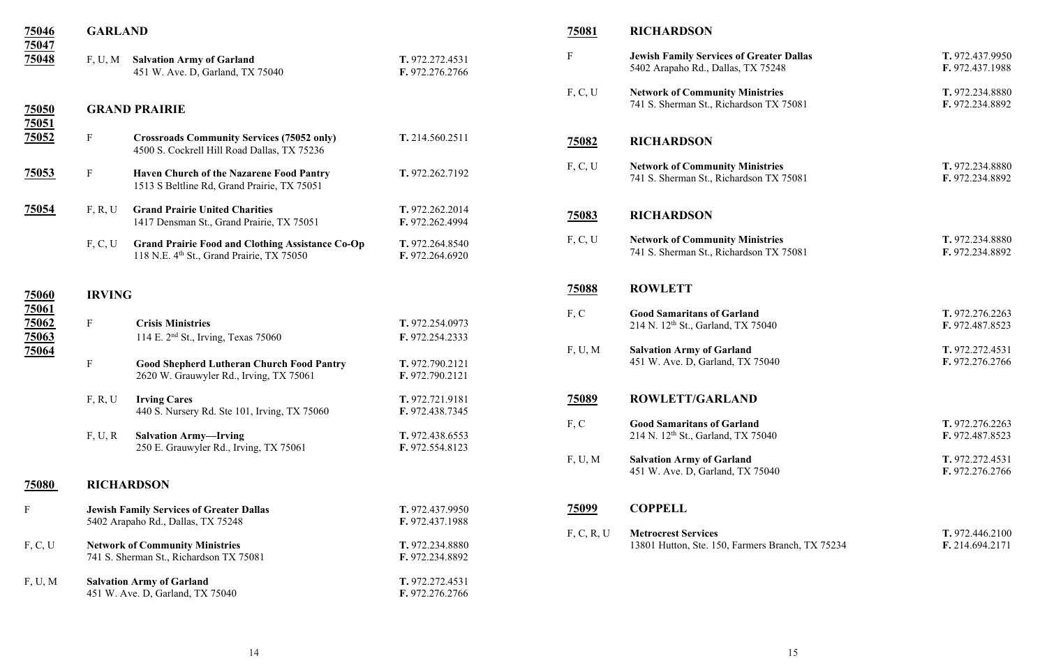## 75046 75047 75048 GARLAND

| Services | Organization | Phone/Fax |
|---|---|---|
| F, U, M | **Salvation Army of Garland**<br>451 W. Ave. D, Garland, TX 75040 | **T.** 972.272.4531<br>**F.** 972.276.2766 |

## 75050 75051 75052 GRAND PRAIRIE

| Zip | Services | Organization | Phone/Fax |
|---|---|---|---|
| 75052 | F | **Crossroads Community Services (75052 only)**<br>4500 S. Cockrell Hill Road Dallas, TX 75236 | **T.** 214.560.2511 |
| 75053 | F | **Haven Church of the Nazarene Food Pantry**<br>1513 S Beltline Rd, Grand Prairie, TX 75051 | **T.** 972.262.7192 |
| 75054 | F, R, U | **Grand Prairie United Charities**<br>1417 Densman St., Grand Prairie, TX 75051 | **T.** 972.262.2014<br>**F.** 972.262.4994 |
| | F, C, U | **Grand Prairie Food and Clothing Assistance Co-Op**<br>118 N.E. 4th St., Grand Prairie, TX 75050 | **T.** 972.264.8540<br>**F.** 972.264.6920 |

## 75060 75061 75062 75063 75064 IRVING

| Services | Organization | Phone/Fax |
|---|---|---|
| F | **Crisis Ministries**<br>114 E. 2nd St., Irving, Texas 75060 | **T.** 972.254.0973<br>**F.** 972.254.2333 |
| F | **Good Shepherd Lutheran Church Food Pantry**<br>2620 W. Grauwyler Rd., Irving, TX 75061 | **T.** 972.790.2121<br>**F.** 972.790.2121 |
| F, R, U | **Irving Cares**<br>440 S. Nursery Rd. Ste 101, Irving, TX 75060 | **T.** 972.721.9181<br>**F.** 972.438.7345 |
| F, U, R | **Salvation Army—Irving**<br>250 E. Grauwyler Rd., Irving, TX 75061 | **T.** 972.438.6553<br>**F.** 972.554.8123 |

## 75080 RICHARDSON

| Services | Organization | Phone/Fax |
|---|---|---|
| F | **Jewish Family Services of Greater Dallas**<br>5402 Arapaho Rd., Dallas, TX 75248 | **T.** 972.437.9950<br>**F.** 972.437.1988 |
| F, C, U | **Network of Community Ministries**<br>741 S. Sherman St., Richardson TX 75081 | **T.** 972.234.8880<br>**F.** 972.234.8892 |
| F, U, M | **Salvation Army of Garland**<br>451 W. Ave. D, Garland, TX 75040 | **T.** 972.272.4531<br>**F.** 972.276.2766 |

## 75081 RICHARDSON

| Services | Organization | Phone/Fax |
|---|---|---|
| F | **Jewish Family Services of Greater Dallas**<br>5402 Arapaho Rd., Dallas, TX 75248 | **T.** 972.437.9950<br>**F.** 972.437.1988 |
| F, C, U | **Network of Community Ministries**<br>741 S. Sherman St., Richardson TX 75081 | **T.** 972.234.8880<br>**F.** 972.234.8892 |

## 75082 RICHARDSON

| Services | Organization | Phone/Fax |
|---|---|---|
| F, C, U | **Network of Community Ministries**<br>741 S. Sherman St., Richardson TX 75081 | **T.** 972.234.8880<br>**F.** 972.234.8892 |

## 75083 RICHARDSON

| Services | Organization | Phone/Fax |
|---|---|---|
| F, C, U | **Network of Community Ministries**<br>741 S. Sherman St., Richardson TX 75081 | **T.** 972.234.8880<br>**F.** 972.234.8892 |

## 75088 ROWLETT

| Services | Organization | Phone/Fax |
|---|---|---|
| F, C | **Good Samaritans of Garland**<br>214 N. 12th St., Garland, TX 75040 | **T.** 972.276.2263<br>**F.** 972.487.8523 |
| F, U, M | **Salvation Army of Garland**<br>451 W. Ave. D, Garland, TX 75040 | **T.** 972.272.4531<br>**F.** 972.276.2766 |

## 75089 ROWLETT/GARLAND

| Services | Organization | Phone/Fax |
|---|---|---|
| F, C | **Good Samaritans of Garland**<br>214 N. 12th St., Garland, TX 75040 | **T.** 972.276.2263<br>**F.** 972.487.8523 |
| F, U, M | **Salvation Army of Garland**<br>451 W. Ave. D, Garland, TX 75040 | **T.** 972.272.4531<br>**F.** 972.276.2766 |

## 75099 COPPELL

| Services | Organization | Phone/Fax |
|---|---|---|
| F, C, R, U | **Metrocrest Services**<br>13801 Hutton, Ste. 150, Farmers Branch, TX 75234 | **T.** 972.446.2100<br>**F.** 214.694.2171 |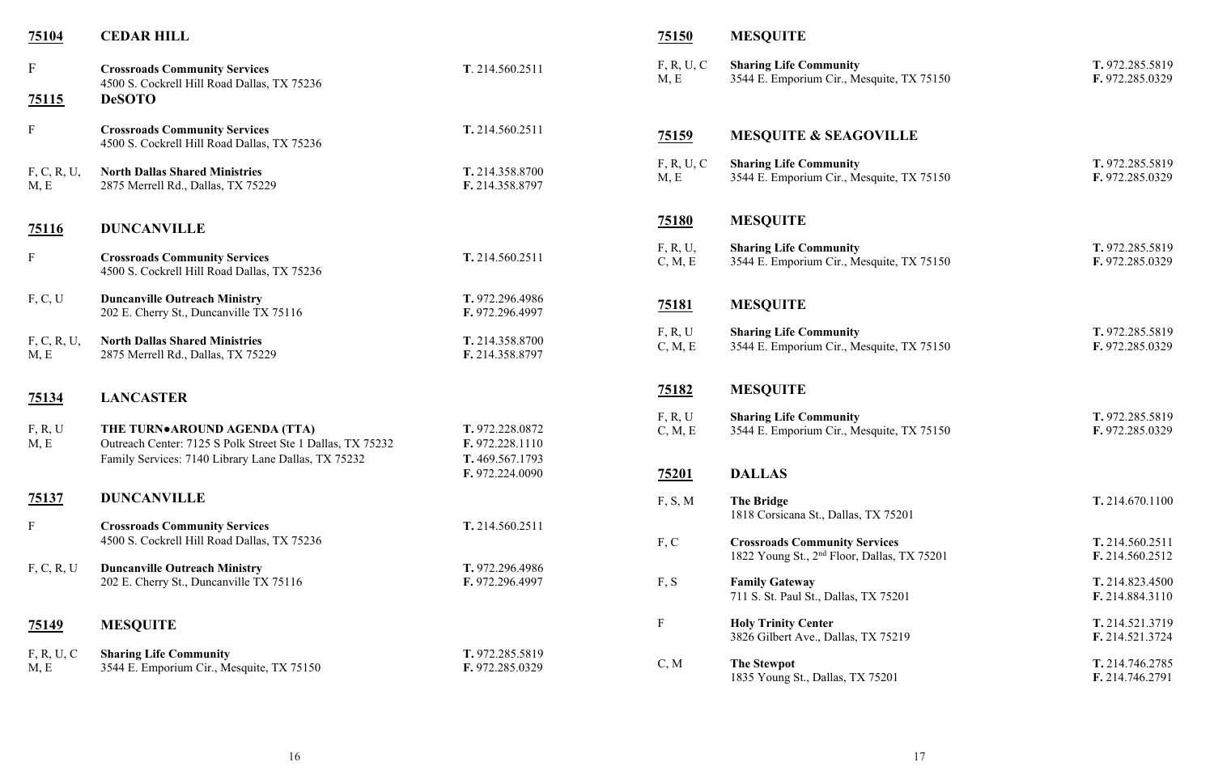**75104** **CEDAR HILL**

| | | |
|---|---|---|
| F | **Crossroads Community Services**<br>4500 S. Cockrell Hill Road Dallas, TX 75236 | **T**. 214.560.2511 |

**75115** **DeSOTO**

| | | |
|---|---|---|
| F | **Crossroads Community Services**<br>4500 S. Cockrell Hill Road Dallas, TX 75236 | **T.** 214.560.2511 |
| F, C, R, U, M, E | **North Dallas Shared Ministries**<br>2875 Merrell Rd., Dallas, TX 75229 | **T.** 214.358.8700<br>**F.** 214.358.8797 |

**75116** **DUNCANVILLE**

| | | |
|---|---|---|
| F | **Crossroads Community Services**<br>4500 S. Cockrell Hill Road Dallas, TX 75236 | **T.** 214.560.2511 |
| F, C, U | **Duncanville Outreach Ministry**<br>202 E. Cherry St., Duncanville TX 75116 | **T.** 972.296.4986<br>**F.** 972.296.4997 |
| F, C, R, U, M, E | **North Dallas Shared Ministries**<br>2875 Merrell Rd., Dallas, TX 75229 | **T.** 214.358.8700<br>**F.** 214.358.8797 |

**75134** **LANCASTER**

| | | |
|---|---|---|
| F, R, U M, E | **THE TURN●AROUND AGENDA (TTA)**<br>Outreach Center: 7125 S Polk Street Ste 1 Dallas, TX 75232<br>Family Services: 7140 Library Lane Dallas, TX 75232 | **T.** 972.228.0872<br>**F.** 972.228.1110<br>**T.** 469.567.1793<br>**F.** 972.224.0090 |

**75137** **DUNCANVILLE**

| | | |
|---|---|---|
| F | **Crossroads Community Services**<br>4500 S. Cockrell Hill Road Dallas, TX 75236 | **T.** 214.560.2511 |
| F, C, R, U | **Duncanville Outreach Ministry**<br>202 E. Cherry St., Duncanville TX 75116 | **T.** 972.296.4986<br>**F.** 972.296.4997 |

**75149** **MESQUITE**

| | | |
|---|---|---|
| F, R, U, C M, E | **Sharing Life Community**<br>3544 E. Emporium Cir., Mesquite, TX 75150 | **T.** 972.285.5819<br>**F.** 972.285.0329 |

**75150** **MESQUITE**

| | | |
|---|---|---|
| F, R, U, C M, E | **Sharing Life Community**<br>3544 E. Emporium Cir., Mesquite, TX 75150 | **T.** 972.285.5819<br>**F.** 972.285.0329 |

**75159** **MESQUITE & SEAGOVILLE**

| | | |
|---|---|---|
| F, R, U, C M, E | **Sharing Life Community**<br>3544 E. Emporium Cir., Mesquite, TX 75150 | **T.** 972.285.5819<br>**F.** 972.285.0329 |

**75180** **MESQUITE**

| | | |
|---|---|---|
| F, R, U, C, M, E | **Sharing Life Community**<br>3544 E. Emporium Cir., Mesquite, TX 75150 | **T.** 972.285.5819<br>**F.** 972.285.0329 |

**75181** **MESQUITE**

| | | |
|---|---|---|
| F, R, U C, M, E | **Sharing Life Community**<br>3544 E. Emporium Cir., Mesquite, TX 75150 | **T.** 972.285.5819<br>**F.** 972.285.0329 |

**75182** **MESQUITE**

| | | |
|---|---|---|
| F, R, U C, M, E | **Sharing Life Community**<br>3544 E. Emporium Cir., Mesquite, TX 75150 | **T.** 972.285.5819<br>**F.** 972.285.0329 |

**75201** **DALLAS**

| | | |
|---|---|---|
| F, S, M | **The Bridge**<br>1818 Corsicana St., Dallas, TX 75201 | **T.** 214.670.1100 |
| F, C | **Crossroads Community Services**<br>1822 Young St., 2nd Floor, Dallas, TX 75201 | **T.** 214.560.2511<br>**F.** 214.560.2512 |
| F, S | **Family Gateway**<br>711 S. St. Paul St., Dallas, TX 75201 | **T.** 214.823.4500<br>**F.** 214.884.3110 |
| F | **Holy Trinity Center**<br>3826 Gilbert Ave., Dallas, TX 75219 | **T.** 214.521.3719<br>**F.** 214.521.3724 |
| C, M | **The Stewpot**<br>1835 Young St., Dallas, TX 75201 | **T.** 214.746.2785<br>**F.** 214.746.2791 |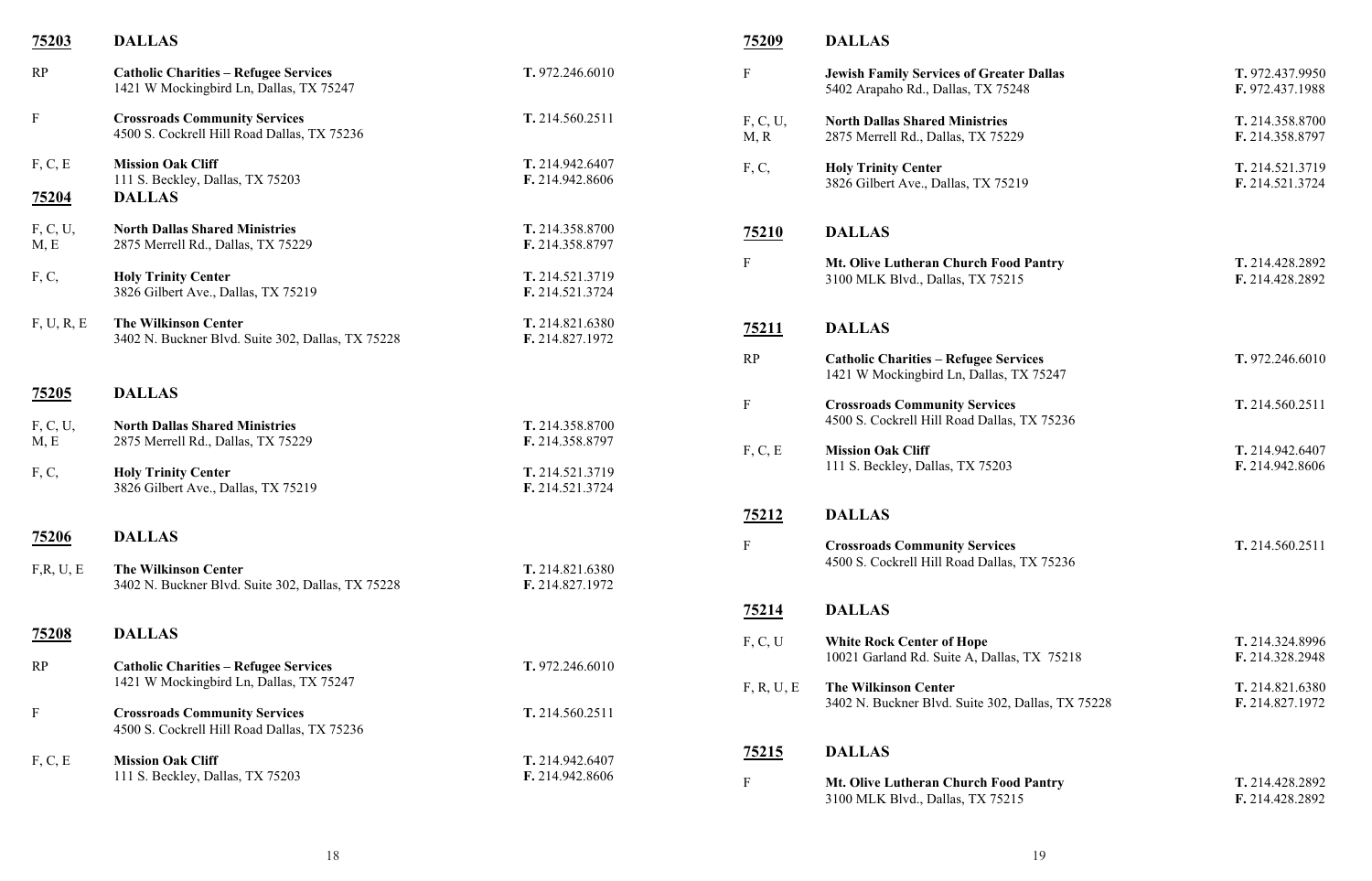## 75203 DALLAS

| | | |
|---|---|---|
| RP | **Catholic Charities – Refugee Services**<br>1421 W Mockingbird Ln, Dallas, TX 75247 | **T.** 972.246.6010 |
| F | **Crossroads Community Services**<br>4500 S. Cockrell Hill Road Dallas, TX 75236 | **T.** 214.560.2511 |
| F, C, E | **Mission Oak Cliff**<br>111 S. Beckley, Dallas, TX 75203 | **T.** 214.942.6407<br>**F.** 214.942.8606 |

## 75204 DALLAS

| | | |
|---|---|---|
| F, C, U, M, E | **North Dallas Shared Ministries**<br>2875 Merrell Rd., Dallas, TX 75229 | **T.** 214.358.8700<br>**F.** 214.358.8797 |
| F, C, | **Holy Trinity Center**<br>3826 Gilbert Ave., Dallas, TX 75219 | **T.** 214.521.3719<br>**F.** 214.521.3724 |
| F, U, R, E | **The Wilkinson Center**<br>3402 N. Buckner Blvd. Suite 302, Dallas, TX 75228 | **T.** 214.821.6380<br>**F.** 214.827.1972 |

## 75205 DALLAS

| | | |
|---|---|---|
| F, C, U, M, E | **North Dallas Shared Ministries**<br>2875 Merrell Rd., Dallas, TX 75229 | **T.** 214.358.8700<br>**F.** 214.358.8797 |
| F, C, | **Holy Trinity Center**<br>3826 Gilbert Ave., Dallas, TX 75219 | **T.** 214.521.3719<br>**F.** 214.521.3724 |

## 75206 DALLAS

| | | |
|---|---|---|
| F,R, U, E | **The Wilkinson Center**<br>3402 N. Buckner Blvd. Suite 302, Dallas, TX 75228 | **T.** 214.821.6380<br>**F.** 214.827.1972 |

## 75208 DALLAS

| | | |
|---|---|---|
| RP | **Catholic Charities – Refugee Services**<br>1421 W Mockingbird Ln, Dallas, TX 75247 | **T.** 972.246.6010 |
| F | **Crossroads Community Services**<br>4500 S. Cockrell Hill Road Dallas, TX 75236 | **T.** 214.560.2511 |
| F, C, E | **Mission Oak Cliff**<br>111 S. Beckley, Dallas, TX 75203 | **T.** 214.942.6407<br>**F.** 214.942.8606 |

## 75209 DALLAS

| | | |
|---|---|---|
| F | **Jewish Family Services of Greater Dallas**<br>5402 Arapaho Rd., Dallas, TX 75248 | **T.** 972.437.9950<br>**F.** 972.437.1988 |
| F, C, U, M, R | **North Dallas Shared Ministries**<br>2875 Merrell Rd., Dallas, TX 75229 | **T.** 214.358.8700<br>**F.** 214.358.8797 |
| F, C, | **Holy Trinity Center**<br>3826 Gilbert Ave., Dallas, TX 75219 | **T.** 214.521.3719<br>**F.** 214.521.3724 |

## 75210 DALLAS

| | | |
|---|---|---|
| F | **Mt. Olive Lutheran Church Food Pantry**<br>3100 MLK Blvd., Dallas, TX 75215 | **T.** 214.428.2892<br>**F.** 214.428.2892 |

## 75211 DALLAS

| | | |
|---|---|---|
| RP | **Catholic Charities – Refugee Services**<br>1421 W Mockingbird Ln, Dallas, TX 75247 | **T.** 972.246.6010 |
| F | **Crossroads Community Services**<br>4500 S. Cockrell Hill Road Dallas, TX 75236 | **T.** 214.560.2511 |
| F, C, E | **Mission Oak Cliff**<br>111 S. Beckley, Dallas, TX 75203 | **T.** 214.942.6407<br>**F.** 214.942.8606 |

## 75212 DALLAS

| | | |
|---|---|---|
| F | **Crossroads Community Services**<br>4500 S. Cockrell Hill Road Dallas, TX 75236 | **T.** 214.560.2511 |

## 75214 DALLAS

| | | |
|---|---|---|
| F, C, U | **White Rock Center of Hope**<br>10021 Garland Rd. Suite A, Dallas, TX 75218 | **T.** 214.324.8996<br>**F.** 214.328.2948 |
| F, R, U, E | **The Wilkinson Center**<br>3402 N. Buckner Blvd. Suite 302, Dallas, TX 75228 | **T.** 214.821.6380<br>**F.** 214.827.1972 |

## 75215 DALLAS

| | | |
|---|---|---|
| F | **Mt. Olive Lutheran Church Food Pantry**<br>3100 MLK Blvd., Dallas, TX 75215 | **T.** 214.428.2892<br>**F.** 214.428.2892 |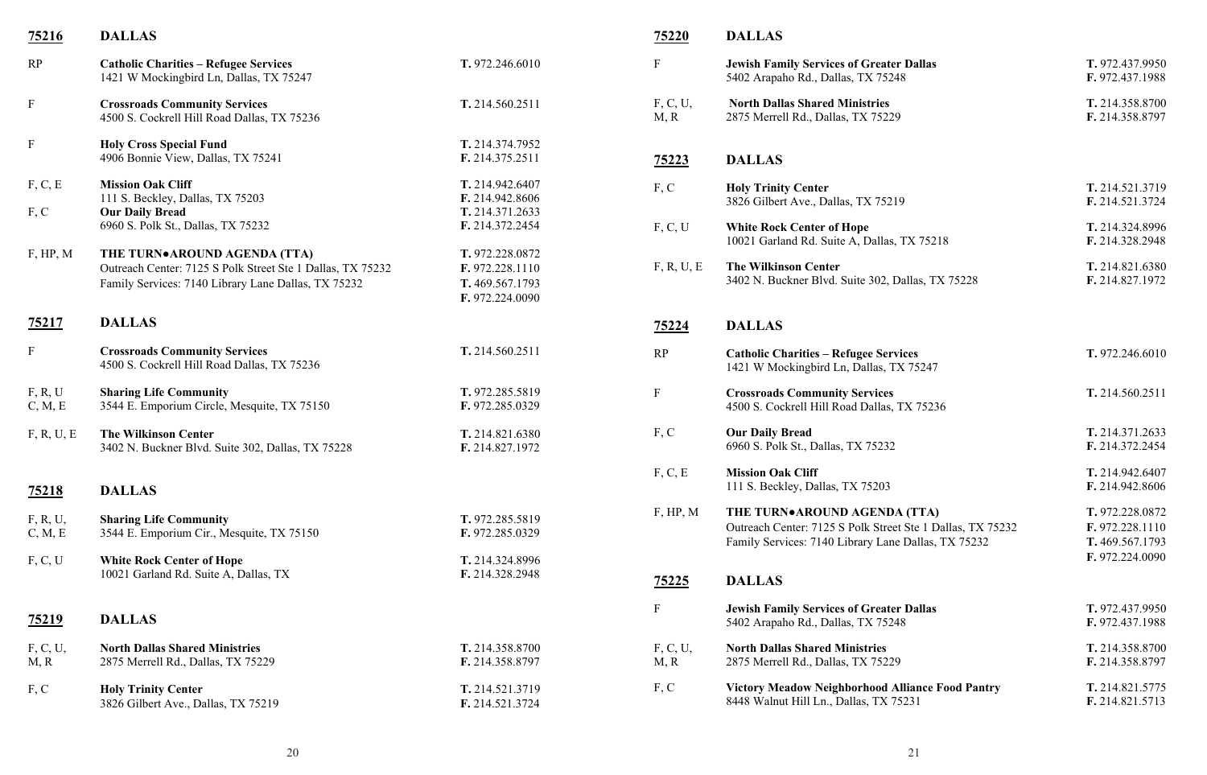## 75216 DALLAS

| | | |
|---|---|---|
| RP | **Catholic Charities – Refugee Services**<br>1421 W Mockingbird Ln, Dallas, TX 75247 | **T.** 972.246.6010 |
| F | **Crossroads Community Services**<br>4500 S. Cockrell Hill Road Dallas, TX 75236 | **T.** 214.560.2511 |
| F | **Holy Cross Special Fund**<br>4906 Bonnie View, Dallas, TX 75241 | **T.** 214.374.7952<br>**F.** 214.375.2511 |
| F, C, E | **Mission Oak Cliff**<br>111 S. Beckley, Dallas, TX 75203 | **T.** 214.942.6407<br>**F.** 214.942.8606 |
| F, C | **Our Daily Bread**<br>6960 S. Polk St., Dallas, TX 75232 | **T.** 214.371.2633<br>**F.** 214.372.2454 |
| F, HP, M | **THE TURN●AROUND AGENDA (TTA)**<br>Outreach Center: 7125 S Polk Street Ste 1 Dallas, TX 75232<br>Family Services: 7140 Library Lane Dallas, TX 75232 | **T.** 972.228.0872<br>**F.** 972.228.1110<br>**T.** 469.567.1793<br>**F.** 972.224.0090 |

## 75217 DALLAS

| | | |
|---|---|---|
| F | **Crossroads Community Services**<br>4500 S. Cockrell Hill Road Dallas, TX 75236 | **T.** 214.560.2511 |
| F, R, U<br>C, M, E | **Sharing Life Community**<br>3544 E. Emporium Circle, Mesquite, TX 75150 | **T.** 972.285.5819<br>**F.** 972.285.0329 |
| F, R, U, E | **The Wilkinson Center**<br>3402 N. Buckner Blvd. Suite 302, Dallas, TX 75228 | **T.** 214.821.6380<br>**F.** 214.827.1972 |

## 75218 DALLAS

| | | |
|---|---|---|
| F, R, U,<br>C, M, E | **Sharing Life Community**<br>3544 E. Emporium Cir., Mesquite, TX 75150 | **T.** 972.285.5819<br>**F.** 972.285.0329 |
| F, C, U | **White Rock Center of Hope**<br>10021 Garland Rd. Suite A, Dallas, TX | **T.** 214.324.8996<br>**F.** 214.328.2948 |

## 75219 DALLAS

| | | |
|---|---|---|
| F, C, U,<br>M, R | **North Dallas Shared Ministries**<br>2875 Merrell Rd., Dallas, TX 75229 | **T.** 214.358.8700<br>**F.** 214.358.8797 |
| F, C | **Holy Trinity Center**<br>3826 Gilbert Ave., Dallas, TX 75219 | **T.** 214.521.3719<br>**F.** 214.521.3724 |

## 75220 DALLAS

| | | |
|---|---|---|
| F | **Jewish Family Services of Greater Dallas**<br>5402 Arapaho Rd., Dallas, TX 75248 | **T.** 972.437.9950<br>**F.** 972.437.1988 |
| F, C, U,<br>M, R | **North Dallas Shared Ministries**<br>2875 Merrell Rd., Dallas, TX 75229 | **T.** 214.358.8700<br>**F.** 214.358.8797 |

## 75223 DALLAS

| | | |
|---|---|---|
| F, C | **Holy Trinity Center**<br>3826 Gilbert Ave., Dallas, TX 75219 | **T.** 214.521.3719<br>**F.** 214.521.3724 |
| F, C, U | **White Rock Center of Hope**<br>10021 Garland Rd. Suite A, Dallas, TX 75218 | **T.** 214.324.8996<br>**F.** 214.328.2948 |
| F, R, U, E | **The Wilkinson Center**<br>3402 N. Buckner Blvd. Suite 302, Dallas, TX 75228 | **T.** 214.821.6380<br>**F.** 214.827.1972 |

## 75224 DALLAS

| | | |
|---|---|---|
| RP | **Catholic Charities – Refugee Services**<br>1421 W Mockingbird Ln, Dallas, TX 75247 | **T.** 972.246.6010 |
| F | **Crossroads Community Services**<br>4500 S. Cockrell Hill Road Dallas, TX 75236 | **T.** 214.560.2511 |
| F, C | **Our Daily Bread**<br>6960 S. Polk St., Dallas, TX 75232 | **T.** 214.371.2633<br>**F.** 214.372.2454 |
| F, C, E | **Mission Oak Cliff**<br>111 S. Beckley, Dallas, TX 75203 | **T.** 214.942.6407<br>**F.** 214.942.8606 |
| F, HP, M | **THE TURN●AROUND AGENDA (TTA)**<br>Outreach Center: 7125 S Polk Street Ste 1 Dallas, TX 75232<br>Family Services: 7140 Library Lane Dallas, TX 75232 | **T.** 972.228.0872<br>**F.** 972.228.1110<br>**T.** 469.567.1793<br>**F.** 972.224.0090 |

## 75225 DALLAS

| | | |
|---|---|---|
| F | **Jewish Family Services of Greater Dallas**<br>5402 Arapaho Rd., Dallas, TX 75248 | **T.** 972.437.9950<br>**F.** 972.437.1988 |
| F, C, U,<br>M, R | **North Dallas Shared Ministries**<br>2875 Merrell Rd., Dallas, TX 75229 | **T.** 214.358.8700<br>**F.** 214.358.8797 |
| F, C | **Victory Meadow Neighborhood Alliance Food Pantry**<br>8448 Walnut Hill Ln., Dallas, TX 75231 | **T.** 214.821.5775<br>**F.** 214.821.5713 |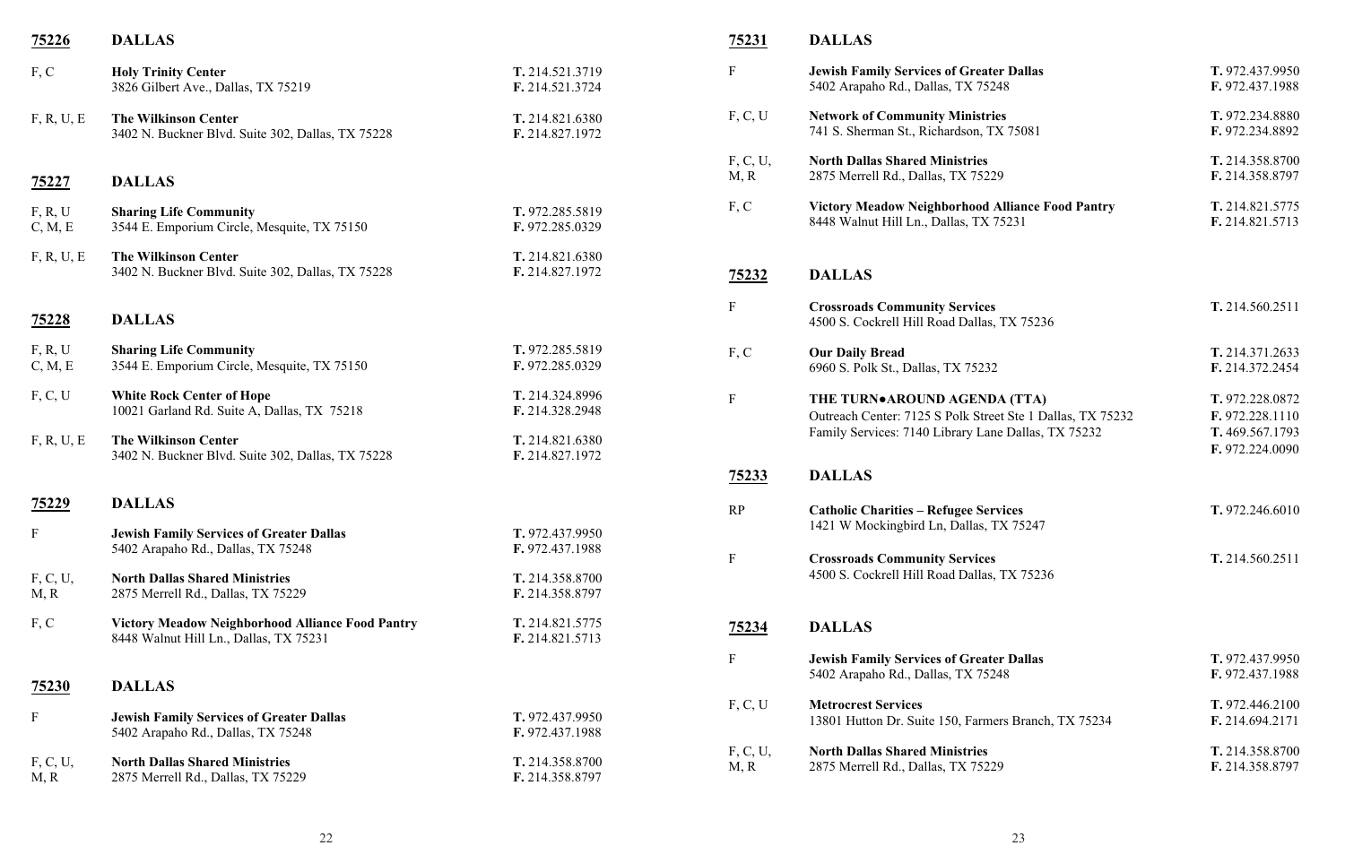## 75226 DALLAS

| Services | Organization | Phone/Fax |
|---|---|---|
| F, C | **Holy Trinity Center**<br>3826 Gilbert Ave., Dallas, TX 75219 | **T.** 214.521.3719<br>**F.** 214.521.3724 |
| F, R, U, E | **The Wilkinson Center**<br>3402 N. Buckner Blvd. Suite 302, Dallas, TX 75228 | **T.** 214.821.6380<br>**F.** 214.827.1972 |

## 75227 DALLAS

| Services | Organization | Phone/Fax |
|---|---|---|
| F, R, U<br>C, M, E | **Sharing Life Community**<br>3544 E. Emporium Circle, Mesquite, TX 75150 | **T.** 972.285.5819<br>**F.** 972.285.0329 |
| F, R, U, E | **The Wilkinson Center**<br>3402 N. Buckner Blvd. Suite 302, Dallas, TX 75228 | **T.** 214.821.6380<br>**F.** 214.827.1972 |

## 75228 DALLAS

| Services | Organization | Phone/Fax |
|---|---|---|
| F, R, U<br>C, M, E | **Sharing Life Community**<br>3544 E. Emporium Circle, Mesquite, TX 75150 | **T.** 972.285.5819<br>**F.** 972.285.0329 |
| F, C, U | **White Rock Center of Hope**<br>10021 Garland Rd. Suite A, Dallas, TX 75218 | **T.** 214.324.8996<br>**F.** 214.328.2948 |
| F, R, U, E | **The Wilkinson Center**<br>3402 N. Buckner Blvd. Suite 302, Dallas, TX 75228 | **T.** 214.821.6380<br>**F.** 214.827.1972 |

## 75229 DALLAS

| Services | Organization | Phone/Fax |
|---|---|---|
| F | **Jewish Family Services of Greater Dallas**<br>5402 Arapaho Rd., Dallas, TX 75248 | **T.** 972.437.9950<br>**F.** 972.437.1988 |
| F, C, U,<br>M, R | **North Dallas Shared Ministries**<br>2875 Merrell Rd., Dallas, TX 75229 | **T.** 214.358.8700<br>**F.** 214.358.8797 |
| F, C | **Victory Meadow Neighborhood Alliance Food Pantry**<br>8448 Walnut Hill Ln., Dallas, TX 75231 | **T.** 214.821.5775<br>**F.** 214.821.5713 |

## 75230 DALLAS

| Services | Organization | Phone/Fax |
|---|---|---|
| F | **Jewish Family Services of Greater Dallas**<br>5402 Arapaho Rd., Dallas, TX 75248 | **T.** 972.437.9950<br>**F.** 972.437.1988 |
| F, C, U,<br>M, R | **North Dallas Shared Ministries**<br>2875 Merrell Rd., Dallas, TX 75229 | **T.** 214.358.8700<br>**F.** 214.358.8797 |

## 75231 DALLAS

| Services | Organization | Phone/Fax |
|---|---|---|
| F | **Jewish Family Services of Greater Dallas**<br>5402 Arapaho Rd., Dallas, TX 75248 | **T.** 972.437.9950<br>**F.** 972.437.1988 |
| F, C, U | **Network of Community Ministries**<br>741 S. Sherman St., Richardson, TX 75081 | **T.** 972.234.8880<br>**F.** 972.234.8892 |
| F, C, U,<br>M, R | **North Dallas Shared Ministries**<br>2875 Merrell Rd., Dallas, TX 75229 | **T.** 214.358.8700<br>**F.** 214.358.8797 |
| F, C | **Victory Meadow Neighborhood Alliance Food Pantry**<br>8448 Walnut Hill Ln., Dallas, TX 75231 | **T.** 214.821.5775<br>**F.** 214.821.5713 |

## 75232 DALLAS

| Services | Organization | Phone/Fax |
|---|---|---|
| F | **Crossroads Community Services**<br>4500 S. Cockrell Hill Road Dallas, TX 75236 | **T.** 214.560.2511 |
| F, C | **Our Daily Bread**<br>6960 S. Polk St., Dallas, TX 75232 | **T.** 214.371.2633<br>**F.** 214.372.2454 |
| F | **THE TURN●AROUND AGENDA (TTA)**<br>Outreach Center: 7125 S Polk Street Ste 1 Dallas, TX 75232<br>Family Services: 7140 Library Lane Dallas, TX 75232 | **T.** 972.228.0872<br>**F.** 972.228.1110<br>**T.** 469.567.1793<br>**F.** 972.224.0090 |

## 75233 DALLAS

| Services | Organization | Phone/Fax |
|---|---|---|
| RP | **Catholic Charities – Refugee Services**<br>1421 W Mockingbird Ln, Dallas, TX 75247 | **T.** 972.246.6010 |
| F | **Crossroads Community Services**<br>4500 S. Cockrell Hill Road Dallas, TX 75236 | **T.** 214.560.2511 |

## 75234 DALLAS

| Services | Organization | Phone/Fax |
|---|---|---|
| F | **Jewish Family Services of Greater Dallas**<br>5402 Arapaho Rd., Dallas, TX 75248 | **T.** 972.437.9950<br>**F.** 972.437.1988 |
| F, C, U | **Metrocrest Services**<br>13801 Hutton Dr. Suite 150, Farmers Branch, TX 75234 | **T.** 972.446.2100<br>**F.** 214.694.2171 |
| F, C, U,<br>M, R | **North Dallas Shared Ministries**<br>2875 Merrell Rd., Dallas, TX 75229 | **T.** 214.358.8700<br>**F.** 214.358.8797 |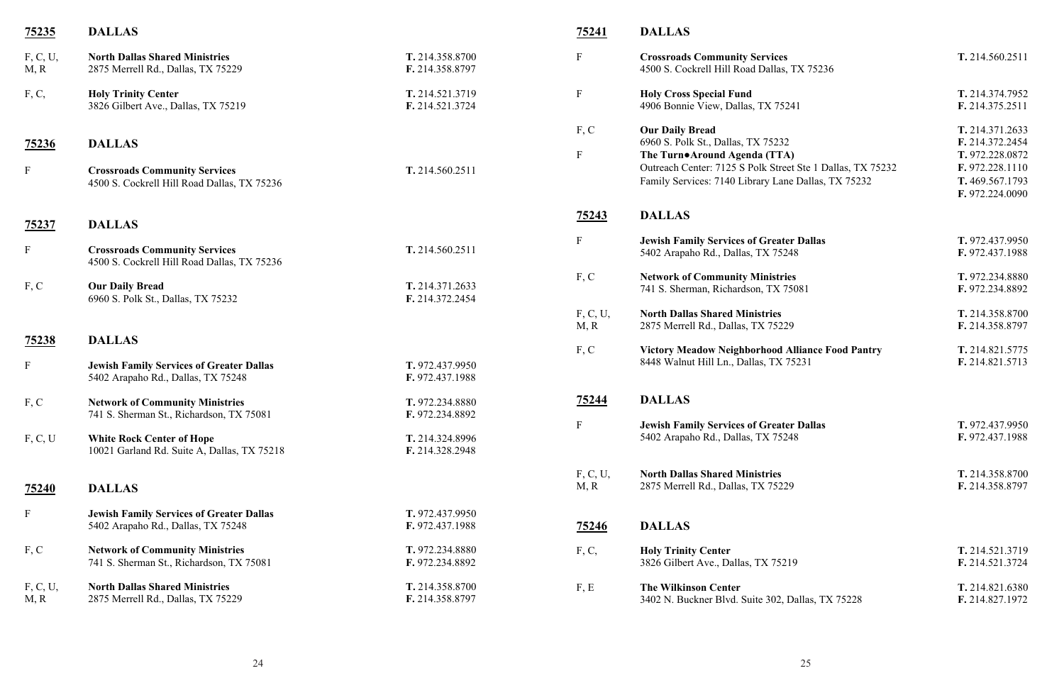## 75235 DALLAS

| Services | Organization | Contact |
|---|---|---|
| F, C, U, M, R | **North Dallas Shared Ministries**<br>2875 Merrell Rd., Dallas, TX 75229 | **T.** 214.358.8700<br>**F.** 214.358.8797 |
| F, C, | **Holy Trinity Center**<br>3826 Gilbert Ave., Dallas, TX 75219 | **T.** 214.521.3719<br>**F.** 214.521.3724 |

## 75236 DALLAS

| Services | Organization | Contact |
|---|---|---|
| F | **Crossroads Community Services**<br>4500 S. Cockrell Hill Road Dallas, TX 75236 | **T.** 214.560.2511 |

## 75237 DALLAS

| Services | Organization | Contact |
|---|---|---|
| F | **Crossroads Community Services**<br>4500 S. Cockrell Hill Road Dallas, TX 75236 | **T.** 214.560.2511 |
| F, C | **Our Daily Bread**<br>6960 S. Polk St., Dallas, TX 75232 | **T.** 214.371.2633<br>**F.** 214.372.2454 |

## 75238 DALLAS

| Services | Organization | Contact |
|---|---|---|
| F | **Jewish Family Services of Greater Dallas**<br>5402 Arapaho Rd., Dallas, TX 75248 | **T.** 972.437.9950<br>**F.** 972.437.1988 |
| F, C | **Network of Community Ministries**<br>741 S. Sherman St., Richardson, TX 75081 | **T.** 972.234.8880<br>**F.** 972.234.8892 |
| F, C, U | **White Rock Center of Hope**<br>10021 Garland Rd. Suite A, Dallas, TX 75218 | **T.** 214.324.8996<br>**F.** 214.328.2948 |

## 75240 DALLAS

| Services | Organization | Contact |
|---|---|---|
| F | **Jewish Family Services of Greater Dallas**<br>5402 Arapaho Rd., Dallas, TX 75248 | **T.** 972.437.9950<br>**F.** 972.437.1988 |
| F, C | **Network of Community Ministries**<br>741 S. Sherman St., Richardson, TX 75081 | **T.** 972.234.8880<br>**F.** 972.234.8892 |
| F, C, U, M, R | **North Dallas Shared Ministries**<br>2875 Merrell Rd., Dallas, TX 75229 | **T.** 214.358.8700<br>**F.** 214.358.8797 |

## 75241 DALLAS

| Services | Organization | Contact |
|---|---|---|
| F | **Crossroads Community Services**<br>4500 S. Cockrell Hill Road Dallas, TX 75236 | **T.** 214.560.2511 |
| F | **Holy Cross Special Fund**<br>4906 Bonnie View, Dallas, TX 75241 | **T.** 214.374.7952<br>**F.** 214.375.2511 |
| F, C | **Our Daily Bread**<br>6960 S. Polk St., Dallas, TX 75232 | **T.** 214.371.2633<br>**F.** 214.372.2454 |
| F | **The Turn●Around Agenda (TTA)**<br>Outreach Center: 7125 S Polk Street Ste 1 Dallas, TX 75232<br>Family Services: 7140 Library Lane Dallas, TX 75232 | **T.** 972.228.0872<br>**F.** 972.228.1110<br>**T.** 469.567.1793<br>**F.** 972.224.0090 |

## 75243 DALLAS

| Services | Organization | Contact |
|---|---|---|
| F | **Jewish Family Services of Greater Dallas**<br>5402 Arapaho Rd., Dallas, TX 75248 | **T.** 972.437.9950<br>**F.** 972.437.1988 |
| F, C | **Network of Community Ministries**<br>741 S. Sherman, Richardson, TX 75081 | **T.** 972.234.8880<br>**F.** 972.234.8892 |
| F, C, U, M, R | **North Dallas Shared Ministries**<br>2875 Merrell Rd., Dallas, TX 75229 | **T.** 214.358.8700<br>**F.** 214.358.8797 |
| F, C | **Victory Meadow Neighborhood Alliance Food Pantry**<br>8448 Walnut Hill Ln., Dallas, TX 75231 | **T.** 214.821.5775<br>**F.** 214.821.5713 |

## 75244 DALLAS

| Services | Organization | Contact |
|---|---|---|
| F | **Jewish Family Services of Greater Dallas**<br>5402 Arapaho Rd., Dallas, TX 75248 | **T.** 972.437.9950<br>**F.** 972.437.1988 |
| F, C, U, M, R | **North Dallas Shared Ministries**<br>2875 Merrell Rd., Dallas, TX 75229 | **T.** 214.358.8700<br>**F.** 214.358.8797 |

## 75246 DALLAS

| Services | Organization | Contact |
|---|---|---|
| F, C, | **Holy Trinity Center**<br>3826 Gilbert Ave., Dallas, TX 75219 | **T.** 214.521.3719<br>**F.** 214.521.3724 |
| F, E | **The Wilkinson Center**<br>3402 N. Buckner Blvd. Suite 302, Dallas, TX 75228 | **T.** 214.821.6380<br>**F.** 214.827.1972 |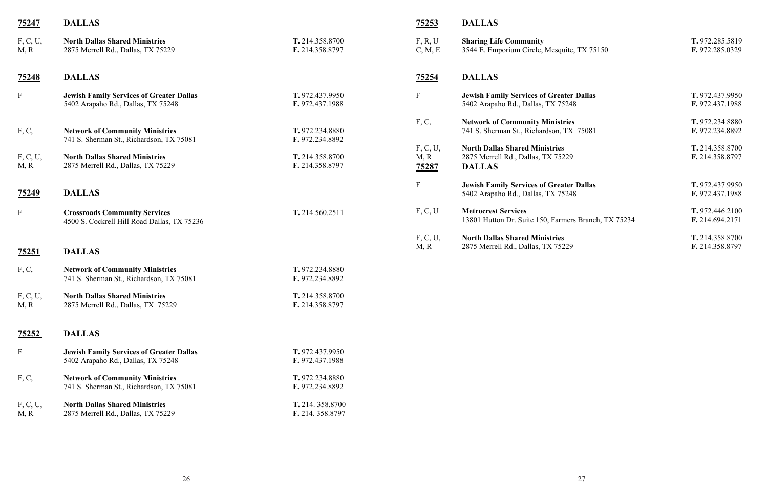## 75247 DALLAS

| Services | Organization | Phone/Fax |
|---|---|---|
| F, C, U, M, R | **North Dallas Shared Ministries**<br>2875 Merrell Rd., Dallas, TX 75229 | **T.** 214.358.8700<br>**F.** 214.358.8797 |

## 75248 DALLAS

| Services | Organization | Phone/Fax |
|---|---|---|
| F | **Jewish Family Services of Greater Dallas**<br>5402 Arapaho Rd., Dallas, TX 75248 | **T.** 972.437.9950<br>**F.** 972.437.1988 |
| F, C, | **Network of Community Ministries**<br>741 S. Sherman St., Richardson, TX 75081 | **T.** 972.234.8880<br>**F.** 972.234.8892 |
| F, C, U, M, R | **North Dallas Shared Ministries**<br>2875 Merrell Rd., Dallas, TX 75229 | **T.** 214.358.8700<br>**F.** 214.358.8797 |

## 75249 DALLAS

| Services | Organization | Phone/Fax |
|---|---|---|
| F | **Crossroads Community Services**<br>4500 S. Cockrell Hill Road Dallas, TX 75236 | **T.** 214.560.2511 |

## 75251 DALLAS

| Services | Organization | Phone/Fax |
|---|---|---|
| F, C, | **Network of Community Ministries**<br>741 S. Sherman St., Richardson, TX 75081 | **T.** 972.234.8880<br>**F.** 972.234.8892 |
| F, C, U, M, R | **North Dallas Shared Ministries**<br>2875 Merrell Rd., Dallas, TX 75229 | **T.** 214.358.8700<br>**F.** 214.358.8797 |

## 75252 DALLAS

| Services | Organization | Phone/Fax |
|---|---|---|
| F | **Jewish Family Services of Greater Dallas**<br>5402 Arapaho Rd., Dallas, TX 75248 | **T.** 972.437.9950<br>**F.** 972.437.1988 |
| F, C, | **Network of Community Ministries**<br>741 S. Sherman St., Richardson, TX 75081 | **T.** 972.234.8880<br>**F.** 972.234.8892 |
| F, C, U, M, R | **North Dallas Shared Ministries**<br>2875 Merrell Rd., Dallas, TX 75229 | **T.** 214. 358.8700<br>**F.** 214. 358.8797 |

## 75253 DALLAS

| Services | Organization | Phone/Fax |
|---|---|---|
| F, R, U C, M, E | **Sharing Life Community**<br>3544 E. Emporium Circle, Mesquite, TX 75150 | **T.** 972.285.5819<br>**F.** 972.285.0329 |

## 75254 DALLAS

| Services | Organization | Phone/Fax |
|---|---|---|
| F | **Jewish Family Services of Greater Dallas**<br>5402 Arapaho Rd., Dallas, TX 75248 | **T.** 972.437.9950<br>**F.** 972.437.1988 |
| F, C, | **Network of Community Ministries**<br>741 S. Sherman St., Richardson, TX 75081 | **T.** 972.234.8880<br>**F.** 972.234.8892 |
| F, C, U, M, R | **North Dallas Shared Ministries**<br>2875 Merrell Rd., Dallas, TX 75229 | **T.** 214.358.8700<br>**F.** 214.358.8797 |

## 75287 DALLAS

| Services | Organization | Phone/Fax |
|---|---|---|
| F | **Jewish Family Services of Greater Dallas**<br>5402 Arapaho Rd., Dallas, TX 75248 | **T.** 972.437.9950<br>**F.** 972.437.1988 |
| F, C, U | **Metrocrest Services**<br>13801 Hutton Dr. Suite 150, Farmers Branch, TX 75234 | **T.** 972.446.2100<br>**F.** 214.694.2171 |
| F, C, U, M, R | **North Dallas Shared Ministries**<br>2875 Merrell Rd., Dallas, TX 75229 | **T.** 214.358.8700<br>**F.** 214.358.8797 |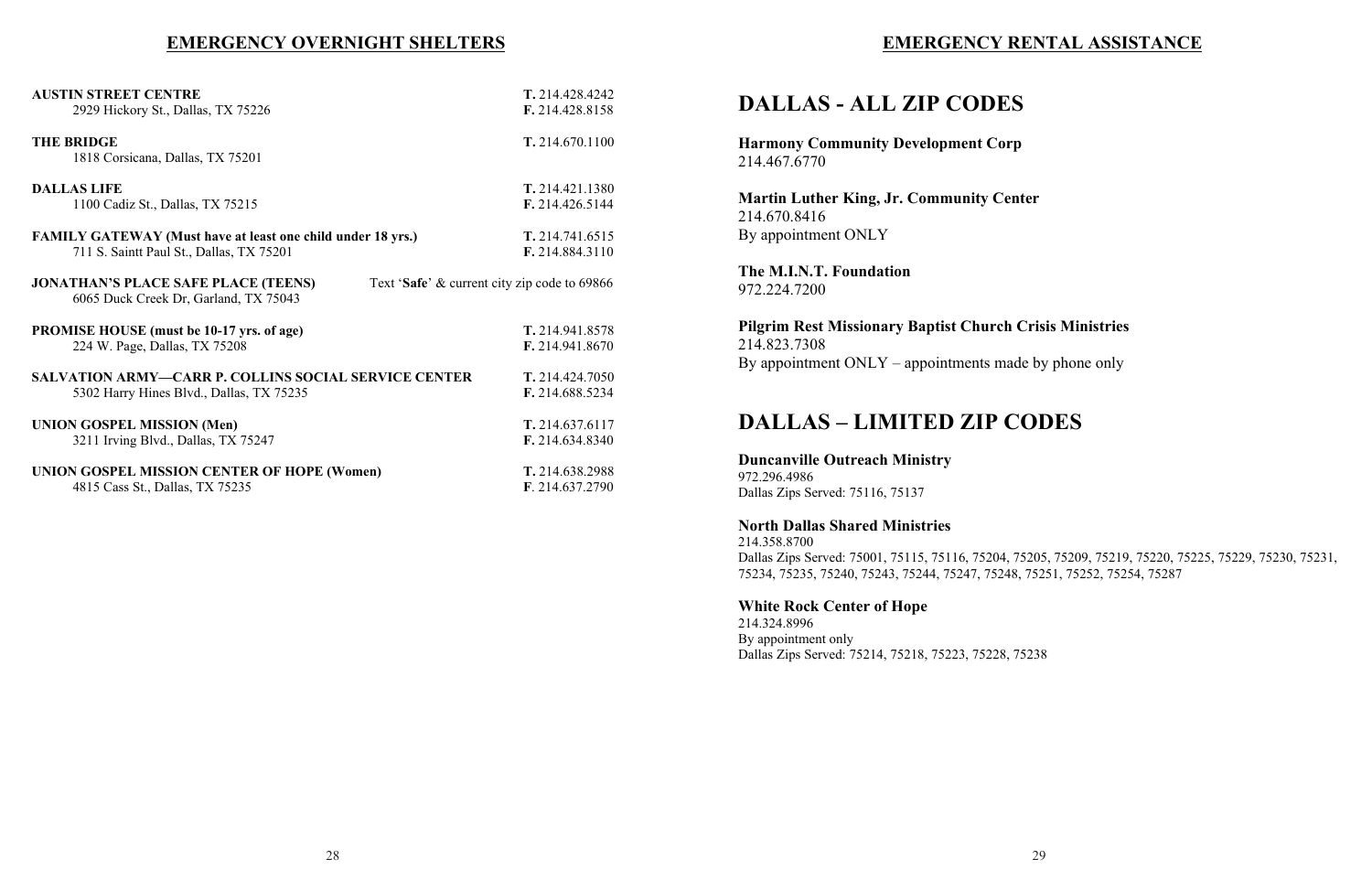## EMERGENCY OVERNIGHT SHELTERS

**AUSTIN STREET CENTRE**
2929 Hickory St., Dallas, TX 75226
**T.** 214.428.4242
**F.** 214.428.8158

**THE BRIDGE**
1818 Corsicana, Dallas, TX 75201
**T.** 214.670.1100

**DALLAS LIFE**
1100 Cadiz St., Dallas, TX 75215
**T.** 214.421.1380
**F.** 214.426.5144

**FAMILY GATEWAY (Must have at least one child under 18 yrs.)**
711 S. Saintt Paul St., Dallas, TX 75201
**T.** 214.741.6515
**F.** 214.884.3110

**JONATHAN'S PLACE SAFE PLACE (TEENS)**
6065 Duck Creek Dr, Garland, TX 75043
Text '**Safe**' & current city zip code to 69866

**PROMISE HOUSE (must be 10-17 yrs. of age)**
224 W. Page, Dallas, TX 75208
**T.** 214.941.8578
**F.** 214.941.8670

**SALVATION ARMY—CARR P. COLLINS SOCIAL SERVICE CENTER**
5302 Harry Hines Blvd., Dallas, TX 75235
**T.** 214.424.7050
**F.** 214.688.5234

**UNION GOSPEL MISSION (Men)**
3211 Irving Blvd., Dallas, TX 75247
**T.** 214.637.6117
**F.** 214.634.8340

**UNION GOSPEL MISSION CENTER OF HOPE (Women)**
4815 Cass St., Dallas, TX 75235
**T.** 214.638.2988
**F**. 214.637.2790

## EMERGENCY RENTAL ASSISTANCE

# DALLAS - ALL ZIP CODES

**Harmony Community Development Corp**
214.467.6770

**Martin Luther King, Jr. Community Center**
214.670.8416
By appointment ONLY

**The M.I.N.T. Foundation**
972.224.7200

**Pilgrim Rest Missionary Baptist Church Crisis Ministries**
214.823.7308
By appointment ONLY – appointments made by phone only

# DALLAS – LIMITED ZIP CODES

**Duncanville Outreach Ministry**
972.296.4986
Dallas Zips Served: 75116, 75137

**North Dallas Shared Ministries**
214.358.8700
Dallas Zips Served: 75001, 75115, 75116, 75204, 75205, 75209, 75219, 75220, 75225, 75229, 75230, 75231, 75234, 75235, 75240, 75243, 75244, 75247, 75248, 75251, 75252, 75254, 75287

**White Rock Center of Hope**
214.324.8996
By appointment only
Dallas Zips Served: 75214, 75218, 75223, 75228, 75238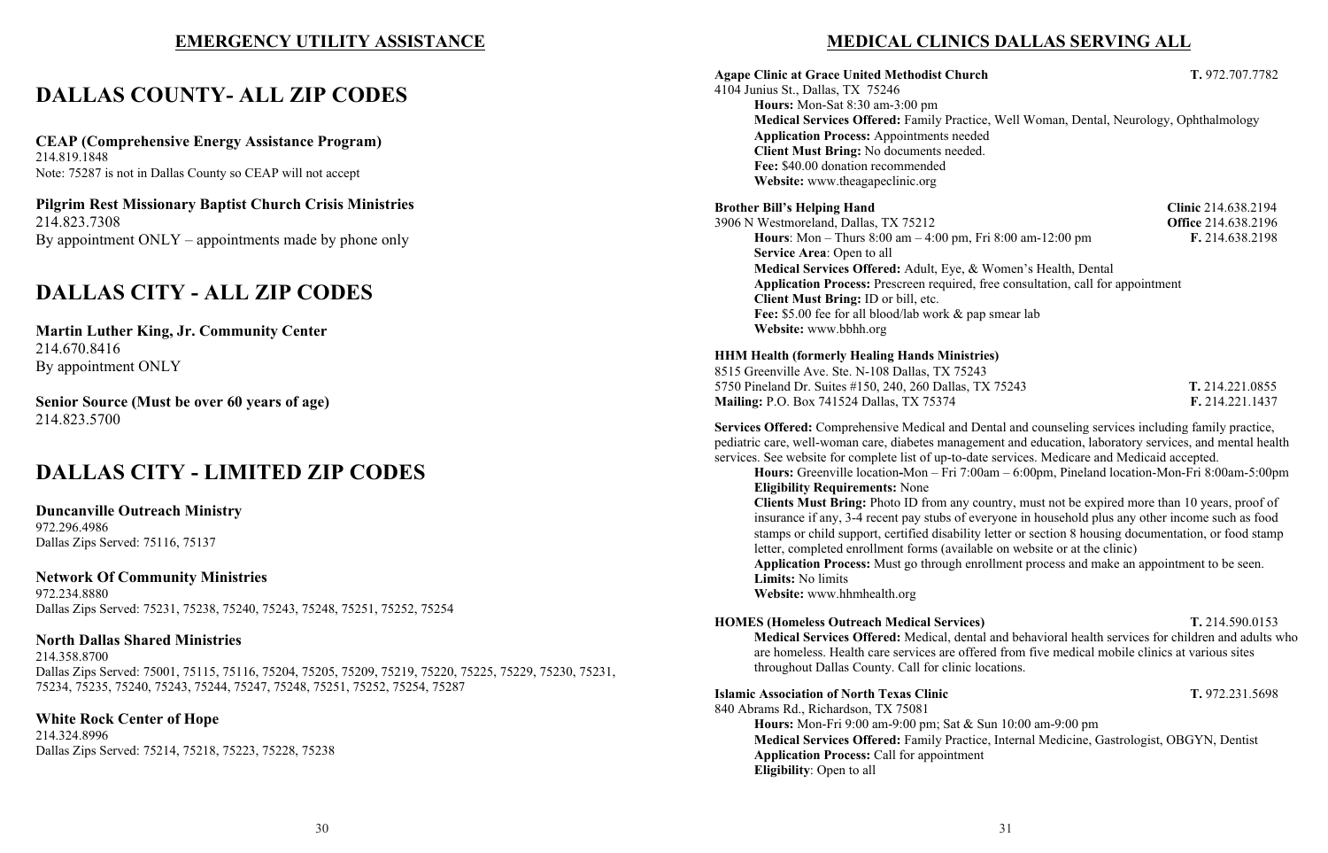## EMERGENCY UTILITY ASSISTANCE

# DALLAS COUNTY- ALL ZIP CODES

**CEAP (Comprehensive Energy Assistance Program)**
214.819.1848
Note: 75287 is not in Dallas County so CEAP will not accept

**Pilgrim Rest Missionary Baptist Church Crisis Ministries**
214.823.7308
By appointment ONLY – appointments made by phone only

# DALLAS CITY - ALL ZIP CODES

**Martin Luther King, Jr. Community Center**
214.670.8416
By appointment ONLY

**Senior Source (Must be over 60 years of age)**
214.823.5700

# DALLAS CITY - LIMITED ZIP CODES

**Duncanville Outreach Ministry**
972.296.4986
Dallas Zips Served: 75116, 75137

**Network Of Community Ministries**
972.234.8880
Dallas Zips Served: 75231, 75238, 75240, 75243, 75248, 75251, 75252, 75254

**North Dallas Shared Ministries**
214.358.8700
Dallas Zips Served: 75001, 75115, 75116, 75204, 75205, 75209, 75219, 75220, 75225, 75229, 75230, 75231, 75234, 75235, 75240, 75243, 75244, 75247, 75248, 75251, 75252, 75254, 75287

**White Rock Center of Hope**
214.324.8996
Dallas Zips Served: 75214, 75218, 75223, 75228, 75238

## MEDICAL CLINICS DALLAS SERVING ALL

**Agape Clinic at Grace United Methodist Church** **T.** 972.707.7782
4104 Junius St., Dallas, TX 75246
**Hours:** Mon-Sat 8:30 am-3:00 pm
**Medical Services Offered:** Family Practice, Well Woman, Dental, Neurology, Ophthalmology
**Application Process:** Appointments needed
**Client Must Bring:** No documents needed.
**Fee:** $40.00 donation recommended
**Website:** www.theagapeclinic.org

**Brother Bill's Helping Hand** **Clinic** 214.638.2194
3906 N Westmoreland, Dallas, TX 75212 **Office** 214.638.2196
**Hours**: Mon – Thurs 8:00 am – 4:00 pm, Fri 8:00 am-12:00 pm **F.** 214.638.2198
**Service Area**: Open to all
**Medical Services Offered:** Adult, Eye, & Women's Health, Dental
**Application Process:** Prescreen required, free consultation, call for appointment
**Client Must Bring:** ID or bill, etc.
**Fee:** $5.00 fee for all blood/lab work & pap smear lab
**Website:** www.bbhh.org

**HHM Health (formerly Healing Hands Ministries)**
8515 Greenville Ave. Ste. N-108 Dallas, TX 75243
5750 Pineland Dr. Suites #150, 240, 260 Dallas, TX 75243 **T.** 214.221.0855
**Mailing:** P.O. Box 741524 Dallas, TX 75374 **F.** 214.221.1437

**Services Offered:** Comprehensive Medical and Dental and counseling services including family practice, pediatric care, well-woman care, diabetes management and education, laboratory services, and mental health services. See website for complete list of up-to-date services. Medicare and Medicaid accepted.
**Hours:** Greenville location-Mon – Fri 7:00am – 6:00pm, Pineland location-Mon-Fri 8:00am-5:00pm
**Eligibility Requirements:** None
**Clients Must Bring:** Photo ID from any country, must not be expired more than 10 years, proof of insurance if any, 3-4 recent pay stubs of everyone in household plus any other income such as food stamps or child support, certified disability letter or section 8 housing documentation, or food stamp letter, completed enrollment forms (available on website or at the clinic)
**Application Process:** Must go through enrollment process and make an appointment to be seen.
**Limits:** No limits
**Website:** www.hhmhealth.org

**HOMES (Homeless Outreach Medical Services)** **T.** 214.590.0153
**Medical Services Offered:** Medical, dental and behavioral health services for children and adults who are homeless. Health care services are offered from five medical mobile clinics at various sites throughout Dallas County. Call for clinic locations.

**Islamic Association of North Texas Clinic** **T.** 972.231.5698
840 Abrams Rd., Richardson, TX 75081
**Hours:** Mon-Fri 9:00 am-9:00 pm; Sat & Sun 10:00 am-9:00 pm
**Medical Services Offered:** Family Practice, Internal Medicine, Gastrologist, OBGYN, Dentist
**Application Process:** Call for appointment
**Eligibility**: Open to all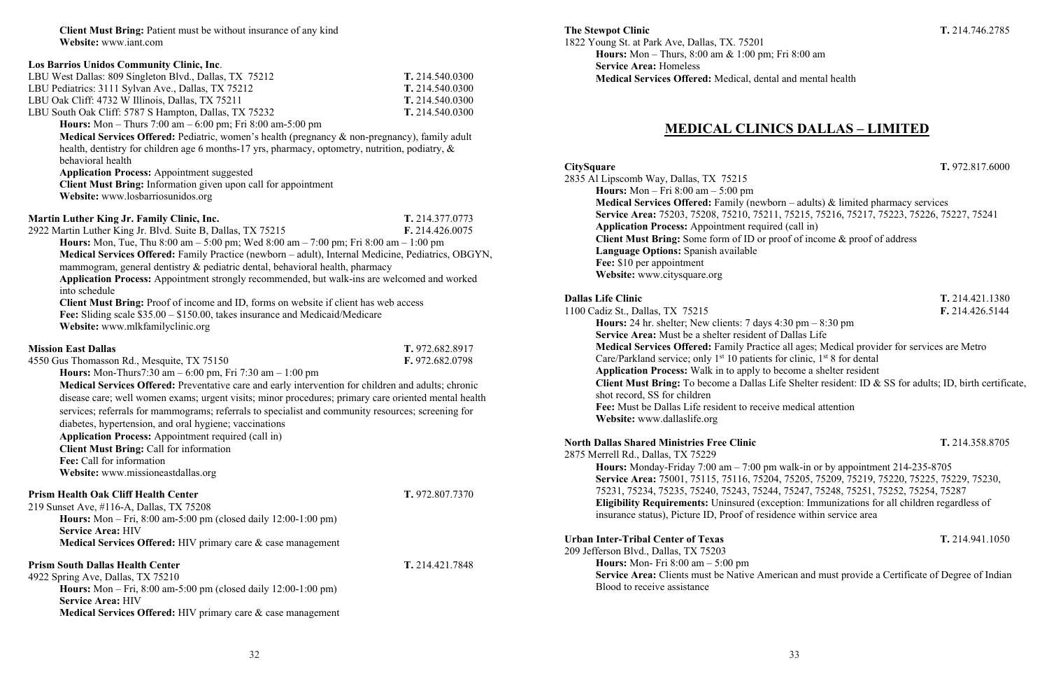**Client Must Bring:** Patient must be without insurance of any kind
**Website:** www.iant.com

**Los Barrios Unidos Community Clinic, Inc**.
LBU West Dallas: 809 Singleton Blvd., Dallas, TX 75212 **T.** 214.540.0300
LBU Pediatrics: 3111 Sylvan Ave., Dallas, TX 75212 **T.** 214.540.0300
LBU Oak Cliff: 4732 W Illinois, Dallas, TX 75211 **T.** 214.540.0300
LBU South Oak Cliff: 5787 S Hampton, Dallas, TX 75232 **T.** 214.540.0300
**Hours:** Mon – Thurs 7:00 am – 6:00 pm; Fri 8:00 am-5:00 pm
**Medical Services Offered:** Pediatric, women's health (pregnancy & non-pregnancy), family adult health, dentistry for children age 6 months-17 yrs, pharmacy, optometry, nutrition, podiatry, & behavioral health
**Application Process:** Appointment suggested
**Client Must Bring:** Information given upon call for appointment
**Website:** www.losbarriosunidos.org

**Martin Luther King Jr. Family Clinic, Inc.** **T.** 214.377.0773
2922 Martin Luther King Jr. Blvd. Suite B, Dallas, TX 75215 **F.** 214.426.0075
**Hours:** Mon, Tue, Thu 8:00 am – 5:00 pm; Wed 8:00 am – 7:00 pm; Fri 8:00 am – 1:00 pm
**Medical Services Offered:** Family Practice (newborn – adult), Internal Medicine, Pediatrics, OBGYN, mammogram, general dentistry & pediatric dental, behavioral health, pharmacy
**Application Process:** Appointment strongly recommended, but walk-ins are welcomed and worked into schedule
**Client Must Bring:** Proof of income and ID, forms on website if client has web access
**Fee:** Sliding scale $35.00 – $150.00, takes insurance and Medicaid/Medicare
**Website:** www.mlkfamilyclinic.org

**Mission East Dallas** **T.** 972.682.8917
4550 Gus Thomasson Rd., Mesquite, TX 75150 **F.** 972.682.0798
**Hours:** Mon-Thurs7:30 am – 6:00 pm, Fri 7:30 am – 1:00 pm
**Medical Services Offered:** Preventative care and early intervention for children and adults; chronic disease care; well women exams; urgent visits; minor procedures; primary care oriented mental health services; referrals for mammograms; referrals to specialist and community resources; screening for diabetes, hypertension, and oral hygiene; vaccinations
**Application Process:** Appointment required (call in)
**Client Must Bring:** Call for information
**Fee:** Call for information
**Website:** www.missioneastdallas.org

**Prism Health Oak Cliff Health Center** **T.** 972.807.7370
219 Sunset Ave, #116-A, Dallas, TX 75208
**Hours:** Mon – Fri, 8:00 am-5:00 pm (closed daily 12:00-1:00 pm)
**Service Area:** HIV
**Medical Services Offered:** HIV primary care & case management

**Prism South Dallas Health Center** **T.** 214.421.7848
4922 Spring Ave, Dallas, TX 75210
**Hours:** Mon – Fri, 8:00 am-5:00 pm (closed daily 12:00-1:00 pm)
**Service Area:** HIV
**Medical Services Offered:** HIV primary care & case management

**The Stewpot Clinic** **T.** 214.746.2785
1822 Young St. at Park Ave, Dallas, TX. 75201
**Hours:** Mon – Thurs, 8:00 am & 1:00 pm; Fri 8:00 am
**Service Area:** Homeless
**Medical Services Offered:** Medical, dental and mental health

## MEDICAL CLINICS DALLAS – LIMITED

**CitySquare** **T.** 972.817.6000
2835 Al Lipscomb Way, Dallas, TX 75215
**Hours:** Mon – Fri 8:00 am – 5:00 pm
**Medical Services Offered:** Family (newborn – adults) & limited pharmacy services
**Service Area:** 75203, 75208, 75210, 75211, 75215, 75216, 75217, 75223, 75226, 75227, 75241
**Application Process:** Appointment required (call in)
**Client Must Bring:** Some form of ID or proof of income & proof of address
**Language Options:** Spanish available
**Fee:** $10 per appointment
**Website:** www.citysquare.org

**Dallas Life Clinic** **T.** 214.421.1380
1100 Cadiz St., Dallas, TX 75215 **F.** 214.426.5144
**Hours:** 24 hr. shelter; New clients: 7 days 4:30 pm – 8:30 pm
**Service Area:** Must be a shelter resident of Dallas Life
**Medical Services Offered:** Family Practice all ages; Medical provider for services are Metro Care/Parkland service; only 1st 10 patients for clinic, 1st 8 for dental
**Application Process:** Walk in to apply to become a shelter resident
**Client Must Bring:** To become a Dallas Life Shelter resident: ID & SS for adults; ID, birth certificate, shot record, SS for children
**Fee:** Must be Dallas Life resident to receive medical attention
**Website:** www.dallaslife.org

**North Dallas Shared Ministries Free Clinic** **T.** 214.358.8705
2875 Merrell Rd., Dallas, TX 75229
**Hours:** Monday-Friday 7:00 am – 7:00 pm walk-in or by appointment 214-235-8705
**Service Area:** 75001, 75115, 75116, 75204, 75205, 75209, 75219, 75220, 75225, 75229, 75230, 75231, 75234, 75235, 75240, 75243, 75244, 75247, 75248, 75251, 75252, 75254, 75287
**Eligibility Requirements:** Uninsured (exception: Immunizations for all children regardless of insurance status), Picture ID, Proof of residence within service area

**Urban Inter-Tribal Center of Texas** **T.** 214.941.1050
209 Jefferson Blvd., Dallas, TX 75203
**Hours:** Mon- Fri 8:00 am – 5:00 pm
**Service Area:** Clients must be Native American and must provide a Certificate of Degree of Indian Blood to receive assistance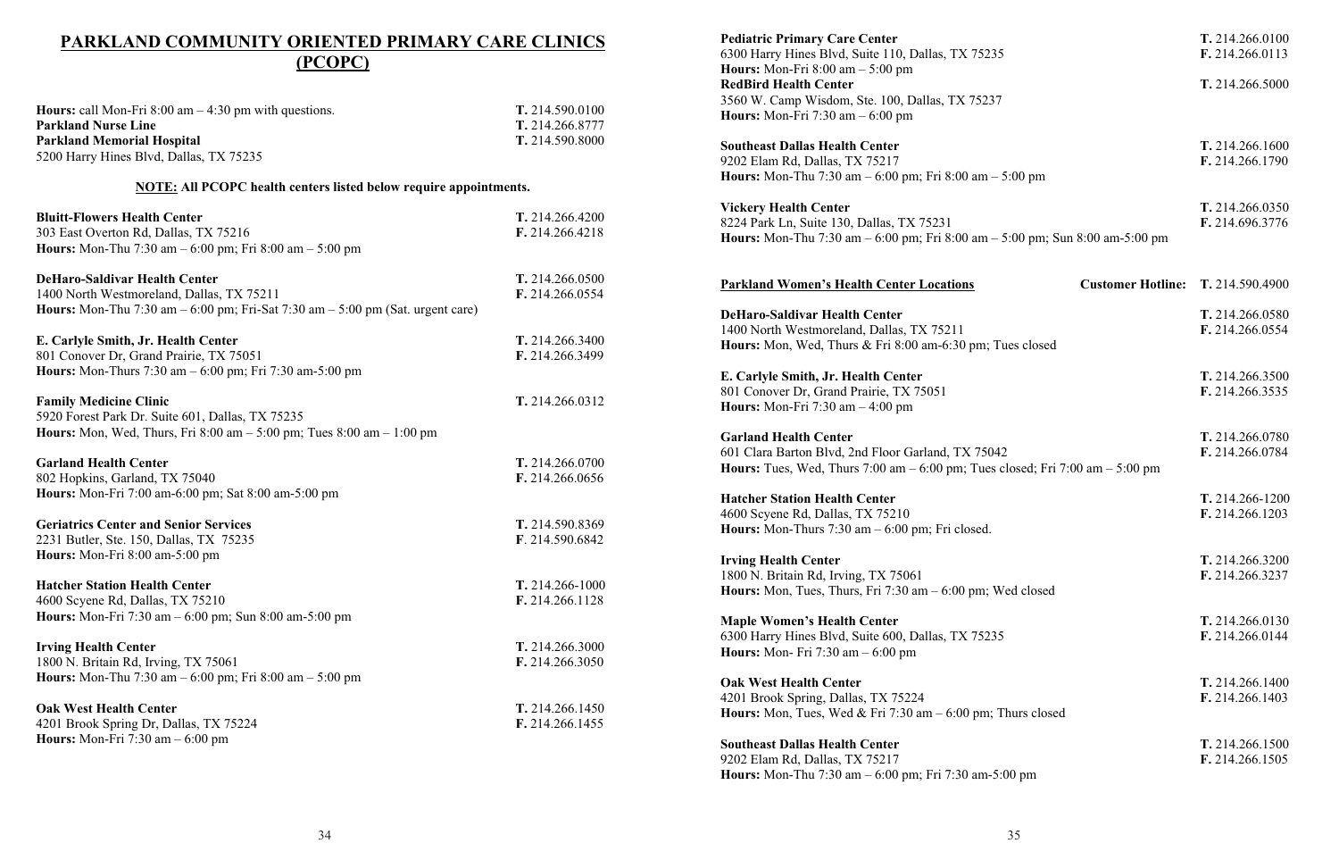# PARKLAND COMMUNITY ORIENTED PRIMARY CARE CLINICS (PCOPC)

**Hours:** call Mon-Fri 8:00 am – 4:30 pm with questions. **T.** 214.590.0100
**Parkland Nurse Line** **T.** 214.266.8777
**Parkland Memorial Hospital** **T.** 214.590.8000
5200 Harry Hines Blvd, Dallas, TX 75235

**NOTE: All PCOPC health centers listed below require appointments.**

**Bluitt-Flowers Health Center** **T.** 214.266.4200 **F.** 214.266.4218
303 East Overton Rd, Dallas, TX 75216
**Hours:** Mon-Thu 7:30 am – 6:00 pm; Fri 8:00 am – 5:00 pm

**DeHaro-Saldivar Health Center** **T.** 214.266.0500 **F.** 214.266.0554
1400 North Westmoreland, Dallas, TX 75211
**Hours:** Mon-Thu 7:30 am – 6:00 pm; Fri-Sat 7:30 am – 5:00 pm (Sat. urgent care)

**E. Carlyle Smith, Jr. Health Center** **T.** 214.266.3400 **F.** 214.266.3499
801 Conover Dr, Grand Prairie, TX 75051
**Hours:** Mon-Thurs 7:30 am – 6:00 pm; Fri 7:30 am-5:00 pm

**Family Medicine Clinic** **T.** 214.266.0312
5920 Forest Park Dr. Suite 601, Dallas, TX 75235
**Hours:** Mon, Wed, Thurs, Fri 8:00 am – 5:00 pm; Tues 8:00 am – 1:00 pm

**Garland Health Center** **T.** 214.266.0700 **F.** 214.266.0656
802 Hopkins, Garland, TX 75040
**Hours:** Mon-Fri 7:00 am-6:00 pm; Sat 8:00 am-5:00 pm

**Geriatrics Center and Senior Services** **T.** 214.590.8369 **F**. 214.590.6842
2231 Butler, Ste. 150, Dallas, TX 75235
**Hours:** Mon-Fri 8:00 am-5:00 pm

**Hatcher Station Health Center** **T.** 214.266-1000 **F.** 214.266.1128
4600 Scyene Rd, Dallas, TX 75210
**Hours:** Mon-Fri 7:30 am – 6:00 pm; Sun 8:00 am-5:00 pm

**Irving Health Center** **T.** 214.266.3000 **F.** 214.266.3050
1800 N. Britain Rd, Irving, TX 75061
**Hours:** Mon-Thu 7:30 am – 6:00 pm; Fri 8:00 am – 5:00 pm

**Oak West Health Center** **T.** 214.266.1450 **F.** 214.266.1455
4201 Brook Spring Dr, Dallas, TX 75224
**Hours:** Mon-Fri 7:30 am – 6:00 pm

**Pediatric Primary Care Center** **T.** 214.266.0100 **F.** 214.266.0113
6300 Harry Hines Blvd, Suite 110, Dallas, TX 75235
**Hours:** Mon-Fri 8:00 am – 5:00 pm

**RedBird Health Center** **T.** 214.266.5000
3560 W. Camp Wisdom, Ste. 100, Dallas, TX 75237
**Hours:** Mon-Fri 7:30 am – 6:00 pm

**Southeast Dallas Health Center** **T.** 214.266.1600 **F.** 214.266.1790
9202 Elam Rd, Dallas, TX 75217
**Hours:** Mon-Thu 7:30 am – 6:00 pm; Fri 8:00 am – 5:00 pm

**Vickery Health Center** **T.** 214.266.0350 **F.** 214.696.3776
8224 Park Ln, Suite 130, Dallas, TX 75231
**Hours:** Mon-Thu 7:30 am – 6:00 pm; Fri 8:00 am – 5:00 pm; Sun 8:00 am-5:00 pm

## Parkland Women's Health Center Locations

**Customer Hotline:** **T.** 214.590.4900

**DeHaro-Saldivar Health Center** **T.** 214.266.0580 **F.** 214.266.0554
1400 North Westmoreland, Dallas, TX 75211
**Hours:** Mon, Wed, Thurs & Fri 8:00 am-6:30 pm; Tues closed

**E. Carlyle Smith, Jr. Health Center** **T.** 214.266.3500 **F.** 214.266.3535
801 Conover Dr, Grand Prairie, TX 75051
**Hours:** Mon-Fri 7:30 am – 4:00 pm

**Garland Health Center** **T.** 214.266.0780 **F.** 214.266.0784
601 Clara Barton Blvd, 2nd Floor Garland, TX 75042
**Hours:** Tues, Wed, Thurs 7:00 am – 6:00 pm; Tues closed; Fri 7:00 am – 5:00 pm

**Hatcher Station Health Center** **T.** 214.266-1200 **F.** 214.266.1203
4600 Scyene Rd, Dallas, TX 75210
**Hours:** Mon-Thurs 7:30 am – 6:00 pm; Fri closed.

**Irving Health Center** **T.** 214.266.3200 **F.** 214.266.3237
1800 N. Britain Rd, Irving, TX 75061
**Hours:** Mon, Tues, Thurs, Fri 7:30 am – 6:00 pm; Wed closed

**Maple Women's Health Center** **T.** 214.266.0130 **F.** 214.266.0144
6300 Harry Hines Blvd, Suite 600, Dallas, TX 75235
**Hours:** Mon- Fri 7:30 am – 6:00 pm

**Oak West Health Center** **T.** 214.266.1400 **F.** 214.266.1403
4201 Brook Spring, Dallas, TX 75224
**Hours:** Mon, Tues, Wed & Fri 7:30 am – 6:00 pm; Thurs closed

**Southeast Dallas Health Center** **T.** 214.266.1500 **F.** 214.266.1505
9202 Elam Rd, Dallas, TX 75217
**Hours:** Mon-Thu 7:30 am – 6:00 pm; Fri 7:30 am-5:00 pm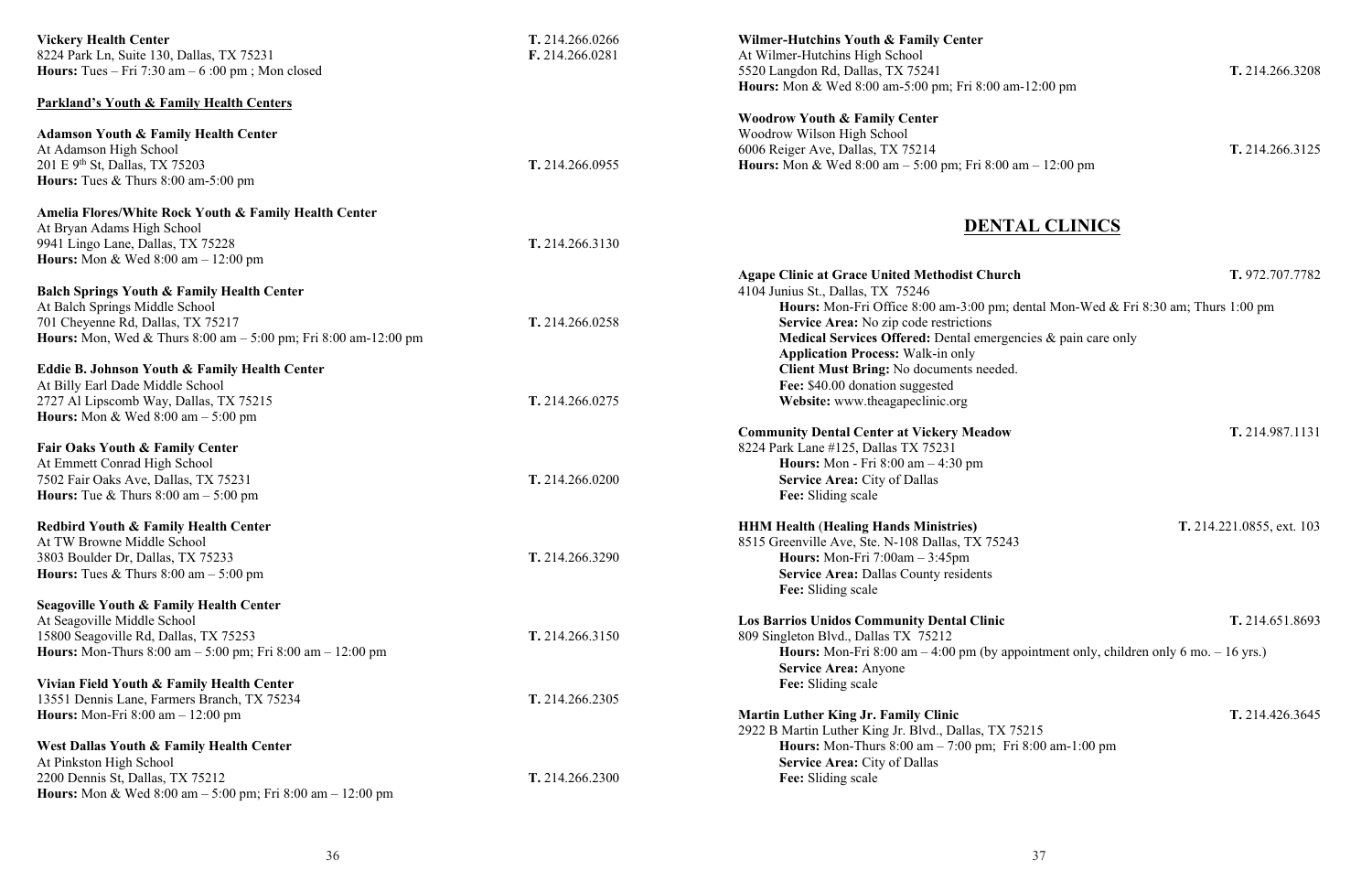**Vickery Health Center**
8224 Park Ln, Suite 130, Dallas, TX 75231
**Hours:** Tues – Fri 7:30 am – 6 :00 pm ; Mon closed
**T.** 214.266.0266
**F.** 214.266.0281

**Parkland's Youth & Family Health Centers**

**Adamson Youth & Family Health Center**
At Adamson High School
201 E 9th St, Dallas, TX 75203
**Hours:** Tues & Thurs 8:00 am-5:00 pm
**T.** 214.266.0955

**Amelia Flores/White Rock Youth & Family Health Center**
At Bryan Adams High School
9941 Lingo Lane, Dallas, TX 75228
**Hours:** Mon & Wed 8:00 am – 12:00 pm
**T.** 214.266.3130

**Balch Springs Youth & Family Health Center**
At Balch Springs Middle School
701 Cheyenne Rd, Dallas, TX 75217
**Hours:** Mon, Wed & Thurs 8:00 am – 5:00 pm; Fri 8:00 am-12:00 pm
**T.** 214.266.0258

**Eddie B. Johnson Youth & Family Health Center**
At Billy Earl Dade Middle School
2727 Al Lipscomb Way, Dallas, TX 75215
**Hours:** Mon & Wed 8:00 am – 5:00 pm
**T.** 214.266.0275

**Fair Oaks Youth & Family Center**
At Emmett Conrad High School
7502 Fair Oaks Ave, Dallas, TX 75231
**Hours:** Tue & Thurs 8:00 am – 5:00 pm
**T.** 214.266.0200

**Redbird Youth & Family Health Center**
At TW Browne Middle School
3803 Boulder Dr, Dallas, TX 75233
**Hours:** Tues & Thurs 8:00 am – 5:00 pm
**T.** 214.266.3290

**Seagoville Youth & Family Health Center**
At Seagoville Middle School
15800 Seagoville Rd, Dallas, TX 75253
**Hours:** Mon-Thurs 8:00 am – 5:00 pm; Fri 8:00 am – 12:00 pm
**T.** 214.266.3150

**Vivian Field Youth & Family Health Center**
13551 Dennis Lane, Farmers Branch, TX 75234
**Hours:** Mon-Fri 8:00 am – 12:00 pm
**T.** 214.266.2305

**West Dallas Youth & Family Health Center**
At Pinkston High School
2200 Dennis St, Dallas, TX 75212
**Hours:** Mon & Wed 8:00 am – 5:00 pm; Fri 8:00 am – 12:00 pm
**T.** 214.266.2300

**Wilmer-Hutchins Youth & Family Center**
At Wilmer-Hutchins High School
5520 Langdon Rd, Dallas, TX 75241
**Hours:** Mon & Wed 8:00 am-5:00 pm; Fri 8:00 am-12:00 pm
**T.** 214.266.3208

**Woodrow Youth & Family Center**
Woodrow Wilson High School
6006 Reiger Ave, Dallas, TX 75214
**Hours:** Mon & Wed 8:00 am – 5:00 pm; Fri 8:00 am – 12:00 pm
**T.** 214.266.3125

# DENTAL CLINICS

**Agape Clinic at Grace United Methodist Church**
**T.** 972.707.7782
4104 Junius St., Dallas, TX 75246
- **Hours:** Mon-Fri Office 8:00 am-3:00 pm; dental Mon-Wed & Fri 8:30 am; Thurs 1:00 pm
- **Service Area:** No zip code restrictions
- **Medical Services Offered:** Dental emergencies & pain care only
- **Application Process:** Walk-in only
- **Client Must Bring:** No documents needed.
- **Fee:** $40.00 donation suggested
- **Website:** www.theagapeclinic.org

**Community Dental Center at Vickery Meadow**
**T.** 214.987.1131
8224 Park Lane #125, Dallas TX 75231
- **Hours:** Mon - Fri 8:00 am – 4:30 pm
- **Service Area:** City of Dallas
- **Fee:** Sliding scale

**HHM Health (Healing Hands Ministries)**
**T.** 214.221.0855, ext. 103
8515 Greenville Ave, Ste. N-108 Dallas, TX 75243
- **Hours:** Mon-Fri 7:00am – 3:45pm
- **Service Area:** Dallas County residents
- **Fee:** Sliding scale

**Los Barrios Unidos Community Dental Clinic**
**T.** 214.651.8693
809 Singleton Blvd., Dallas TX 75212
- **Hours:** Mon-Fri 8:00 am – 4:00 pm (by appointment only, children only 6 mo. – 16 yrs.)
- **Service Area:** Anyone
- **Fee:** Sliding scale

**Martin Luther King Jr. Family Clinic**
**T.** 214.426.3645
2922 B Martin Luther King Jr. Blvd., Dallas, TX 75215
- **Hours:** Mon-Thurs 8:00 am – 7:00 pm; Fri 8:00 am-1:00 pm
- **Service Area:** City of Dallas
- **Fee:** Sliding scale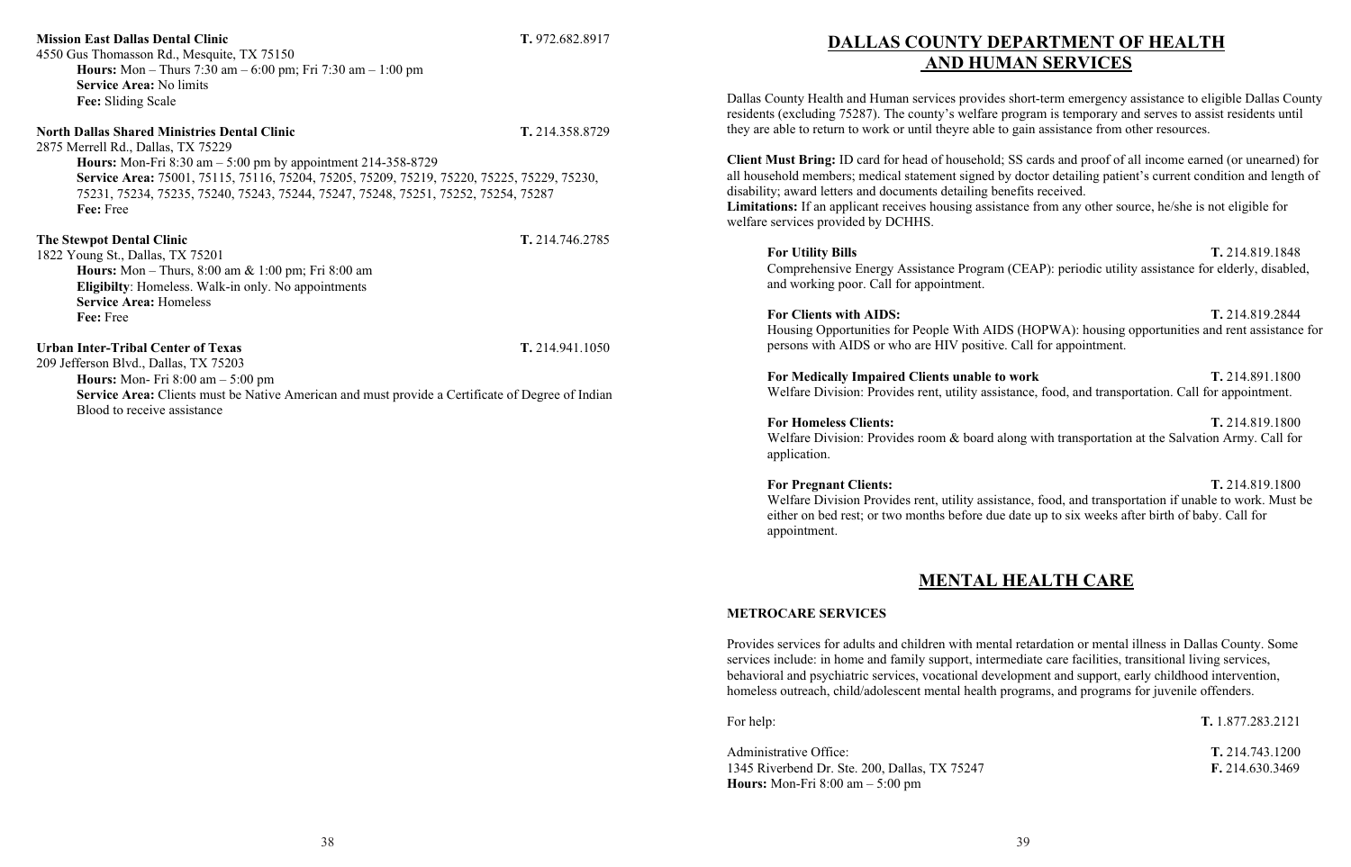**Mission East Dallas Dental Clinic** T. 972.682.8917
4550 Gus Thomasson Rd., Mesquite, TX 75150
**Hours:** Mon – Thurs 7:30 am – 6:00 pm; Fri 7:30 am – 1:00 pm
**Service Area:** No limits
**Fee:** Sliding Scale

**North Dallas Shared Ministries Dental Clinic** T. 214.358.8729
2875 Merrell Rd., Dallas, TX 75229
**Hours:** Mon-Fri 8:30 am – 5:00 pm by appointment 214-358-8729
**Service Area:** 75001, 75115, 75116, 75204, 75205, 75209, 75219, 75220, 75225, 75229, 75230, 75231, 75234, 75235, 75240, 75243, 75244, 75247, 75248, 75251, 75252, 75254, 75287
**Fee:** Free

**The Stewpot Dental Clinic** T. 214.746.2785
1822 Young St., Dallas, TX 75201
**Hours:** Mon – Thurs, 8:00 am & 1:00 pm; Fri 8:00 am
**Eligibilty**: Homeless. Walk-in only. No appointments
**Service Area:** Homeless
**Fee:** Free

**Urban Inter-Tribal Center of Texas** T. 214.941.1050
209 Jefferson Blvd., Dallas, TX 75203
**Hours:** Mon- Fri 8:00 am – 5:00 pm
**Service Area:** Clients must be Native American and must provide a Certificate of Degree of Indian Blood to receive assistance

## DALLAS COUNTY DEPARTMENT OF HEALTH AND HUMAN SERVICES

Dallas County Health and Human services provides short-term emergency assistance to eligible Dallas County residents (excluding 75287). The county's welfare program is temporary and serves to assist residents until they are able to return to work or until theyre able to gain assistance from other resources.

**Client Must Bring:** ID card for head of household; SS cards and proof of all income earned (or unearned) for all household members; medical statement signed by doctor detailing patient's current condition and length of disability; award letters and documents detailing benefits received.
**Limitations:** If an applicant receives housing assistance from any other source, he/she is not eligible for welfare services provided by DCHHS.

**For Utility Bills** T. 214.819.1848
Comprehensive Energy Assistance Program (CEAP): periodic utility assistance for elderly, disabled, and working poor. Call for appointment.

**For Clients with AIDS:** T. 214.819.2844
Housing Opportunities for People With AIDS (HOPWA): housing opportunities and rent assistance for persons with AIDS or who are HIV positive. Call for appointment.

**For Medically Impaired Clients unable to work** T. 214.891.1800
Welfare Division: Provides rent, utility assistance, food, and transportation. Call for appointment.

**For Homeless Clients:** T. 214.819.1800
Welfare Division: Provides room & board along with transportation at the Salvation Army. Call for application.

**For Pregnant Clients:** T. 214.819.1800
Welfare Division Provides rent, utility assistance, food, and transportation if unable to work. Must be either on bed rest; or two months before due date up to six weeks after birth of baby. Call for appointment.

## MENTAL HEALTH CARE

### METROCARE SERVICES

Provides services for adults and children with mental retardation or mental illness in Dallas County. Some services include: in home and family support, intermediate care facilities, transitional living services, behavioral and psychiatric services, vocational development and support, early childhood intervention, homeless outreach, child/adolescent mental health programs, and programs for juvenile offenders.

For help: T. 1.877.283.2121

Administrative Office: T. 214.743.1200
1345 Riverbend Dr. Ste. 200, Dallas, TX 75247 F. 214.630.3469
**Hours:** Mon-Fri 8:00 am – 5:00 pm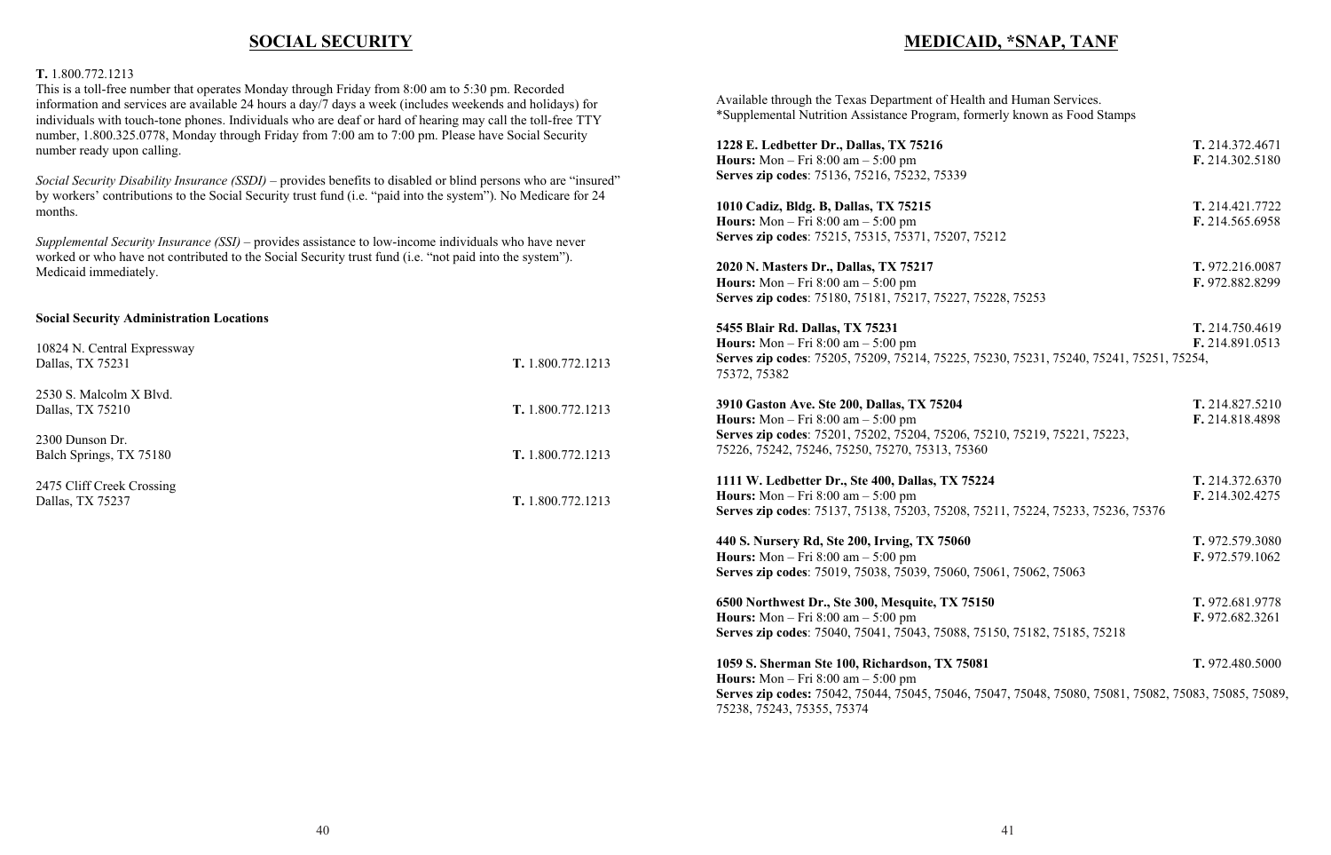## SOCIAL SECURITY

**T.** 1.800.772.1213

This is a toll-free number that operates Monday through Friday from 8:00 am to 5:30 pm. Recorded information and services are available 24 hours a day/7 days a week (includes weekends and holidays) for individuals with touch-tone phones. Individuals who are deaf or hard of hearing may call the toll-free TTY number, 1.800.325.0778, Monday through Friday from 7:00 am to 7:00 pm. Please have Social Security number ready upon calling.

*Social Security Disability Insurance (SSDI)* – provides benefits to disabled or blind persons who are "insured" by workers' contributions to the Social Security trust fund (i.e. "paid into the system"). No Medicare for 24 months.

*Supplemental Security Insurance (SSI)* – provides assistance to low-income individuals who have never worked or who have not contributed to the Social Security trust fund (i.e. "not paid into the system"). Medicaid immediately.

**Social Security Administration Locations**

10824 N. Central Expressway
Dallas, TX 75231 — **T.** 1.800.772.1213

2530 S. Malcolm X Blvd.
Dallas, TX 75210 — **T.** 1.800.772.1213

2300 Dunson Dr.
Balch Springs, TX 75180 — **T.** 1.800.772.1213

2475 Cliff Creek Crossing
Dallas, TX 75237 — **T.** 1.800.772.1213

## MEDICAID, *SNAP, TANF

Available through the Texas Department of Health and Human Services.
*Supplemental Nutrition Assistance Program, formerly known as Food Stamps

**1228 E. Ledbetter Dr., Dallas, TX 75216** — **T.** 214.372.4671
**Hours:** Mon – Fri 8:00 am – 5:00 pm — **F.** 214.302.5180
**Serves zip codes**: 75136, 75216, 75232, 75339

**1010 Cadiz, Bldg. B, Dallas, TX 75215** — **T.** 214.421.7722
**Hours:** Mon – Fri 8:00 am – 5:00 pm — **F.** 214.565.6958
**Serves zip codes**: 75215, 75315, 75371, 75207, 75212

**2020 N. Masters Dr., Dallas, TX 75217** — **T.** 972.216.0087
**Hours:** Mon – Fri 8:00 am – 5:00 pm — **F.** 972.882.8299
**Serves zip codes**: 75180, 75181, 75217, 75227, 75228, 75253

**5455 Blair Rd. Dallas, TX 75231** — **T.** 214.750.4619
**Hours:** Mon – Fri 8:00 am – 5:00 pm — **F.** 214.891.0513
**Serves zip codes**: 75205, 75209, 75214, 75225, 75230, 75231, 75240, 75241, 75251, 75254, 75372, 75382

**3910 Gaston Ave. Ste 200, Dallas, TX 75204** — **T.** 214.827.5210
**Hours:** Mon – Fri 8:00 am – 5:00 pm — **F.** 214.818.4898
**Serves zip codes**: 75201, 75202, 75204, 75206, 75210, 75219, 75221, 75223, 75226, 75242, 75246, 75250, 75270, 75313, 75360

**1111 W. Ledbetter Dr., Ste 400, Dallas, TX 75224** — **T.** 214.372.6370
**Hours:** Mon – Fri 8:00 am – 5:00 pm — **F.** 214.302.4275
**Serves zip codes**: 75137, 75138, 75203, 75208, 75211, 75224, 75233, 75236, 75376

**440 S. Nursery Rd, Ste 200, Irving, TX 75060** — **T.** 972.579.3080
**Hours:** Mon – Fri 8:00 am – 5:00 pm — **F.** 972.579.1062
**Serves zip codes**: 75019, 75038, 75039, 75060, 75061, 75062, 75063

**6500 Northwest Dr., Ste 300, Mesquite, TX 75150** — **T.** 972.681.9778
**Hours:** Mon – Fri 8:00 am – 5:00 pm — **F.** 972.682.3261
**Serves zip codes**: 75040, 75041, 75043, 75088, 75150, 75182, 75185, 75218

**1059 S. Sherman Ste 100, Richardson, TX 75081** — **T.** 972.480.5000
**Hours:** Mon – Fri 8:00 am – 5:00 pm
**Serves zip codes:** 75042, 75044, 75045, 75046, 75047, 75048, 75080, 75081, 75082, 75083, 75085, 75089, 75238, 75243, 75355, 75374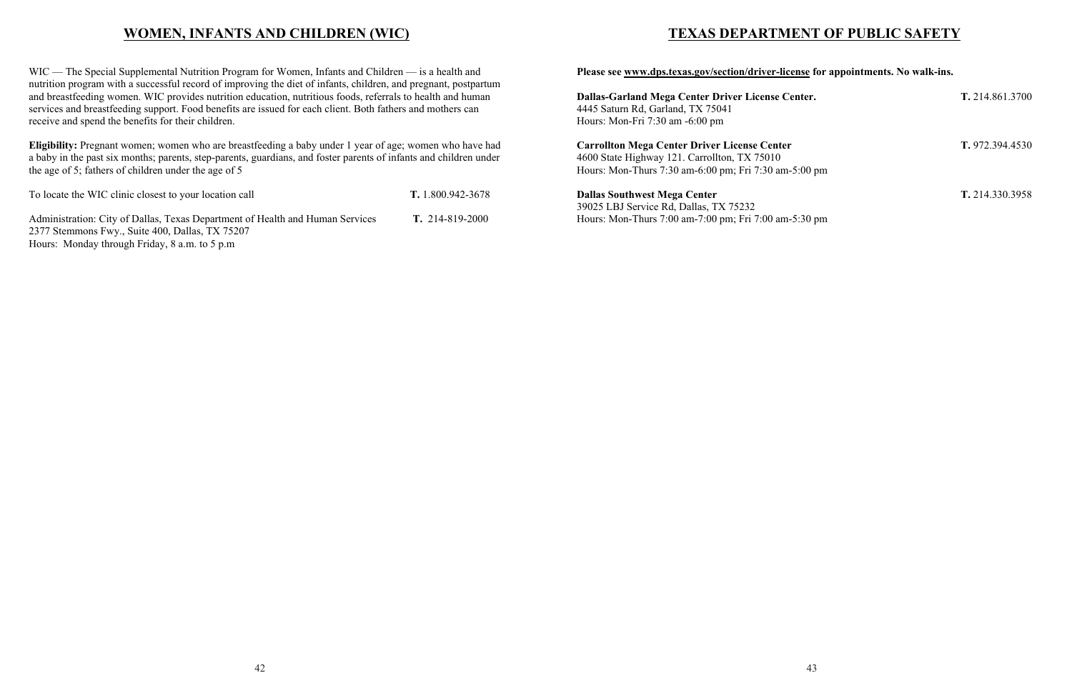## WOMEN, INFANTS AND CHILDREN (WIC)

WIC — The Special Supplemental Nutrition Program for Women, Infants and Children — is a health and nutrition program with a successful record of improving the diet of infants, children, and pregnant, postpartum and breastfeeding women. WIC provides nutrition education, nutritious foods, referrals to health and human services and breastfeeding support. Food benefits are issued for each client. Both fathers and mothers can receive and spend the benefits for their children.

**Eligibility:** Pregnant women; women who are breastfeeding a baby under 1 year of age; women who have had a baby in the past six months; parents, step-parents, guardians, and foster parents of infants and children under the age of 5; fathers of children under the age of 5

To locate the WIC clinic closest to your location call **T.** 1.800.942-3678

Administration: City of Dallas, Texas Department of Health and Human Services **T.** 214-819-2000
2377 Stemmons Fwy., Suite 400, Dallas, TX 75207
Hours: Monday through Friday, 8 a.m. to 5 p.m

## TEXAS DEPARTMENT OF PUBLIC SAFETY

**Please see www.dps.texas.gov/section/driver-license for appointments. No walk-ins.**

**Dallas-Garland Mega Center Driver License Center.** **T.** 214.861.3700
4445 Saturn Rd, Garland, TX 75041
Hours: Mon-Fri 7:30 am -6:00 pm

**Carrollton Mega Center Driver License Center** **T.** 972.394.4530
4600 State Highway 121. Carrollton, TX 75010
Hours: Mon-Thurs 7:30 am-6:00 pm; Fri 7:30 am-5:00 pm

**Dallas Southwest Mega Center** **T.** 214.330.3958
39025 LBJ Service Rd, Dallas, TX 75232
Hours: Mon-Thurs 7:00 am-7:00 pm; Fri 7:00 am-5:30 pm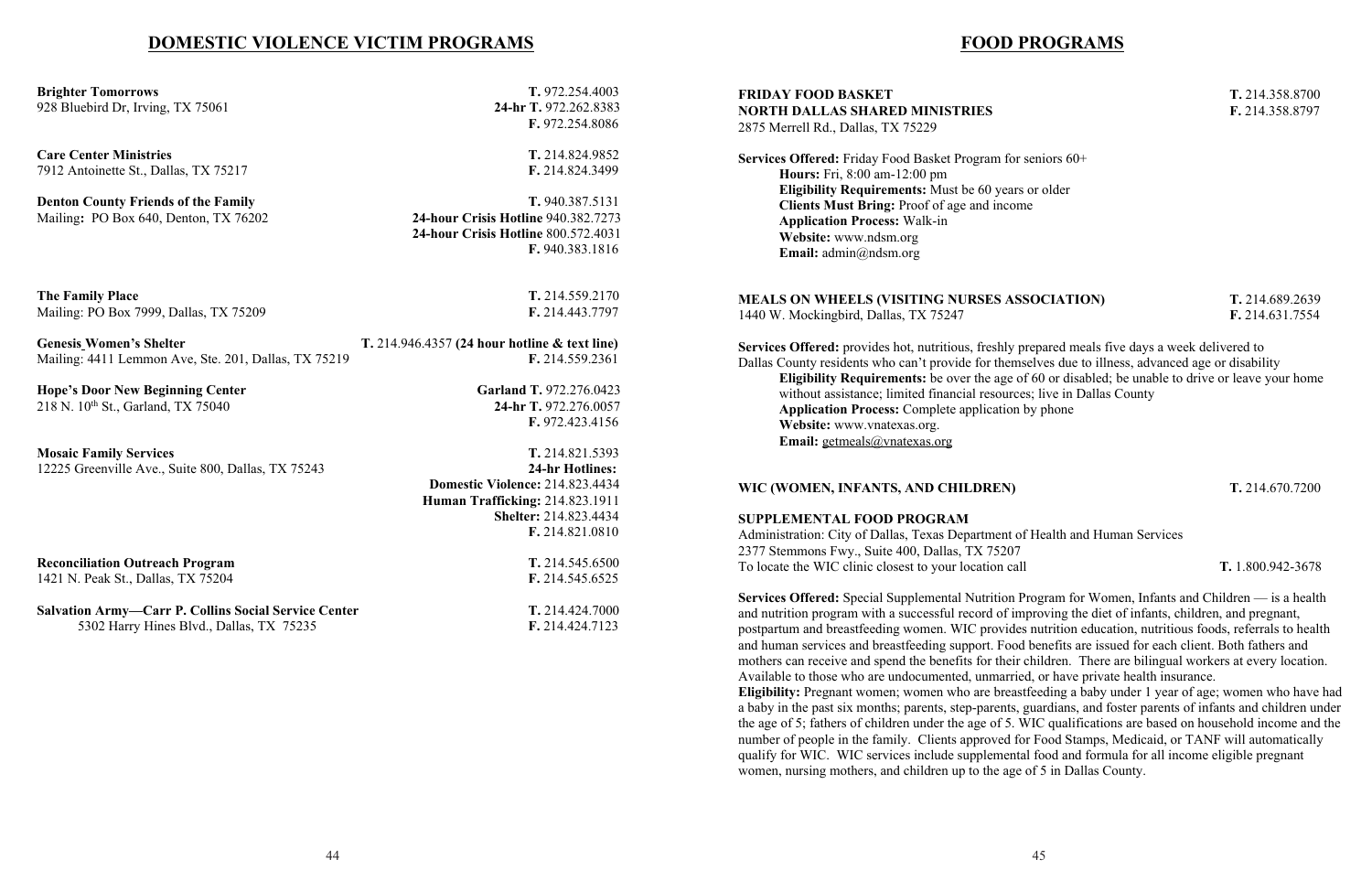## DOMESTIC VIOLENCE VICTIM PROGRAMS

**Brighter Tomorrows**
928 Bluebird Dr, Irving, TX 75061
**T.** 972.254.4003
**24-hr T.** 972.262.8383
**F.** 972.254.8086

**Care Center Ministries**
7912 Antoinette St., Dallas, TX 75217
**T.** 214.824.9852
**F.** 214.824.3499

**Denton County Friends of the Family**
Mailing**:** PO Box 640, Denton, TX 76202
**T.** 940.387.5131
**24-hour Crisis Hotline** 940.382.7273
**24-hour Crisis Hotline** 800.572.4031
**F.** 940.383.1816

**The Family Place**
Mailing: PO Box 7999, Dallas, TX 75209
**T.** 214.559.2170
**F.** 214.443.7797

**Genesis Women's Shelter**
Mailing: 4411 Lemmon Ave, Ste. 201, Dallas, TX 75219
**T.** 214.946.4357 **(24 hour hotline & text line)**
**F.** 214.559.2361

**Hope's Door New Beginning Center**
218 N. 10th St., Garland, TX 75040
**Garland T.** 972.276.0423
**24-hr T.** 972.276.0057
**F.** 972.423.4156

**Mosaic Family Services**
12225 Greenville Ave., Suite 800, Dallas, TX 75243
**T.** 214.821.5393
**24-hr Hotlines:**
**Domestic Violence:** 214.823.4434
**Human Trafficking:** 214.823.1911
**Shelter:** 214.823.4434
**F.** 214.821.0810

**Reconciliation Outreach Program**
1421 N. Peak St., Dallas, TX 75204
**T.** 214.545.6500
**F.** 214.545.6525

**Salvation Army—Carr P. Collins Social Service Center**
5302 Harry Hines Blvd., Dallas, TX 75235
**T.** 214.424.7000
**F.** 214.424.7123

## FOOD PROGRAMS

**FRIDAY FOOD BASKET**
**NORTH DALLAS SHARED MINISTRIES**
2875 Merrell Rd., Dallas, TX 75229
**T.** 214.358.8700
**F.** 214.358.8797

**Services Offered:** Friday Food Basket Program for seniors 60+
- **Hours:** Fri, 8:00 am-12:00 pm
- **Eligibility Requirements:** Must be 60 years or older
- **Clients Must Bring:** Proof of age and income
- **Application Process:** Walk-in
- **Website:** www.ndsm.org
- **Email:** admin@ndsm.org

**MEALS ON WHEELS (VISITING NURSES ASSOCIATION)**
1440 W. Mockingbird, Dallas, TX 75247
**T.** 214.689.2639
**F.** 214.631.7554

**Services Offered:** provides hot, nutritious, freshly prepared meals five days a week delivered to Dallas County residents who can't provide for themselves due to illness, advanced age or disability
- **Eligibility Requirements:** be over the age of 60 or disabled; be unable to drive or leave your home without assistance; limited financial resources; live in Dallas County
- **Application Process:** Complete application by phone
- **Website:** www.vnatexas.org.
- **Email:** getmeals@vnatexas.org

**WIC (WOMEN, INFANTS, AND CHILDREN)**
**T.** 214.670.7200

**SUPPLEMENTAL FOOD PROGRAM**
Administration: City of Dallas, Texas Department of Health and Human Services
2377 Stemmons Fwy., Suite 400, Dallas, TX 75207
To locate the WIC clinic closest to your location call **T.** 1.800.942-3678

**Services Offered:** Special Supplemental Nutrition Program for Women, Infants and Children — is a health and nutrition program with a successful record of improving the diet of infants, children, and pregnant, postpartum and breastfeeding women. WIC provides nutrition education, nutritious foods, referrals to health and human services and breastfeeding support. Food benefits are issued for each client. Both fathers and mothers can receive and spend the benefits for their children. There are bilingual workers at every location. Available to those who are undocumented, unmarried, or have private health insurance.
**Eligibility:** Pregnant women; women who are breastfeeding a baby under 1 year of age; women who have had a baby in the past six months; parents, step-parents, guardians, and foster parents of infants and children under the age of 5; fathers of children under the age of 5. WIC qualifications are based on household income and the number of people in the family. Clients approved for Food Stamps, Medicaid, or TANF will automatically qualify for WIC. WIC services include supplemental food and formula for all income eligible pregnant women, nursing mothers, and children up to the age of 5 in Dallas County.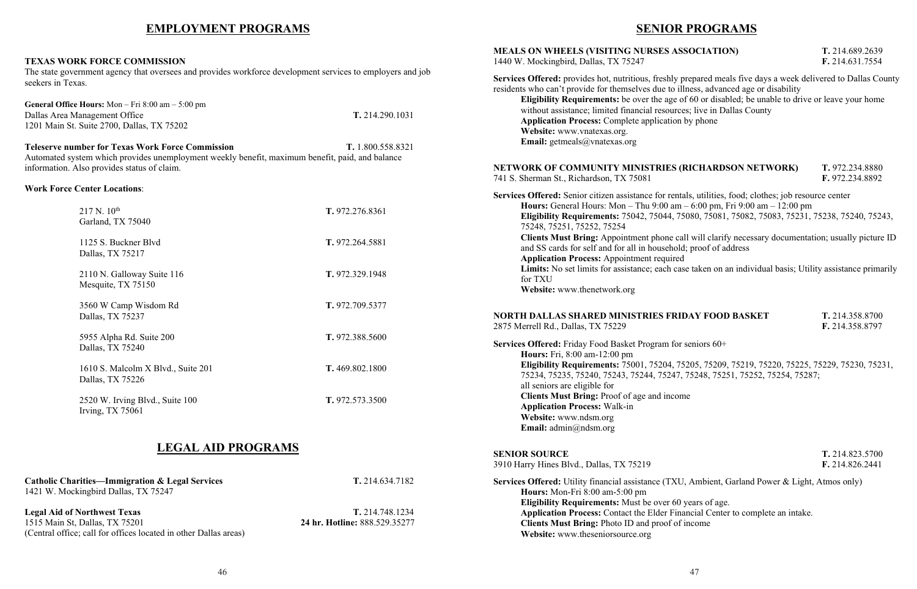## EMPLOYMENT PROGRAMS

**TEXAS WORK FORCE COMMISSION**
The state government agency that oversees and provides workforce development services to employers and job seekers in Texas.

**General Office Hours:** Mon – Fri 8:00 am – 5:00 pm
Dallas Area Management Office — **T.** 214.290.1031
1201 Main St. Suite 2700, Dallas, TX 75202

**Teleserve number for Texas Work Force Commission** — **T.** 1.800.558.8321
Automated system which provides unemployment weekly benefit, maximum benefit, paid, and balance information. Also provides status of claim.

**Work Force Center Locations**:

| Location | Phone |
|---|---|
| 217 N. 10th, Garland, TX 75040 | **T.** 972.276.8361 |
| 1125 S. Buckner Blvd, Dallas, TX 75217 | **T.** 972.264.5881 |
| 2110 N. Galloway Suite 116, Mesquite, TX 75150 | **T.** 972.329.1948 |
| 3560 W Camp Wisdom Rd, Dallas, TX 75237 | **T.** 972.709.5377 |
| 5955 Alpha Rd. Suite 200, Dallas, TX 75240 | **T.** 972.388.5600 |
| 1610 S. Malcolm X Blvd., Suite 201, Dallas, TX 75226 | **T.** 469.802.1800 |
| 2520 W. Irving Blvd., Suite 100, Irving, TX 75061 | **T.** 972.573.3500 |

## LEGAL AID PROGRAMS

**Catholic Charities—Immigration & Legal Services** — **T.** 214.634.7182
1421 W. Mockingbird Dallas, TX 75247

**Legal Aid of Northwest Texas** — **T.** 214.748.1234
1515 Main St, Dallas, TX 75201 — **24 hr. Hotline:** 888.529.35277
(Central office; call for offices located in other Dallas areas)

## SENIOR PROGRAMS

**MEALS ON WHEELS (VISITING NURSES ASSOCIATION)** — **T.** 214.689.2639 **F.** 214.631.7554
1440 W. Mockingbird, Dallas, TX 75247

**Services Offered:** provides hot, nutritious, freshly prepared meals five days a week delivered to Dallas County residents who can't provide for themselves due to illness, advanced age or disability
**Eligibility Requirements:** be over the age of 60 or disabled; be unable to drive or leave your home without assistance; limited financial resources; live in Dallas County
**Application Process:** Complete application by phone
**Website:** www.vnatexas.org.
**Email:** getmeals@vnatexas.org

**NETWORK OF COMMUNITY MINISTRIES (RICHARDSON NETWORK)** — **T.** 972.234.8880 **F.** 972.234.8892
741 S. Sherman St., Richardson, TX 75081

**Services Offered:** Senior citizen assistance for rentals, utilities, food; clothes; job resource center
**Hours:** General Hours: Mon – Thu 9:00 am – 6:00 pm, Fri 9:00 am – 12:00 pm
**Eligibility Requirements:** 75042, 75044, 75080, 75081, 75082, 75083, 75231, 75238, 75240, 75243, 75248, 75251, 75252, 75254
**Clients Must Bring:** Appointment phone call will clarify necessary documentation; usually picture ID and SS cards for self and for all in household; proof of address
**Application Process:** Appointment required
**Limits:** No set limits for assistance; each case taken on an individual basis; Utility assistance primarily for TXU
**Website:** www.thenetwork.org

**NORTH DALLAS SHARED MINISTRIES FRIDAY FOOD BASKET** — **T.** 214.358.8700 **F.** 214.358.8797
2875 Merrell Rd., Dallas, TX 75229

**Services Offered:** Friday Food Basket Program for seniors 60+
**Hours:** Fri, 8:00 am-12:00 pm
**Eligibility Requirements:** 75001, 75204, 75205, 75209, 75219, 75220, 75225, 75229, 75230, 75231, 75234, 75235, 75240, 75243, 75244, 75247, 75248, 75251, 75252, 75254, 75287; all seniors are eligible for
**Clients Must Bring:** Proof of age and income
**Application Process:** Walk-in
**Website:** www.ndsm.org
**Email:** admin@ndsm.org

**SENIOR SOURCE** — **T.** 214.823.5700 **F.** 214.826.2441
3910 Harry Hines Blvd., Dallas, TX 75219

**Services Offered:** Utility financial assistance (TXU, Ambient, Garland Power & Light, Atmos only)
**Hours:** Mon-Fri 8:00 am-5:00 pm
**Eligibility Requirements:** Must be over 60 years of age.
**Application Process:** Contact the Elder Financial Center to complete an intake.
**Clients Must Bring:** Photo ID and proof of income
**Website:** www.theseniorsource.org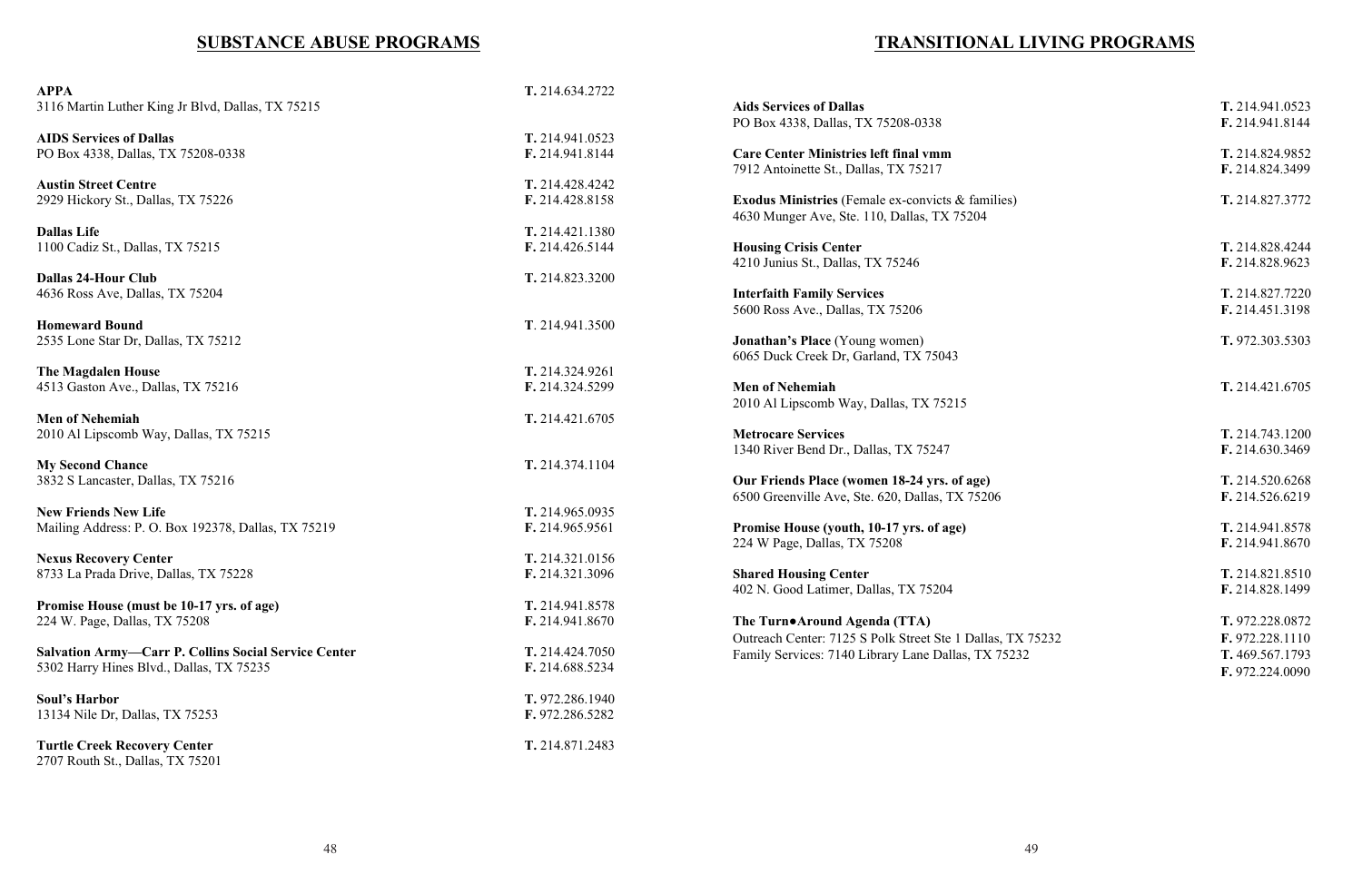## SUBSTANCE ABUSE PROGRAMS

**APPA**
3116 Martin Luther King Jr Blvd, Dallas, TX 75215
**T.** 214.634.2722

**AIDS Services of Dallas**
PO Box 4338, Dallas, TX 75208-0338
**T.** 214.941.0523
**F.** 214.941.8144

**Austin Street Centre**
2929 Hickory St., Dallas, TX 75226
**T.** 214.428.4242
**F.** 214.428.8158

**Dallas Life**
1100 Cadiz St., Dallas, TX 75215
**T.** 214.421.1380
**F.** 214.426.5144

**Dallas 24-Hour Club**
4636 Ross Ave, Dallas, TX 75204
**T.** 214.823.3200

**Homeward Bound**
2535 Lone Star Dr, Dallas, TX 75212
**T**. 214.941.3500

**The Magdalen House**
4513 Gaston Ave., Dallas, TX 75216
**T.** 214.324.9261
**F.** 214.324.5299

**Men of Nehemiah**
2010 Al Lipscomb Way, Dallas, TX 75215
**T.** 214.421.6705

**My Second Chance**
3832 S Lancaster, Dallas, TX 75216
**T.** 214.374.1104

**New Friends New Life**
Mailing Address: P. O. Box 192378, Dallas, TX 75219
**T.** 214.965.0935
**F.** 214.965.9561

**Nexus Recovery Center**
8733 La Prada Drive, Dallas, TX 75228
**T.** 214.321.0156
**F.** 214.321.3096

**Promise House (must be 10-17 yrs. of age)**
224 W. Page, Dallas, TX 75208
**T.** 214.941.8578
**F.** 214.941.8670

**Salvation Army—Carr P. Collins Social Service Center**
5302 Harry Hines Blvd., Dallas, TX 75235
**T.** 214.424.7050
**F.** 214.688.5234

**Soul's Harbor**
13134 Nile Dr, Dallas, TX 75253
**T.** 972.286.1940
**F.** 972.286.5282

**Turtle Creek Recovery Center**
2707 Routh St., Dallas, TX 75201
**T.** 214.871.2483

## TRANSITIONAL LIVING PROGRAMS

**Aids Services of Dallas**
PO Box 4338, Dallas, TX 75208-0338
**T.** 214.941.0523
**F.** 214.941.8144

**Care Center Ministries left final vmm**
7912 Antoinette St., Dallas, TX 75217
**T.** 214.824.9852
**F.** 214.824.3499

**Exodus Ministries** (Female ex-convicts & families)
4630 Munger Ave, Ste. 110, Dallas, TX 75204
**T.** 214.827.3772

**Housing Crisis Center**
4210 Junius St., Dallas, TX 75246
**T.** 214.828.4244
**F.** 214.828.9623

**Interfaith Family Services**
5600 Ross Ave., Dallas, TX 75206
**T.** 214.827.7220
**F.** 214.451.3198

**Jonathan's Place** (Young women)
6065 Duck Creek Dr, Garland, TX 75043
**T.** 972.303.5303

**Men of Nehemiah**
2010 Al Lipscomb Way, Dallas, TX 75215
**T.** 214.421.6705

**Metrocare Services**
1340 River Bend Dr., Dallas, TX 75247
**T.** 214.743.1200
**F.** 214.630.3469

**Our Friends Place (women 18-24 yrs. of age)**
6500 Greenville Ave, Ste. 620, Dallas, TX 75206
**T.** 214.520.6268
**F.** 214.526.6219

**Promise House (youth, 10-17 yrs. of age)**
224 W Page, Dallas, TX 75208
**T.** 214.941.8578
**F.** 214.941.8670

**Shared Housing Center**
402 N. Good Latimer, Dallas, TX 75204
**T.** 214.821.8510
**F.** 214.828.1499

**The Turn●Around Agenda (TTA)**
Outreach Center: 7125 S Polk Street Ste 1 Dallas, TX 75232
**T.** 972.228.0872
**F.** 972.228.1110
Family Services: 7140 Library Lane Dallas, TX 75232
**T.** 469.567.1793
**F.** 972.224.0090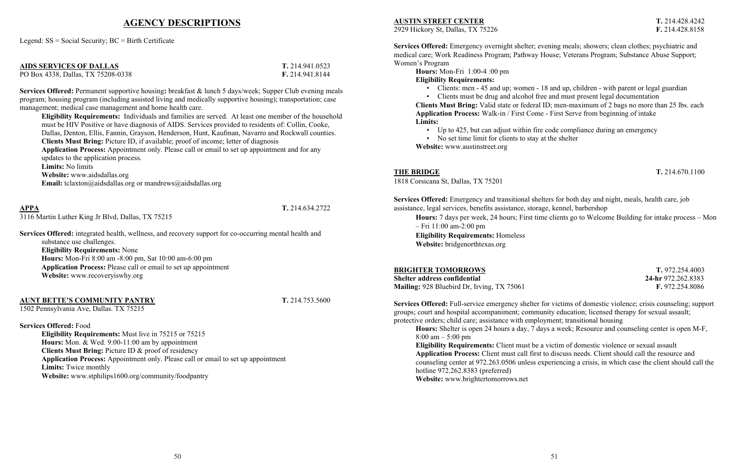# AGENCY DESCRIPTIONS

Legend: SS = Social Security; BC = Birth Certificate

## AIDS SERVICES OF DALLAS

PO Box 4338, Dallas, TX 75208-0338

**T.** 214.941.0523
**F.** 214.941.8144

**Services Offered:** Permanent supportive housing**:** breakfast & lunch 5 days/week; Supper Club evening meals program; housing program (including assisted living and medically supportive housing); transportation; case management; medical case management and home health care.

**Eligibility Requirements:** Individuals and families are served. At least one member of the household must be HIV Positive or have diagnosis of AIDS. Services provided to residents of: Collin, Cooke, Dallas, Denton, Ellis, Fannin, Grayson, Henderson, Hunt, Kaufman, Navarro and Rockwall counties.
**Clients Must Bring:** Picture ID, if available; proof of income; letter of diagnosis
**Application Process:** Appointment only. Please call or email to set up appointment and for any updates to the application process.
**Limits:** No limits
**Website:** www.aidsdallas.org
**Email:** tclaxton@aidsdallas.org or mandrews@aidsdallas.org

## APPA

3116 Martin Luther King Jr Blvd, Dallas, TX 75215

**T.** 214.634.2722

**Services Offered:** integrated health, wellness, and recovery support for co-occurring mental health and substance use challenges.
**Eligibility Requirements:** None
**Hours:** Mon-Fri 8:00 am -8:00 pm, Sat 10:00 am-6:00 pm
**Application Process:** Please call or email to set up appointment
**Website:** www.recoveryiswhy.org

## AUNT BETTE'S COMMUNITY PANTRY

1502 Pennsylvania Ave, Dallas. TX 75215

**T.** 214.753.5600

**Services Offered:** Food
**Eligibility Requirements:** Must live in 75215 or 75215
**Hours:** Mon. & Wed. 9:00-11:00 am by appointment
**Clients Must Bring:** Picture ID & proof of residency
**Application Process:** Appointment only. Please call or email to set up appointment
**Limits:** Twice monthly
**Website:** www.stphilips1600.org/community/foodpantry

## AUSTIN STREET CENTER

2929 Hickory St, Dallas, TX 75226

**T.** 214.428.4242
**F.** 214.428.8158

**Services Offered:** Emergency overnight shelter; evening meals; showers; clean clothes; psychiatric and medical care; Work Readiness Program; Pathway House; Veterans Program; Substance Abuse Support; Women's Program
**Hours:** Mon-Fri 1:00-4 :00 pm
**Eligibility Requirements:**
- Clients: men - 45 and up; women - 18 and up, children - with parent or legal guardian
- Clients must be drug and alcohol free and must present legal documentation

**Clients Must Bring:** Valid state or federal ID; men-maximum of 2 bags no more than 25 lbs. each
**Application Process:** Walk-in / First Come - First Serve from beginning of intake
**Limits:**
- Up to 425, but can adjust within fire code compliance during an emergency
- No set time limit for clients to stay at the shelter

**Website:** www.austinstreet.org

## THE BRIDGE

1818 Corsicana St, Dallas, TX 75201

**T.** 214.670.1100

**Services Offered:** Emergency and transitional shelters for both day and night, meals, health care, job assistance, legal services, benefits assistance, storage, kennel, barbershop
**Hours:** 7 days per week, 24 hours; First time clients go to Welcome Building for intake process – Mon – Fri 11:00 am-2:00 pm
**Eligibility Requirements:** Homeless
**Website:** bridgenorthtexas.org

## BRIGHTER TOMORROWS

**Shelter address confidential**
**Mailing:** 928 Bluebird Dr, Irving, TX 75061

**T.** 972.254.4003
**24-hr** 972.262.8383
**F.** 972.254.8086

**Services Offered:** Full-service emergency shelter for victims of domestic violence; crisis counseling; support groups; court and hospital accompaniment; community education; licensed therapy for sexual assault; protective orders; child care; assistance with employment; transitional housing
**Hours:** Shelter is open 24 hours a day, 7 days a week; Resource and counseling center is open M-F, 8:00 am – 5:00 pm
**Eligibility Requirements:** Client must be a victim of domestic violence or sexual assault
**Application Process:** Client must call first to discuss needs. Client should call the resource and counseling center at 972.263.0506 unless experiencing a crisis, in which case the client should call the hotline 972.262.8383 (preferred)
**Website:** www.brightertomorrows.net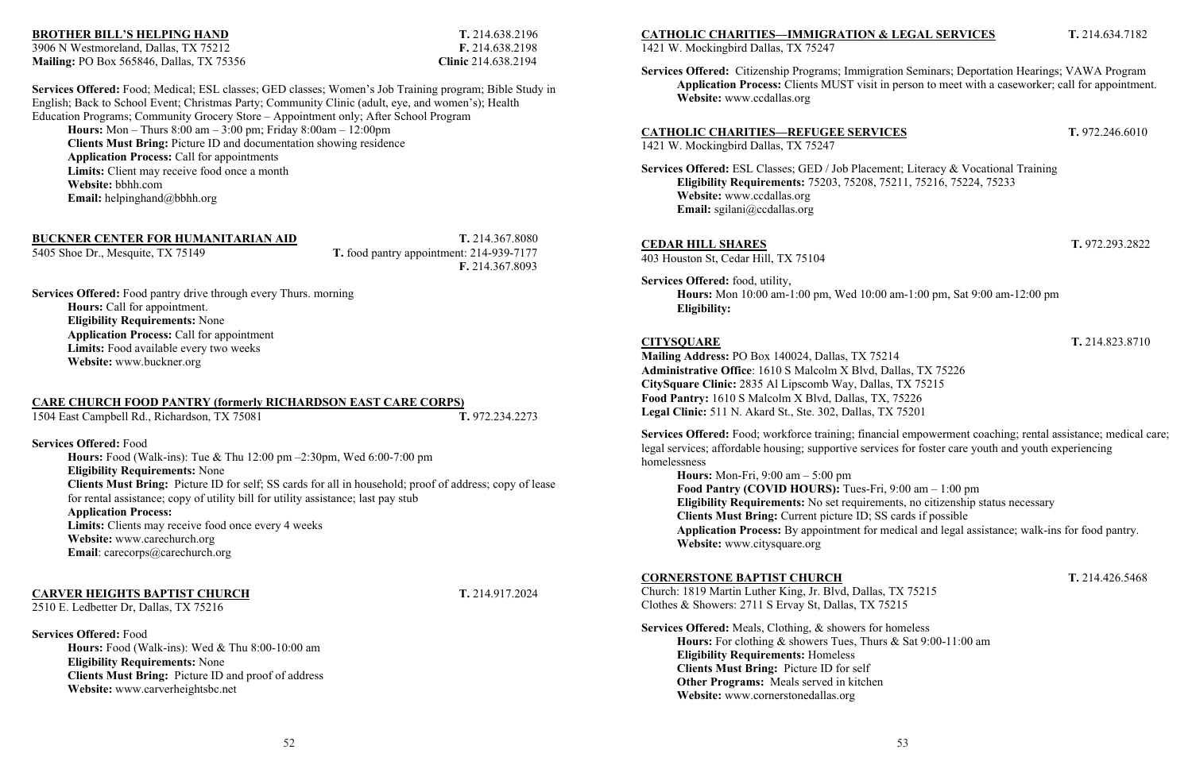**BROTHER BILL'S HELPING HAND**

3906 N Westmoreland, Dallas, TX 75212
**Mailing:** PO Box 565846, Dallas, TX 75356

**T.** 214.638.2196
**F.** 214.638.2198
**Clinic** 214.638.2194

**Services Offered:** Food; Medical; ESL classes; GED classes; Women's Job Training program; Bible Study in English; Back to School Event; Christmas Party; Community Clinic (adult, eye, and women's); Health Education Programs; Community Grocery Store – Appointment only; After School Program

- **Hours:** Mon – Thurs 8:00 am – 3:00 pm; Friday 8:00am – 12:00pm
- **Clients Must Bring:** Picture ID and documentation showing residence
- **Application Process:** Call for appointments
- **Limits:** Client may receive food once a month
- **Website:** bbhh.com
- **Email:** helpinghand@bbhh.org

**BUCKNER CENTER FOR HUMANITARIAN AID**

5405 Shoe Dr., Mesquite, TX 75149

**T.** 214.367.8080
**T.** food pantry appointment: 214-939-7177
**F.** 214.367.8093

**Services Offered:** Food pantry drive through every Thurs. morning

- **Hours:** Call for appointment.
- **Eligibility Requirements:** None
- **Application Process:** Call for appointment
- **Limits:** Food available every two weeks
- **Website:** www.buckner.org

**CARE CHURCH FOOD PANTRY (formerly RICHARDSON EAST CARE CORPS)**

1504 East Campbell Rd., Richardson, TX 75081

**T.** 972.234.2273

**Services Offered:** Food

- **Hours:** Food (Walk-ins): Tue & Thu 12:00 pm –2:30pm, Wed 6:00-7:00 pm
- **Eligibility Requirements:** None
- **Clients Must Bring:** Picture ID for self; SS cards for all in household; proof of address; copy of lease for rental assistance; copy of utility bill for utility assistance; last pay stub
- **Application Process:**
- **Limits:** Clients may receive food once every 4 weeks
- **Website:** www.carechurch.org
- **Email**: carecorps@carechurch.org

**CARVER HEIGHTS BAPTIST CHURCH**

2510 E. Ledbetter Dr, Dallas, TX 75216

**T.** 214.917.2024

**Services Offered:** Food

- **Hours:** Food (Walk-ins): Wed & Thu 8:00-10:00 am
- **Eligibility Requirements:** None
- **Clients Must Bring:** Picture ID and proof of address
- **Website:** www.carverheightsbc.net

**CATHOLIC CHARITIES—IMMIGRATION & LEGAL SERVICES**

1421 W. Mockingbird Dallas, TX 75247

**T.** 214.634.7182

**Services Offered:** Citizenship Programs; Immigration Seminars; Deportation Hearings; VAWA Program

- **Application Process:** Clients MUST visit in person to meet with a caseworker; call for appointment.
- **Website:** www.ccdallas.org

**CATHOLIC CHARITIES—REFUGEE SERVICES**

1421 W. Mockingbird Dallas, TX 75247

**T.** 972.246.6010

**Services Offered:** ESL Classes; GED / Job Placement; Literacy & Vocational Training

- **Eligibility Requirements:** 75203, 75208, 75211, 75216, 75224, 75233
- **Website:** www.ccdallas.org
- **Email:** sgilani@ccdallas.org

**CEDAR HILL SHARES**

403 Houston St, Cedar Hill, TX 75104

**T.** 972.293.2822

**Services Offered:** food, utility,

- **Hours:** Mon 10:00 am-1:00 pm, Wed 10:00 am-1:00 pm, Sat 9:00 am-12:00 pm
- **Eligibility:**

**CITYSQUARE**

**T.** 214.823.8710

**Mailing Address:** PO Box 140024, Dallas, TX 75214
**Administrative Office**: 1610 S Malcolm X Blvd, Dallas, TX 75226
**CitySquare Clinic:** 2835 Al Lipscomb Way, Dallas, TX 75215
**Food Pantry:** 1610 S Malcolm X Blvd, Dallas, TX, 75226
**Legal Clinic:** 511 N. Akard St., Ste. 302, Dallas, TX 75201

**Services Offered:** Food; workforce training; financial empowerment coaching; rental assistance; medical care; legal services; affordable housing; supportive services for foster care youth and youth experiencing homelessness

- **Hours:** Mon-Fri, 9:00 am – 5:00 pm
- **Food Pantry (COVID HOURS):** Tues-Fri, 9:00 am – 1:00 pm
- **Eligibility Requirements:** No set requirements, no citizenship status necessary
- **Clients Must Bring:** Current picture ID; SS cards if possible
- **Application Process:** By appointment for medical and legal assistance; walk-ins for food pantry.
- **Website:** www.citysquare.org

**CORNERSTONE BAPTIST CHURCH**

Church: 1819 Martin Luther King, Jr. Blvd, Dallas, TX 75215
Clothes & Showers: 2711 S Ervay St, Dallas, TX 75215

**T.** 214.426.5468

**Services Offered:** Meals, Clothing, & showers for homeless

- **Hours:** For clothing & showers Tues, Thurs & Sat 9:00-11:00 am
- **Eligibility Requirements:** Homeless
- **Clients Must Bring:** Picture ID for self
- **Other Programs:** Meals served in kitchen
- **Website:** www.cornerstonedallas.org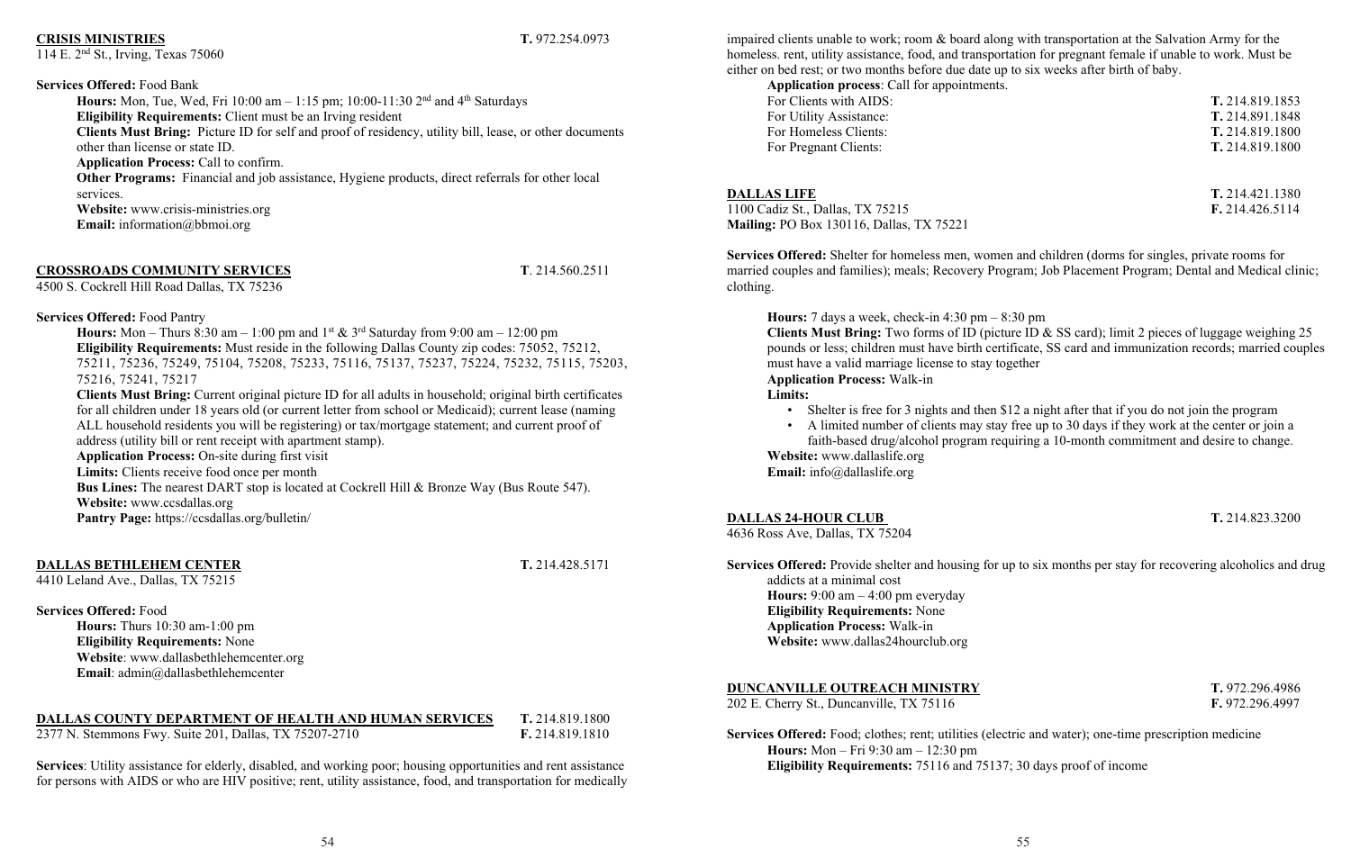**CRISIS MINISTRIES** — **T.** 972.254.0973

114 E. 2nd St., Irving, Texas 75060

**Services Offered:** Food Bank

**Hours:** Mon, Tue, Wed, Fri 10:00 am – 1:15 pm; 10:00-11:30 2nd and 4th Saturdays
**Eligibility Requirements:** Client must be an Irving resident
**Clients Must Bring:** Picture ID for self and proof of residency, utility bill, lease, or other documents other than license or state ID.
**Application Process:** Call to confirm.
**Other Programs:** Financial and job assistance, Hygiene products, direct referrals for other local services.
**Website:** www.crisis-ministries.org
**Email:** information@bbmoi.org

**CROSSROADS COMMUNITY SERVICES** — **T**. 214.560.2511

4500 S. Cockrell Hill Road Dallas, TX 75236

**Services Offered:** Food Pantry

**Hours:** Mon – Thurs 8:30 am – 1:00 pm and 1st & 3rd Saturday from 9:00 am – 12:00 pm
**Eligibility Requirements:** Must reside in the following Dallas County zip codes: 75052, 75212, 75211, 75236, 75249, 75104, 75208, 75233, 75116, 75137, 75237, 75224, 75232, 75115, 75203, 75216, 75241, 75217
**Clients Must Bring:** Current original picture ID for all adults in household; original birth certificates for all children under 18 years old (or current letter from school or Medicaid); current lease (naming ALL household residents you will be registering) or tax/mortgage statement; and current proof of address (utility bill or rent receipt with apartment stamp).
**Application Process:** On-site during first visit
**Limits:** Clients receive food once per month
**Bus Lines:** The nearest DART stop is located at Cockrell Hill & Bronze Way (Bus Route 547).
**Website:** www.ccsdallas.org
**Pantry Page:** https://ccsdallas.org/bulletin/

**DALLAS BETHLEHEM CENTER** — **T.** 214.428.5171

4410 Leland Ave., Dallas, TX 75215

**Services Offered:** Food

**Hours:** Thurs 10:30 am-1:00 pm
**Eligibility Requirements:** None
**Website**: www.dallasbethlehemcenter.org
**Email**: admin@dallasbethlehemcenter

**DALLAS COUNTY DEPARTMENT OF HEALTH AND HUMAN SERVICES** — **T.** 214.819.1800 — **F.** 214.819.1810

2377 N. Stemmons Fwy. Suite 201, Dallas, TX 75207-2710

**Services**: Utility assistance for elderly, disabled, and working poor; housing opportunities and rent assistance for persons with AIDS or who are HIV positive; rent, utility assistance, food, and transportation for medically impaired clients unable to work; room & board along with transportation at the Salvation Army for the homeless. rent, utility assistance, food, and transportation for pregnant female if unable to work. Must be either on bed rest; or two months before due date up to six weeks after birth of baby.

**Application process**: Call for appointments.

| | |
|---|---|
| For Clients with AIDS: | **T.** 214.819.1853 |
| For Utility Assistance: | **T.** 214.891.1848 |
| For Homeless Clients: | **T.** 214.819.1800 |
| For Pregnant Clients: | **T.** 214.819.1800 |

**DALLAS LIFE** — **T.** 214.421.1380 — **F.** 214.426.5114

1100 Cadiz St., Dallas, TX 75215
**Mailing:** PO Box 130116, Dallas, TX 75221

**Services Offered:** Shelter for homeless men, women and children (dorms for singles, private rooms for married couples and families); meals; Recovery Program; Job Placement Program; Dental and Medical clinic; clothing.

**Hours:** 7 days a week, check-in 4:30 pm – 8:30 pm
**Clients Must Bring:** Two forms of ID (picture ID & SS card); limit 2 pieces of luggage weighing 25 pounds or less; children must have birth certificate, SS card and immunization records; married couples must have a valid marriage license to stay together
**Application Process:** Walk-in
**Limits:**

- Shelter is free for 3 nights and then $12 a night after that if you do not join the program
- A limited number of clients may stay free up to 30 days if they work at the center or join a faith-based drug/alcohol program requiring a 10-month commitment and desire to change.

**Website:** www.dallaslife.org
**Email:** info@dallaslife.org

**DALLAS 24-HOUR CLUB** — **T.** 214.823.3200

4636 Ross Ave, Dallas, TX 75204

**Services Offered:** Provide shelter and housing for up to six months per stay for recovering alcoholics and drug addicts at a minimal cost

**Hours:** 9:00 am – 4:00 pm everyday
**Eligibility Requirements:** None
**Application Process:** Walk-in
**Website:** www.dallas24hourclub.org

**DUNCANVILLE OUTREACH MINISTRY** — **T.** 972.296.4986 — **F.** 972.296.4997

202 E. Cherry St., Duncanville, TX 75116

**Services Offered:** Food; clothes; rent; utilities (electric and water); one-time prescription medicine

**Hours:** Mon – Fri 9:30 am – 12:30 pm
**Eligibility Requirements:** 75116 and 75137; 30 days proof of income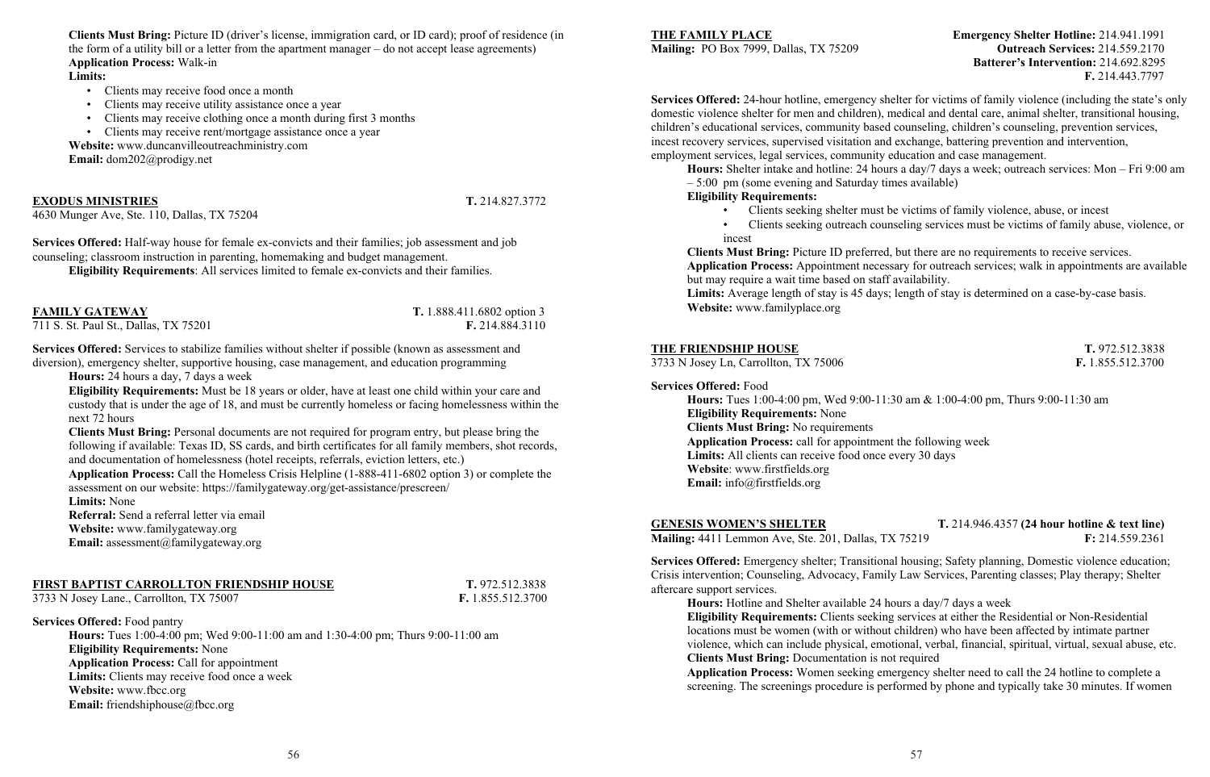**Clients Must Bring:** Picture ID (driver's license, immigration card, or ID card); proof of residence (in the form of a utility bill or a letter from the apartment manager – do not accept lease agreements)
**Application Process:** Walk-in
**Limits:**

- Clients may receive food once a month
- Clients may receive utility assistance once a year
- Clients may receive clothing once a month during first 3 months
- Clients may receive rent/mortgage assistance once a year

**Website:** www.duncanvilleoutreachministry.com
**Email:** dom202@prodigy.net

## EXODUS MINISTRIES

**T.** 214.827.3772
4630 Munger Ave, Ste. 110, Dallas, TX 75204

**Services Offered:** Half-way house for female ex-convicts and their families; job assessment and job counseling; classroom instruction in parenting, homemaking and budget management.
**Eligibility Requirements**: All services limited to female ex-convicts and their families.

## FAMILY GATEWAY

**T.** 1.888.411.6802 option 3
**F.** 214.884.3110
711 S. St. Paul St., Dallas, TX 75201

**Services Offered:** Services to stabilize families without shelter if possible (known as assessment and diversion), emergency shelter, supportive housing, case management, and education programming
**Hours:** 24 hours a day, 7 days a week
**Eligibility Requirements:** Must be 18 years or older, have at least one child within your care and custody that is under the age of 18, and must be currently homeless or facing homelessness within the next 72 hours
**Clients Must Bring:** Personal documents are not required for program entry, but please bring the following if available: Texas ID, SS cards, and birth certificates for all family members, shot records, and documentation of homelessness (hotel receipts, referrals, eviction letters, etc.)
**Application Process:** Call the Homeless Crisis Helpline (1-888-411-6802 option 3) or complete the assessment on our website: https://familygateway.org/get-assistance/prescreen/
**Limits:** None
**Referral:** Send a referral letter via email
**Website:** www.familygateway.org
**Email:** assessment@familygateway.org

## FIRST BAPTIST CARROLLTON FRIENDSHIP HOUSE

**T.** 972.512.3838
**F.** 1.855.512.3700
3733 N Josey Lane., Carrollton, TX 75007

**Services Offered:** Food pantry
**Hours:** Tues 1:00-4:00 pm; Wed 9:00-11:00 am and 1:30-4:00 pm; Thurs 9:00-11:00 am
**Eligibility Requirements:** None
**Application Process:** Call for appointment
**Limits:** Clients may receive food once a week
**Website:** www.fbcc.org
**Email:** friendshiphouse@fbcc.org

## THE FAMILY PLACE

**Mailing:** PO Box 7999, Dallas, TX 75209
**Emergency Shelter Hotline:** 214.941.1991
**Outreach Services:** 214.559.2170
**Batterer's Intervention:** 214.692.8295
**F.** 214.443.7797

**Services Offered:** 24-hour hotline, emergency shelter for victims of family violence (including the state's only domestic violence shelter for men and children), medical and dental care, animal shelter, transitional housing, children's educational services, community based counseling, children's counseling, prevention services, incest recovery services, supervised visitation and exchange, battering prevention and intervention, employment services, legal services, community education and case management.
**Hours:** Shelter intake and hotline: 24 hours a day/7 days a week; outreach services: Mon – Fri 9:00 am – 5:00 pm (some evening and Saturday times available)
**Eligibility Requirements:**

- Clients seeking shelter must be victims of family violence, abuse, or incest
- Clients seeking outreach counseling services must be victims of family abuse, violence, or incest

**Clients Must Bring:** Picture ID preferred, but there are no requirements to receive services.
**Application Process:** Appointment necessary for outreach services; walk in appointments are available but may require a wait time based on staff availability.
**Limits:** Average length of stay is 45 days; length of stay is determined on a case-by-case basis.
**Website:** www.familyplace.org

## THE FRIENDSHIP HOUSE

**T.** 972.512.3838
**F.** 1.855.512.3700
3733 N Josey Ln, Carrollton, TX 75006

**Services Offered:** Food
**Hours:** Tues 1:00-4:00 pm, Wed 9:00-11:30 am & 1:00-4:00 pm, Thurs 9:00-11:30 am
**Eligibility Requirements:** None
**Clients Must Bring:** No requirements
**Application Process:** call for appointment the following week
**Limits:** All clients can receive food once every 30 days
**Website**: www.firstfields.org
**Email:** info@firstfields.org

## GENESIS WOMEN'S SHELTER

**T.** 214.946.4357 **(24 hour hotline & text line)**
**F:** 214.559.2361
**Mailing:** 4411 Lemmon Ave, Ste. 201, Dallas, TX 75219

**Services Offered:** Emergency shelter; Transitional housing; Safety planning, Domestic violence education; Crisis intervention; Counseling, Advocacy, Family Law Services, Parenting classes; Play therapy; Shelter aftercare support services.
**Hours:** Hotline and Shelter available 24 hours a day/7 days a week
**Eligibility Requirements:** Clients seeking services at either the Residential or Non-Residential locations must be women (with or without children) who have been affected by intimate partner violence, which can include physical, emotional, verbal, financial, spiritual, virtual, sexual abuse, etc.
**Clients Must Bring:** Documentation is not required
**Application Process:** Women seeking emergency shelter need to call the 24 hotline to complete a screening. The screenings procedure is performed by phone and typically take 30 minutes. If women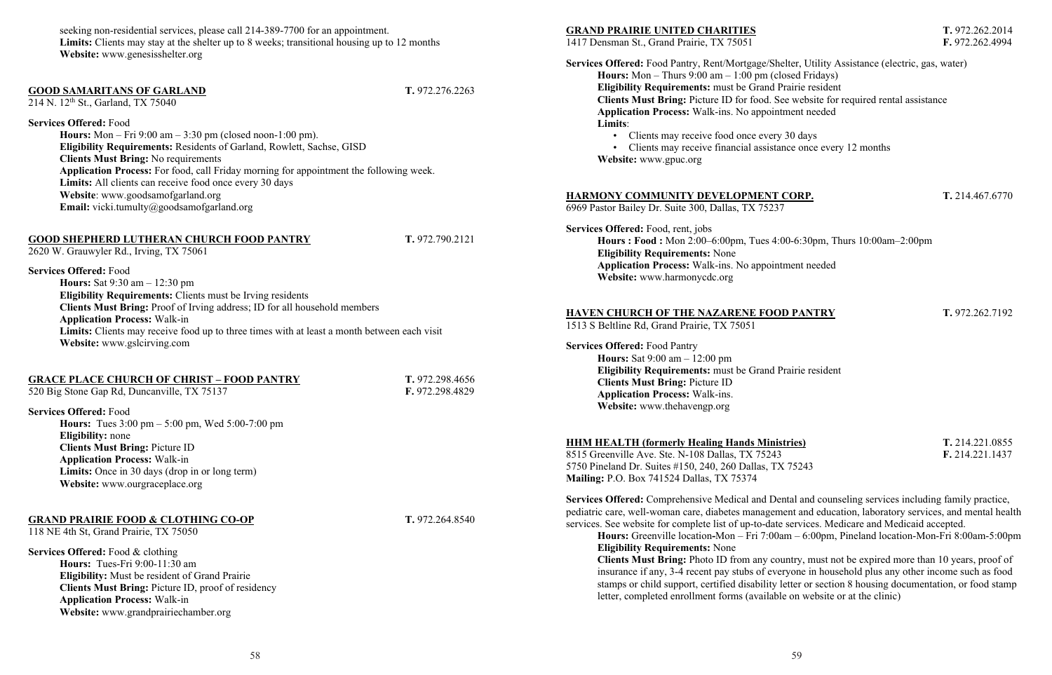seeking non-residential services, please call 214-389-7700 for an appointment.
**Limits:** Clients may stay at the shelter up to 8 weeks; transitional housing up to 12 months
**Website:** www.genesisshelter.org

**GOOD SAMARITANS OF GARLAND** **T.** 972.276.2263
214 N. 12th St., Garland, TX 75040

**Services Offered:** Food
**Hours:** Mon – Fri 9:00 am – 3:30 pm (closed noon-1:00 pm).
**Eligibility Requirements:** Residents of Garland, Rowlett, Sachse, GISD
**Clients Must Bring:** No requirements
**Application Process:** For food, call Friday morning for appointment the following week.
**Limits:** All clients can receive food once every 30 days
**Website**: www.goodsamofgarland.org
**Email:** vicki.tumulty@goodsamofgarland.org

**GOOD SHEPHERD LUTHERAN CHURCH FOOD PANTRY** **T.** 972.790.2121
2620 W. Grauwyler Rd., Irving, TX 75061

**Services Offered:** Food
**Hours:** Sat 9:30 am – 12:30 pm
**Eligibility Requirements:** Clients must be Irving residents
**Clients Must Bring:** Proof of Irving address; ID for all household members
**Application Process:** Walk-in
**Limits:** Clients may receive food up to three times with at least a month between each visit
**Website:** www.gslcirving.com

**GRACE PLACE CHURCH OF CHRIST – FOOD PANTRY** **T.** 972.298.4656 **F.** 972.298.4829
520 Big Stone Gap Rd, Duncanville, TX 75137

**Services Offered:** Food
**Hours:** Tues 3:00 pm – 5:00 pm, Wed 5:00-7:00 pm
**Eligibility:** none
**Clients Must Bring:** Picture ID
**Application Process:** Walk-in
**Limits:** Once in 30 days (drop in or long term)
**Website:** www.ourgraceplace.org

**GRAND PRAIRIE FOOD & CLOTHING CO-OP** **T.** 972.264.8540
118 NE 4th St, Grand Prairie, TX 75050

**Services Offered:** Food & clothing
**Hours:** Tues-Fri 9:00-11:30 am
**Eligibility:** Must be resident of Grand Prairie
**Clients Must Bring:** Picture ID, proof of residency
**Application Process:** Walk-in
**Website:** www.grandprairiechamber.org

**GRAND PRAIRIE UNITED CHARITIES** **T.** 972.262.2014 **F.** 972.262.4994
1417 Densman St., Grand Prairie, TX 75051

**Services Offered:** Food Pantry, Rent/Mortgage/Shelter, Utility Assistance (electric, gas, water)
**Hours:** Mon – Thurs 9:00 am – 1:00 pm (closed Fridays)
**Eligibility Requirements:** must be Grand Prairie resident
**Clients Must Bring:** Picture ID for food. See website for required rental assistance
**Application Process:** Walk-ins. No appointment needed
**Limits**:

- Clients may receive food once every 30 days
- Clients may receive financial assistance once every 12 months

**Website:** www.gpuc.org

**HARMONY COMMUNITY DEVELOPMENT CORP.** **T.** 214.467.6770
6969 Pastor Bailey Dr. Suite 300, Dallas, TX 75237

**Services Offered:** Food, rent, jobs
**Hours : Food :** Mon 2:00–6:00pm, Tues 4:00-6:30pm, Thurs 10:00am–2:00pm
**Eligibility Requirements:** None
**Application Process:** Walk-ins. No appointment needed
**Website:** www.harmonycdc.org

**HAVEN CHURCH OF THE NAZARENE FOOD PANTRY** **T.** 972.262.7192
1513 S Beltline Rd, Grand Prairie, TX 75051

**Services Offered:** Food Pantry
**Hours:** Sat 9:00 am – 12:00 pm
**Eligibility Requirements:** must be Grand Prairie resident
**Clients Must Bring:** Picture ID
**Application Process:** Walk-ins.
**Website:** www.thehavengp.org

**HHM HEALTH (formerly Healing Hands Ministries)** **T.** 214.221.0855 **F.** 214.221.1437
8515 Greenville Ave. Ste. N-108 Dallas, TX 75243
5750 Pineland Dr. Suites #150, 240, 260 Dallas, TX 75243
**Mailing:** P.O. Box 741524 Dallas, TX 75374

**Services Offered:** Comprehensive Medical and Dental and counseling services including family practice, pediatric care, well-woman care, diabetes management and education, laboratory services, and mental health services. See website for complete list of up-to-date services. Medicare and Medicaid accepted.
**Hours:** Greenville location-Mon – Fri 7:00am – 6:00pm, Pineland location-Mon-Fri 8:00am-5:00pm
**Eligibility Requirements:** None
**Clients Must Bring:** Photo ID from any country, must not be expired more than 10 years, proof of insurance if any, 3-4 recent pay stubs of everyone in household plus any other income such as food stamps or child support, certified disability letter or section 8 housing documentation, or food stamp letter, completed enrollment forms (available on website or at the clinic)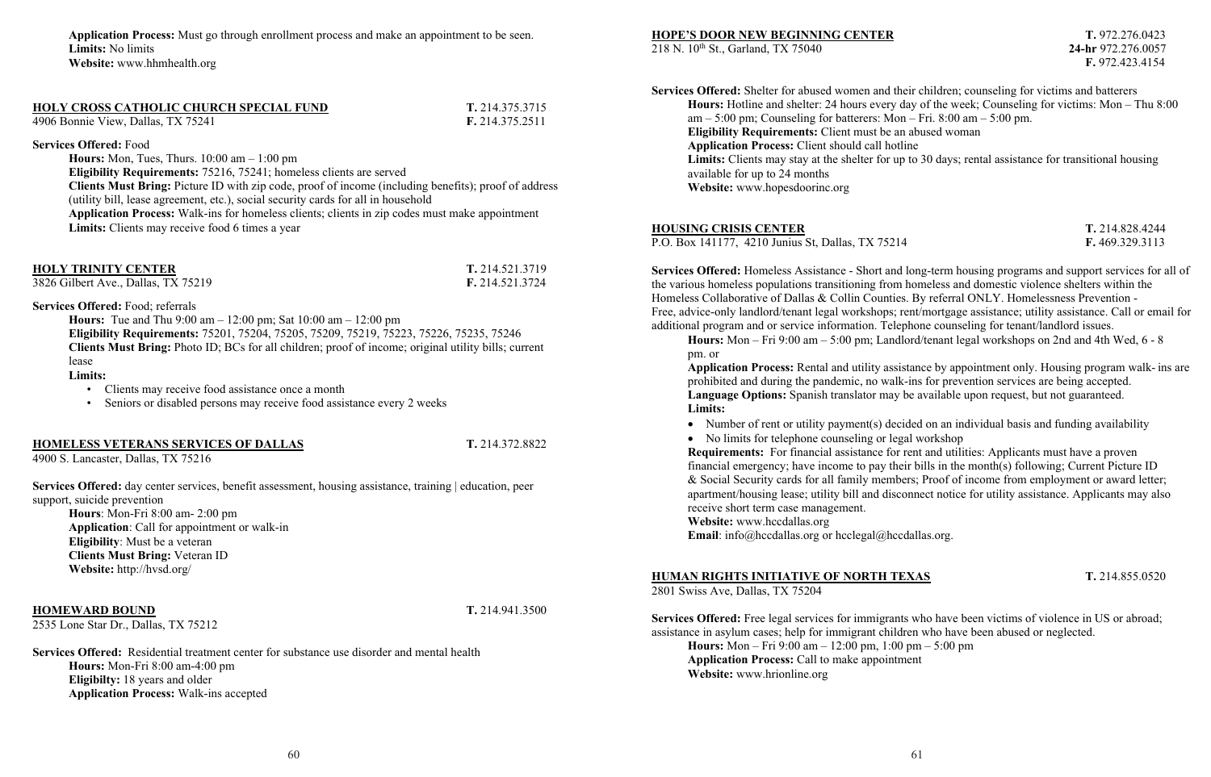**Application Process:** Must go through enrollment process and make an appointment to be seen.
**Limits:** No limits
**Website:** www.hhmhealth.org

## HOLY CROSS CATHOLIC CHURCH SPECIAL FUND

4906 Bonnie View, Dallas, TX 75241
**T.** 214.375.3715
**F.** 214.375.2511

**Services Offered:** Food

**Hours:** Mon, Tues, Thurs. 10:00 am – 1:00 pm
**Eligibility Requirements:** 75216, 75241; homeless clients are served
**Clients Must Bring:** Picture ID with zip code, proof of income (including benefits); proof of address (utility bill, lease agreement, etc.), social security cards for all in household
**Application Process:** Walk-ins for homeless clients; clients in zip codes must make appointment
**Limits:** Clients may receive food 6 times a year

## HOLY TRINITY CENTER

3826 Gilbert Ave., Dallas, TX 75219
**T.** 214.521.3719
**F.** 214.521.3724

**Services Offered:** Food; referrals

**Hours:** Tue and Thu 9:00 am – 12:00 pm; Sat 10:00 am – 12:00 pm
**Eligibility Requirements:** 75201, 75204, 75205, 75209, 75219, 75223, 75226, 75235, 75246
**Clients Must Bring:** Photo ID; BCs for all children; proof of income; original utility bills; current lease
**Limits:**

- Clients may receive food assistance once a month
- Seniors or disabled persons may receive food assistance every 2 weeks

## HOMELESS VETERANS SERVICES OF DALLAS

4900 S. Lancaster, Dallas, TX 75216
**T.** 214.372.8822

**Services Offered:** day center services, benefit assessment, housing assistance, training | education, peer support, suicide prevention

**Hours**: Mon-Fri 8:00 am- 2:00 pm
**Application**: Call for appointment or walk-in
**Eligibility**: Must be a veteran
**Clients Must Bring:** Veteran ID
**Website:** http://hvsd.org/

## HOMEWARD BOUND

2535 Lone Star Dr., Dallas, TX 75212
**T.** 214.941.3500

**Services Offered:** Residential treatment center for substance use disorder and mental health

**Hours:** Mon-Fri 8:00 am-4:00 pm
**Eligibilty:** 18 years and older
**Application Process:** Walk-ins accepted

## HOPE'S DOOR NEW BEGINNING CENTER

218 N. 10th St., Garland, TX 75040
**T.** 972.276.0423
**24-hr** 972.276.0057
**F.** 972.423.4154

**Services Offered:** Shelter for abused women and their children; counseling for victims and batterers

**Hours:** Hotline and shelter: 24 hours every day of the week; Counseling for victims: Mon – Thu 8:00 am – 5:00 pm; Counseling for batterers: Mon – Fri. 8:00 am – 5:00 pm.
**Eligibility Requirements:** Client must be an abused woman
**Application Process:** Client should call hotline
**Limits:** Clients may stay at the shelter for up to 30 days; rental assistance for transitional housing available for up to 24 months
**Website:** www.hopesdoorinc.org

## HOUSING CRISIS CENTER

P.O. Box 141177, 4210 Junius St, Dallas, TX 75214
**T.** 214.828.4244
**F.** 469.329.3113

**Services Offered:** Homeless Assistance - Short and long-term housing programs and support services for all of the various homeless populations transitioning from homeless and domestic violence shelters within the Homeless Collaborative of Dallas & Collin Counties. By referral ONLY. Homelessness Prevention - Free, advice-only landlord/tenant legal workshops; rent/mortgage assistance; utility assistance. Call or email for additional program and or service information. Telephone counseling for tenant/landlord issues.

**Hours:** Mon – Fri 9:00 am – 5:00 pm; Landlord/tenant legal workshops on 2nd and 4th Wed, 6 - 8 pm. or
**Application Process:** Rental and utility assistance by appointment only. Housing program walk- ins are prohibited and during the pandemic, no walk-ins for prevention services are being accepted.
**Language Options:** Spanish translator may be available upon request, but not guaranteed.
**Limits:**

- Number of rent or utility payment(s) decided on an individual basis and funding availability
- No limits for telephone counseling or legal workshop

**Requirements:** For financial assistance for rent and utilities: Applicants must have a proven financial emergency; have income to pay their bills in the month(s) following; Current Picture ID & Social Security cards for all family members; Proof of income from employment or award letter; apartment/housing lease; utility bill and disconnect notice for utility assistance. Applicants may also receive short term case management.
**Website:** www.hccdallas.org
**Email**: info@hccdallas.org or hcclegal@hccdallas.org.

## HUMAN RIGHTS INITIATIVE OF NORTH TEXAS

2801 Swiss Ave, Dallas, TX 75204
**T.** 214.855.0520

**Services Offered:** Free legal services for immigrants who have been victims of violence in US or abroad; assistance in asylum cases; help for immigrant children who have been abused or neglected.

**Hours:** Mon – Fri 9:00 am – 12:00 pm, 1:00 pm – 5:00 pm
**Application Process:** Call to make appointment
**Website:** www.hrionline.org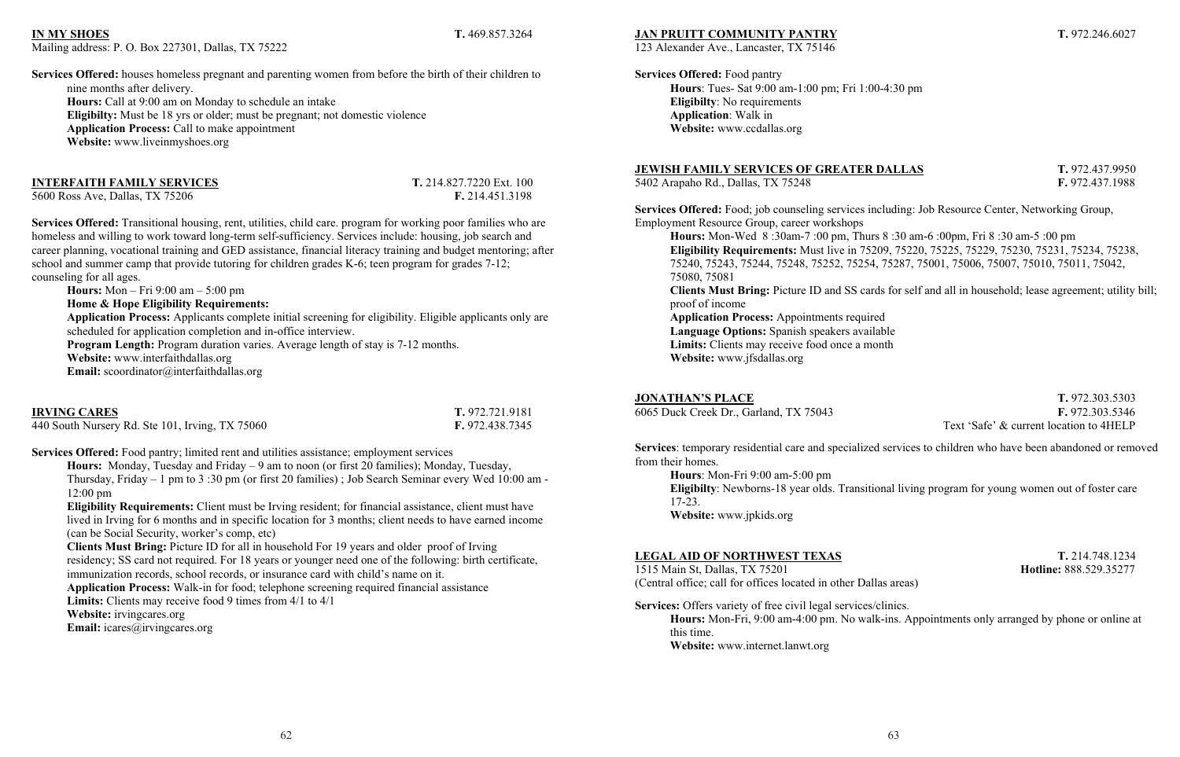**IN MY SHOES** **T.** 469.857.3264

Mailing address: P. O. Box 227301, Dallas, TX 75222

**Services Offered:** houses homeless pregnant and parenting women from before the birth of their children to nine months after delivery.

**Hours:** Call at 9:00 am on Monday to schedule an intake

**Eligibilty:** Must be 18 yrs or older; must be pregnant; not domestic violence

**Application Process:** Call to make appointment

**Website:** www.liveinmyshoes.org

**INTERFAITH FAMILY SERVICES** **T.** 214.827.7220 Ext. 100

5600 Ross Ave, Dallas, TX 75206 **F.** 214.451.3198

**Services Offered:** Transitional housing, rent, utilities, child care. program for working poor families who are homeless and willing to work toward long-term self-sufficiency. Services include: housing, job search and career planning, vocational training and GED assistance, financial literacy training and budget mentoring; after school and summer camp that provide tutoring for children grades K-6; teen program for grades 7-12; counseling for all ages.

**Hours:** Mon – Fri 9:00 am – 5:00 pm

**Home & Hope Eligibility Requirements:**

**Application Process:** Applicants complete initial screening for eligibility. Eligible applicants only are scheduled for application completion and in-office interview.

**Program Length:** Program duration varies. Average length of stay is 7-12 months.

**Website:** www.interfaithdallas.org

**Email:** scoordinator@interfaithdallas.org

**IRVING CARES** **T.** 972.721.9181

440 South Nursery Rd. Ste 101, Irving, TX 75060 **F.** 972.438.7345

**Services Offered:** Food pantry; limited rent and utilities assistance; employment services

**Hours:** Monday, Tuesday and Friday – 9 am to noon (or first 20 families); Monday, Tuesday, Thursday, Friday – 1 pm to 3 :30 pm (or first 20 families) ; Job Search Seminar every Wed 10:00 am - 12:00 pm

**Eligibility Requirements:** Client must be Irving resident; for financial assistance, client must have lived in Irving for 6 months and in specific location for 3 months; client needs to have earned income (can be Social Security, worker's comp, etc)

**Clients Must Bring:** Picture ID for all in household For 19 years and older proof of Irving residency; SS card not required. For 18 years or younger need one of the following: birth certificate, immunization records, school records, or insurance card with child's name on it.

**Application Process:** Walk-in for food; telephone screening required financial assistance

**Limits:** Clients may receive food 9 times from 4/1 to 4/1

**Website:** irvingcares.org

**Email:** icares@irvingcares.org

**JAN PRUITT COMMUNITY PANTRY** **T.** 972.246.6027

123 Alexander Ave., Lancaster, TX 75146

**Services Offered:** Food pantry

**Hours**: Tues- Sat 9:00 am-1:00 pm; Fri 1:00-4:30 pm

**Eligibilty**: No requirements

**Application**: Walk in

**Website:** www.ccdallas.org

**JEWISH FAMILY SERVICES OF GREATER DALLAS** **T.** 972.437.9950

5402 Arapaho Rd., Dallas, TX 75248 **F.** 972.437.1988

**Services Offered:** Food; job counseling services including: Job Resource Center, Networking Group, Employment Resource Group, career workshops

**Hours:** Mon-Wed 8 :30am-7 :00 pm, Thurs 8 :30 am-6 :00pm, Fri 8 :30 am-5 :00 pm

**Eligibility Requirements:** Must live in 75209, 75220, 75225, 75229, 75230, 75231, 75234, 75238, 75240, 75243, 75244, 75248, 75252, 75254, 75287, 75001, 75006, 75007, 75010, 75011, 75042, 75080, 75081

**Clients Must Bring:** Picture ID and SS cards for self and all in household; lease agreement; utility bill; proof of income

**Application Process:** Appointments required

**Language Options:** Spanish speakers available

**Limits:** Clients may receive food once a month

**Website:** www.jfsdallas.org

**JONATHAN'S PLACE** **T.** 972.303.5303

6065 Duck Creek Dr., Garland, TX 75043 **F.** 972.303.5346

Text 'Safe' & current location to 4HELP

**Services**: temporary residential care and specialized services to children who have been abandoned or removed from their homes.

**Hours**: Mon-Fri 9:00 am-5:00 pm

**Eligibilty**: Newborns-18 year olds. Transitional living program for young women out of foster care 17-23.

**Website:** www.jpkids.org

**LEGAL AID OF NORTHWEST TEXAS** **T.** 214.748.1234

1515 Main St, Dallas, TX 75201 **Hotline:** 888.529.35277

(Central office; call for offices located in other Dallas areas)

**Services:** Offers variety of free civil legal services/clinics.

**Hours:** Mon-Fri, 9:00 am-4:00 pm. No walk-ins. Appointments only arranged by phone or online at this time.

**Website:** www.internet.lanwt.org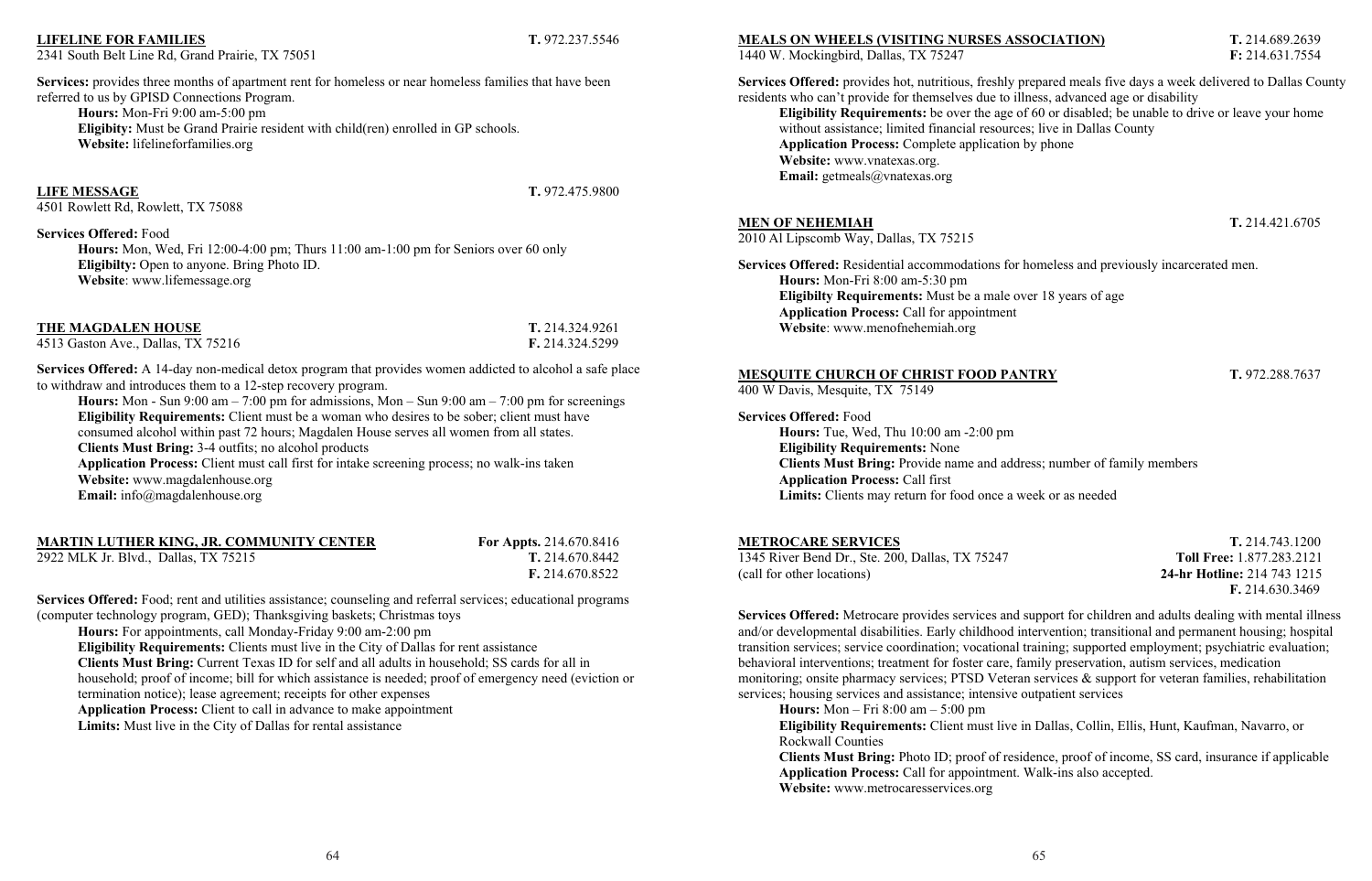**LIFELINE FOR FAMILIES** **T.** 972.237.5546
2341 South Belt Line Rd, Grand Prairie, TX 75051

**Services:** provides three months of apartment rent for homeless or near homeless families that have been referred to us by GPISD Connections Program.

**Hours:** Mon-Fri 9:00 am-5:00 pm
**Eligibity:** Must be Grand Prairie resident with child(ren) enrolled in GP schools.
**Website:** lifelineforfamilies.org

**LIFE MESSAGE** **T.** 972.475.9800
4501 Rowlett Rd, Rowlett, TX 75088

**Services Offered:** Food

**Hours:** Mon, Wed, Fri 12:00-4:00 pm; Thurs 11:00 am-1:00 pm for Seniors over 60 only
**Eligibilty:** Open to anyone. Bring Photo ID.
**Website**: www.lifemessage.org

**THE MAGDALEN HOUSE** **T.** 214.324.9261
4513 Gaston Ave., Dallas, TX 75216 **F.** 214.324.5299

**Services Offered:** A 14-day non-medical detox program that provides women addicted to alcohol a safe place to withdraw and introduces them to a 12-step recovery program.

**Hours:** Mon - Sun 9:00 am – 7:00 pm for admissions, Mon – Sun 9:00 am – 7:00 pm for screenings
**Eligibility Requirements:** Client must be a woman who desires to be sober; client must have consumed alcohol within past 72 hours; Magdalen House serves all women from all states.
**Clients Must Bring:** 3-4 outfits; no alcohol products
**Application Process:** Client must call first for intake screening process; no walk-ins taken
**Website:** www.magdalenhouse.org
**Email:** info@magdalenhouse.org

**MARTIN LUTHER KING, JR. COMMUNITY CENTER** **For Appts.** 214.670.8416
2922 MLK Jr. Blvd., Dallas, TX 75215 **T.** 214.670.8442
**F.** 214.670.8522

**Services Offered:** Food; rent and utilities assistance; counseling and referral services; educational programs (computer technology program, GED); Thanksgiving baskets; Christmas toys

**Hours:** For appointments, call Monday-Friday 9:00 am-2:00 pm
**Eligibility Requirements:** Clients must live in the City of Dallas for rent assistance
**Clients Must Bring:** Current Texas ID for self and all adults in household; SS cards for all in household; proof of income; bill for which assistance is needed; proof of emergency need (eviction or termination notice); lease agreement; receipts for other expenses
**Application Process:** Client to call in advance to make appointment
**Limits:** Must live in the City of Dallas for rental assistance

**MEALS ON WHEELS (VISITING NURSES ASSOCIATION)** **T.** 214.689.2639
1440 W. Mockingbird, Dallas, TX 75247 **F:** 214.631.7554

**Services Offered:** provides hot, nutritious, freshly prepared meals five days a week delivered to Dallas County residents who can't provide for themselves due to illness, advanced age or disability

**Eligibility Requirements:** be over the age of 60 or disabled; be unable to drive or leave your home without assistance; limited financial resources; live in Dallas County
**Application Process:** Complete application by phone
**Website:** www.vnatexas.org.
**Email:** getmeals@vnatexas.org

**MEN OF NEHEMIAH** **T.** 214.421.6705
2010 Al Lipscomb Way, Dallas, TX 75215

**Services Offered:** Residential accommodations for homeless and previously incarcerated men.

**Hours:** Mon-Fri 8:00 am-5:30 pm
**Eligibilty Requirements:** Must be a male over 18 years of age
**Application Process:** Call for appointment
**Website**: www.menofnehemiah.org

**MESQUITE CHURCH OF CHRIST FOOD PANTRY** **T.** 972.288.7637
400 W Davis, Mesquite, TX 75149

**Services Offered:** Food

**Hours:** Tue, Wed, Thu 10:00 am -2:00 pm
**Eligibility Requirements:** None
**Clients Must Bring:** Provide name and address; number of family members
**Application Process:** Call first
**Limits:** Clients may return for food once a week or as needed

**METROCARE SERVICES** **T.** 214.743.1200
1345 River Bend Dr., Ste. 200, Dallas, TX 75247 **Toll Free:** 1.877.283.2121
(call for other locations) **24-hr Hotline:** 214 743 1215
**F.** 214.630.3469

**Services Offered:** Metrocare provides services and support for children and adults dealing with mental illness and/or developmental disabilities. Early childhood intervention; transitional and permanent housing; hospital transition services; service coordination; vocational training; supported employment; psychiatric evaluation; behavioral interventions; treatment for foster care, family preservation, autism services, medication monitoring; onsite pharmacy services; PTSD Veteran services & support for veteran families, rehabilitation services; housing services and assistance; intensive outpatient services

**Hours:** Mon – Fri 8:00 am – 5:00 pm
**Eligibility Requirements:** Client must live in Dallas, Collin, Ellis, Hunt, Kaufman, Navarro, or Rockwall Counties
**Clients Must Bring:** Photo ID; proof of residence, proof of income, SS card, insurance if applicable
**Application Process:** Call for appointment. Walk-ins also accepted.
**Website:** www.metrocaresservices.org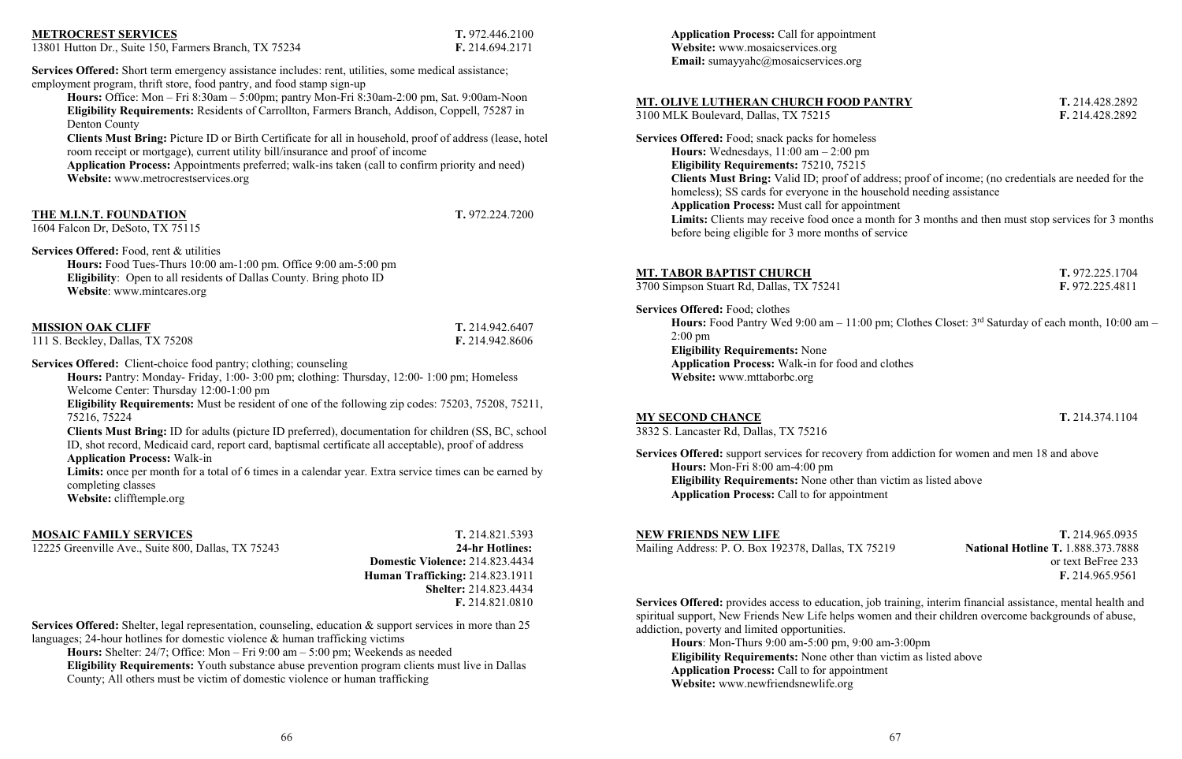**METROCREST SERVICES** T. 972.446.2100
13801 Hutton Dr., Suite 150, Farmers Branch, TX 75234 F. 214.694.2171

**Services Offered:** Short term emergency assistance includes: rent, utilities, some medical assistance; employment program, thrift store, food pantry, and food stamp sign-up

**Hours:** Office: Mon – Fri 8:30am – 5:00pm; pantry Mon-Fri 8:30am-2:00 pm, Sat. 9:00am-Noon
**Eligibility Requirements:** Residents of Carrollton, Farmers Branch, Addison, Coppell, 75287 in Denton County
**Clients Must Bring:** Picture ID or Birth Certificate for all in household, proof of address (lease, hotel room receipt or mortgage), current utility bill/insurance and proof of income
**Application Process:** Appointments preferred; walk-ins taken (call to confirm priority and need)
**Website:** www.metrocrestservices.org

**THE M.I.N.T. FOUNDATION** T. 972.224.7200
1604 Falcon Dr, DeSoto, TX 75115

**Services Offered:** Food, rent & utilities

**Hours:** Food Tues-Thurs 10:00 am-1:00 pm. Office 9:00 am-5:00 pm
**Eligibility**: Open to all residents of Dallas County. Bring photo ID
**Website**: www.mintcares.org

**MISSION OAK CLIFF** T. 214.942.6407
111 S. Beckley, Dallas, TX 75208 F. 214.942.8606

**Services Offered:** Client-choice food pantry; clothing; counseling

**Hours:** Pantry: Monday- Friday, 1:00- 3:00 pm; clothing: Thursday, 12:00- 1:00 pm; Homeless Welcome Center: Thursday 12:00-1:00 pm
**Eligibility Requirements:** Must be resident of one of the following zip codes: 75203, 75208, 75211, 75216, 75224
**Clients Must Bring:** ID for adults (picture ID preferred), documentation for children (SS, BC, school ID, shot record, Medicaid card, report card, baptismal certificate all acceptable), proof of address
**Application Process:** Walk-in
**Limits:** once per month for a total of 6 times in a calendar year. Extra service times can be earned by completing classes
**Website:** clifftemple.org

**MOSAIC FAMILY SERVICES** T. 214.821.5393
12225 Greenville Ave., Suite 800, Dallas, TX 75243
**24-hr Hotlines:**
**Domestic Violence:** 214.823.4434
**Human Trafficking:** 214.823.1911
**Shelter:** 214.823.4434
**F.** 214.821.0810

**Services Offered:** Shelter, legal representation, counseling, education & support services in more than 25 languages; 24-hour hotlines for domestic violence & human trafficking victims

**Hours:** Shelter: 24/7; Office: Mon – Fri 9:00 am – 5:00 pm; Weekends as needed
**Eligibility Requirements:** Youth substance abuse prevention program clients must live in Dallas County; All others must be victim of domestic violence or human trafficking
**Application Process:** Call for appointment
**Website:** www.mosaicservices.org
**Email:** sumayyahc@mosaicservices.org

**MT. OLIVE LUTHERAN CHURCH FOOD PANTRY** T. 214.428.2892
3100 MLK Boulevard, Dallas, TX 75215 F. 214.428.2892

**Services Offered:** Food; snack packs for homeless

**Hours:** Wednesdays, 11:00 am – 2:00 pm
**Eligibility Requirements:** 75210, 75215
**Clients Must Bring:** Valid ID; proof of address; proof of income; (no credentials are needed for the homeless); SS cards for everyone in the household needing assistance
**Application Process:** Must call for appointment
**Limits:** Clients may receive food once a month for 3 months and then must stop services for 3 months before being eligible for 3 more months of service

**MT. TABOR BAPTIST CHURCH** T. 972.225.1704
3700 Simpson Stuart Rd, Dallas, TX 75241 F. 972.225.4811

**Services Offered:** Food; clothes

**Hours:** Food Pantry Wed 9:00 am – 11:00 pm; Clothes Closet: 3rd Saturday of each month, 10:00 am – 2:00 pm
**Eligibility Requirements:** None
**Application Process:** Walk-in for food and clothes
**Website:** www.mttaborbc.org

**MY SECOND CHANCE** T. 214.374.1104
3832 S. Lancaster Rd, Dallas, TX 75216

**Services Offered:** support services for recovery from addiction for women and men 18 and above

**Hours:** Mon-Fri 8:00 am-4:00 pm
**Eligibility Requirements:** None other than victim as listed above
**Application Process:** Call to for appointment

**NEW FRIENDS NEW LIFE** T. 214.965.0935
Mailing Address: P. O. Box 192378, Dallas, TX 75219
**National Hotline T.** 1.888.373.7888 or text BeFree 233
**F.** 214.965.9561

**Services Offered:** provides access to education, job training, interim financial assistance, mental health and spiritual support, New Friends New Life helps women and their children overcome backgrounds of abuse, addiction, poverty and limited opportunities.

**Hours**: Mon-Thurs 9:00 am-5:00 pm, 9:00 am-3:00pm
**Eligibility Requirements:** None other than victim as listed above
**Application Process:** Call to for appointment
**Website:** www.newfriendsnewlife.org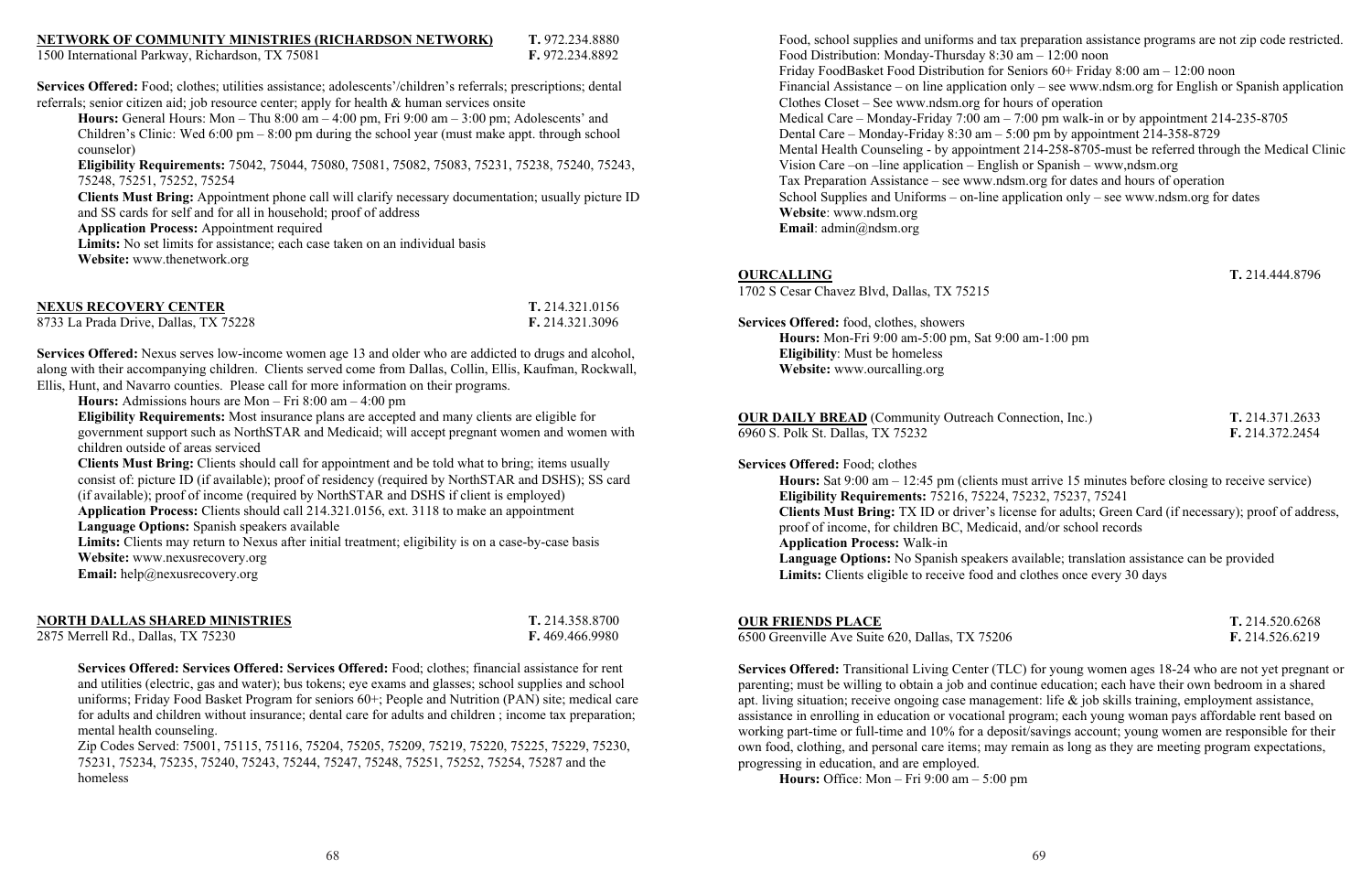**NETWORK OF COMMUNITY MINISTRIES (RICHARDSON NETWORK)** **T.** 972.234.8880
1500 International Parkway, Richardson, TX 75081 **F.** 972.234.8892

**Services Offered:** Food; clothes; utilities assistance; adolescents'/children's referrals; prescriptions; dental referrals; senior citizen aid; job resource center; apply for health & human services onsite

**Hours:** General Hours: Mon – Thu 8:00 am – 4:00 pm, Fri 9:00 am – 3:00 pm; Adolescents' and Children's Clinic: Wed 6:00 pm – 8:00 pm during the school year (must make appt. through school counselor)

**Eligibility Requirements:** 75042, 75044, 75080, 75081, 75082, 75083, 75231, 75238, 75240, 75243, 75248, 75251, 75252, 75254

**Clients Must Bring:** Appointment phone call will clarify necessary documentation; usually picture ID and SS cards for self and for all in household; proof of address

**Application Process:** Appointment required

**Limits:** No set limits for assistance; each case taken on an individual basis

**Website:** www.thenetwork.org

**NEXUS RECOVERY CENTER** **T.** 214.321.0156
8733 La Prada Drive, Dallas, TX 75228 **F.** 214.321.3096

**Services Offered:** Nexus serves low-income women age 13 and older who are addicted to drugs and alcohol, along with their accompanying children. Clients served come from Dallas, Collin, Ellis, Kaufman, Rockwall, Ellis, Hunt, and Navarro counties. Please call for more information on their programs.

**Hours:** Admissions hours are Mon – Fri 8:00 am – 4:00 pm

**Eligibility Requirements:** Most insurance plans are accepted and many clients are eligible for government support such as NorthSTAR and Medicaid; will accept pregnant women and women with children outside of areas serviced

**Clients Must Bring:** Clients should call for appointment and be told what to bring; items usually consist of: picture ID (if available); proof of residency (required by NorthSTAR and DSHS); SS card (if available); proof of income (required by NorthSTAR and DSHS if client is employed)

**Application Process:** Clients should call 214.321.0156, ext. 3118 to make an appointment

**Language Options:** Spanish speakers available

**Limits:** Clients may return to Nexus after initial treatment; eligibility is on a case-by-case basis

**Website:** www.nexusrecovery.org

**Email:** help@nexusrecovery.org

**NORTH DALLAS SHARED MINISTRIES** **T.** 214.358.8700
2875 Merrell Rd., Dallas, TX 75230 **F.** 469.466.9980

**Services Offered: Services Offered: Services Offered:** Food; clothes; financial assistance for rent and utilities (electric, gas and water); bus tokens; eye exams and glasses; school supplies and school uniforms; Friday Food Basket Program for seniors 60+; People and Nutrition (PAN) site; medical care for adults and children without insurance; dental care for adults and children ; income tax preparation; mental health counseling.

Zip Codes Served: 75001, 75115, 75116, 75204, 75205, 75209, 75219, 75220, 75225, 75229, 75230, 75231, 75234, 75235, 75240, 75243, 75244, 75247, 75248, 75251, 75252, 75254, 75287 and the homeless

Food, school supplies and uniforms and tax preparation assistance programs are not zip code restricted.

Food Distribution: Monday-Thursday 8:30 am – 12:00 noon

Friday FoodBasket Food Distribution for Seniors 60+ Friday 8:00 am – 12:00 noon

Financial Assistance – on line application only – see www.ndsm.org for English or Spanish application

Clothes Closet – See www.ndsm.org for hours of operation

Medical Care – Monday-Friday 7:00 am – 7:00 pm walk-in or by appointment 214-235-8705

Dental Care – Monday-Friday 8:30 am – 5:00 pm by appointment 214-358-8729

Mental Health Counseling - by appointment 214-258-8705-must be referred through the Medical Clinic

Vision Care –on –line application – English or Spanish – www,ndsm.org

Tax Preparation Assistance – see www.ndsm.org for dates and hours of operation

School Supplies and Uniforms – on-line application only – see www.ndsm.org for dates

**Website**: www.ndsm.org

**Email**: admin@ndsm.org

**OURCALLING** **T.** 214.444.8796
1702 S Cesar Chavez Blvd, Dallas, TX 75215

**Services Offered:** food, clothes, showers

**Hours:** Mon-Fri 9:00 am-5:00 pm, Sat 9:00 am-1:00 pm

**Eligibility**: Must be homeless

**Website:** www.ourcalling.org

**OUR DAILY BREAD** (Community Outreach Connection, Inc.) **T.** 214.371.2633
6960 S. Polk St. Dallas, TX 75232 **F.** 214.372.2454

**Services Offered:** Food; clothes

**Hours:** Sat 9:00 am – 12:45 pm (clients must arrive 15 minutes before closing to receive service)

**Eligibility Requirements:** 75216, 75224, 75232, 75237, 75241

**Clients Must Bring:** TX ID or driver's license for adults; Green Card (if necessary); proof of address, proof of income, for children BC, Medicaid, and/or school records

**Application Process:** Walk-in

**Language Options:** No Spanish speakers available; translation assistance can be provided

**Limits:** Clients eligible to receive food and clothes once every 30 days

**OUR FRIENDS PLACE** **T.** 214.520.6268
6500 Greenville Ave Suite 620, Dallas, TX 75206 **F.** 214.526.6219

**Services Offered:** Transitional Living Center (TLC) for young women ages 18-24 who are not yet pregnant or parenting; must be willing to obtain a job and continue education; each have their own bedroom in a shared apt. living situation; receive ongoing case management: life & job skills training, employment assistance, assistance in enrolling in education or vocational program; each young woman pays affordable rent based on working part-time or full-time and 10% for a deposit/savings account; young women are responsible for their own food, clothing, and personal care items; may remain as long as they are meeting program expectations, progressing in education, and are employed.

**Hours:** Office: Mon – Fri 9:00 am – 5:00 pm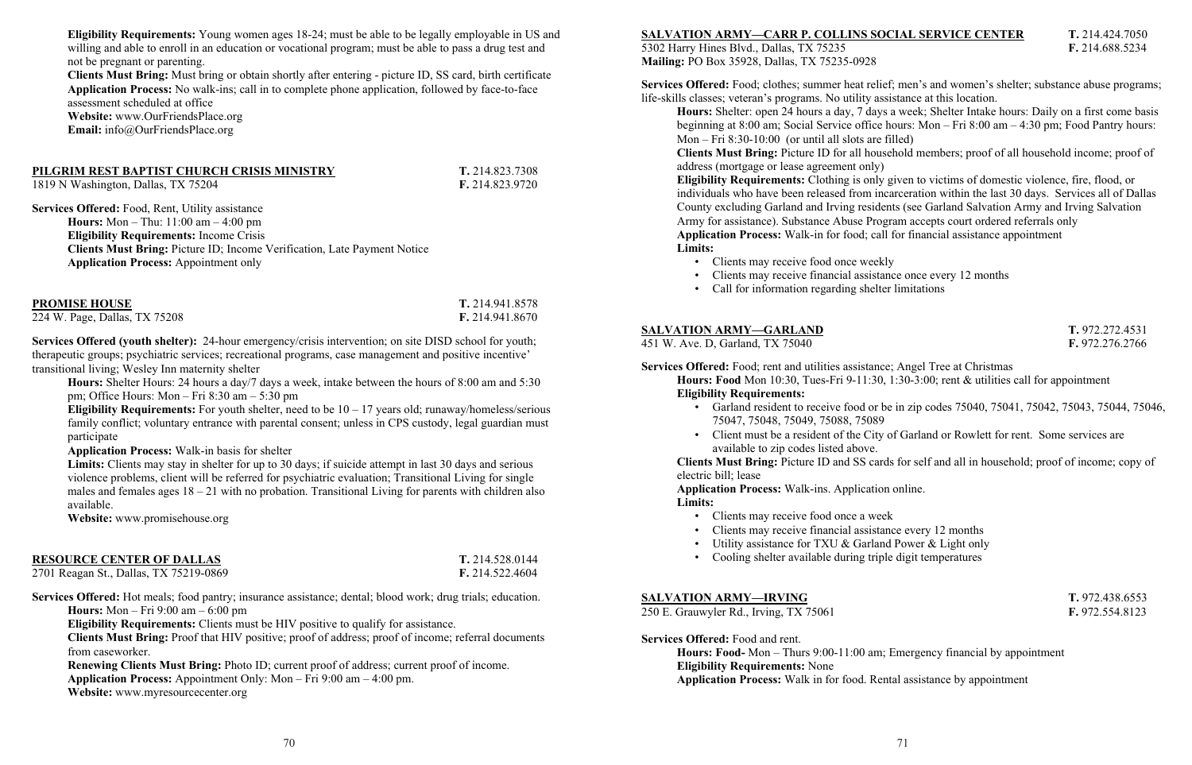**Eligibility Requirements:** Young women ages 18-24; must be able to be legally employable in US and willing and able to enroll in an education or vocational program; must be able to pass a drug test and not be pregnant or parenting.

**Clients Must Bring:** Must bring or obtain shortly after entering - picture ID, SS card, birth certificate

**Application Process:** No walk-ins; call in to complete phone application, followed by face-to-face assessment scheduled at office

**Website:** www.OurFriendsPlace.org

**Email:** info@OurFriendsPlace.org

## PILGRIM REST BAPTIST CHURCH CRISIS MINISTRY

1819 N Washington, Dallas, TX 75204
**T.** 214.823.7308
**F.** 214.823.9720

**Services Offered:** Food, Rent, Utility assistance

**Hours:** Mon – Thu: 11:00 am – 4:00 pm

**Eligibility Requirements:** Income Crisis

**Clients Must Bring:** Picture ID; Income Verification, Late Payment Notice

**Application Process:** Appointment only

## PROMISE HOUSE

224 W. Page, Dallas, TX 75208
**T.** 214.941.8578
**F.** 214.941.8670

**Services Offered (youth shelter):** 24-hour emergency/crisis intervention; on site DISD school for youth; therapeutic groups; psychiatric services; recreational programs, case management and positive incentive' transitional living; Wesley Inn maternity shelter

**Hours:** Shelter Hours: 24 hours a day/7 days a week, intake between the hours of 8:00 am and 5:30 pm; Office Hours: Mon – Fri 8:30 am – 5:30 pm

**Eligibility Requirements:** For youth shelter, need to be 10 – 17 years old; runaway/homeless/serious family conflict; voluntary entrance with parental consent; unless in CPS custody, legal guardian must participate

**Application Process:** Walk-in basis for shelter

**Limits:** Clients may stay in shelter for up to 30 days; if suicide attempt in last 30 days and serious violence problems, client will be referred for psychiatric evaluation; Transitional Living for single males and females ages 18 – 21 with no probation. Transitional Living for parents with children also available.

**Website:** www.promisehouse.org

## RESOURCE CENTER OF DALLAS

2701 Reagan St., Dallas, TX 75219-0869
**T.** 214.528.0144
**F.** 214.522.4604

**Services Offered:** Hot meals; food pantry; insurance assistance; dental; blood work; drug trials; education.

**Hours:** Mon – Fri 9:00 am – 6:00 pm

**Eligibility Requirements:** Clients must be HIV positive to qualify for assistance.

**Clients Must Bring:** Proof that HIV positive; proof of address; proof of income; referral documents from caseworker.

**Renewing Clients Must Bring:** Photo ID; current proof of address; current proof of income.

**Application Process:** Appointment Only: Mon – Fri 9:00 am – 4:00 pm.

**Website:** www.myresourcecenter.org

## SALVATION ARMY—CARR P. COLLINS SOCIAL SERVICE CENTER

5302 Harry Hines Blvd., Dallas, TX 75235
**Mailing:** PO Box 35928, Dallas, TX 75235-0928
**T.** 214.424.7050
**F.** 214.688.5234

**Services Offered:** Food; clothes; summer heat relief; men's and women's shelter; substance abuse programs; life-skills classes; veteran's programs. No utility assistance at this location.

**Hours:** Shelter: open 24 hours a day, 7 days a week; Shelter Intake hours: Daily on a first come basis beginning at 8:00 am; Social Service office hours: Mon – Fri 8:00 am – 4:30 pm; Food Pantry hours: Mon – Fri 8:30-10:00 (or until all slots are filled)

**Clients Must Bring:** Picture ID for all household members; proof of all household income; proof of address (mortgage or lease agreement only)

**Eligibility Requirements:** Clothing is only given to victims of domestic violence, fire, flood, or individuals who have been released from incarceration within the last 30 days. Services all of Dallas County excluding Garland and Irving residents (see Garland Salvation Army and Irving Salvation Army for assistance). Substance Abuse Program accepts court ordered referrals only

**Application Process:** Walk-in for food; call for financial assistance appointment

**Limits:**

- Clients may receive food once weekly
- Clients may receive financial assistance once every 12 months
- Call for information regarding shelter limitations

## SALVATION ARMY—GARLAND

451 W. Ave. D, Garland, TX 75040
**T.** 972.272.4531
**F.** 972.276.2766

**Services Offered:** Food; rent and utilities assistance; Angel Tree at Christmas

**Hours: Food** Mon 10:30, Tues-Fri 9-11:30, 1:30-3:00; rent & utilities call for appointment

**Eligibility Requirements:**

- Garland resident to receive food or be in zip codes 75040, 75041, 75042, 75043, 75044, 75046, 75047, 75048, 75049, 75088, 75089
- Client must be a resident of the City of Garland or Rowlett for rent. Some services are available to zip codes listed above.

**Clients Must Bring:** Picture ID and SS cards for self and all in household; proof of income; copy of electric bill; lease

**Application Process:** Walk-ins. Application online.

**Limits:**

- Clients may receive food once a week
- Clients may receive financial assistance every 12 months
- Utility assistance for TXU & Garland Power & Light only
- Cooling shelter available during triple digit temperatures

## SALVATION ARMY—IRVING

250 E. Grauwyler Rd., Irving, TX 75061
**T.** 972.438.6553
**F.** 972.554.8123

**Services Offered:** Food and rent.

**Hours: Food-** Mon – Thurs 9:00-11:00 am; Emergency financial by appointment

**Eligibility Requirements:** None

**Application Process:** Walk in for food. Rental assistance by appointment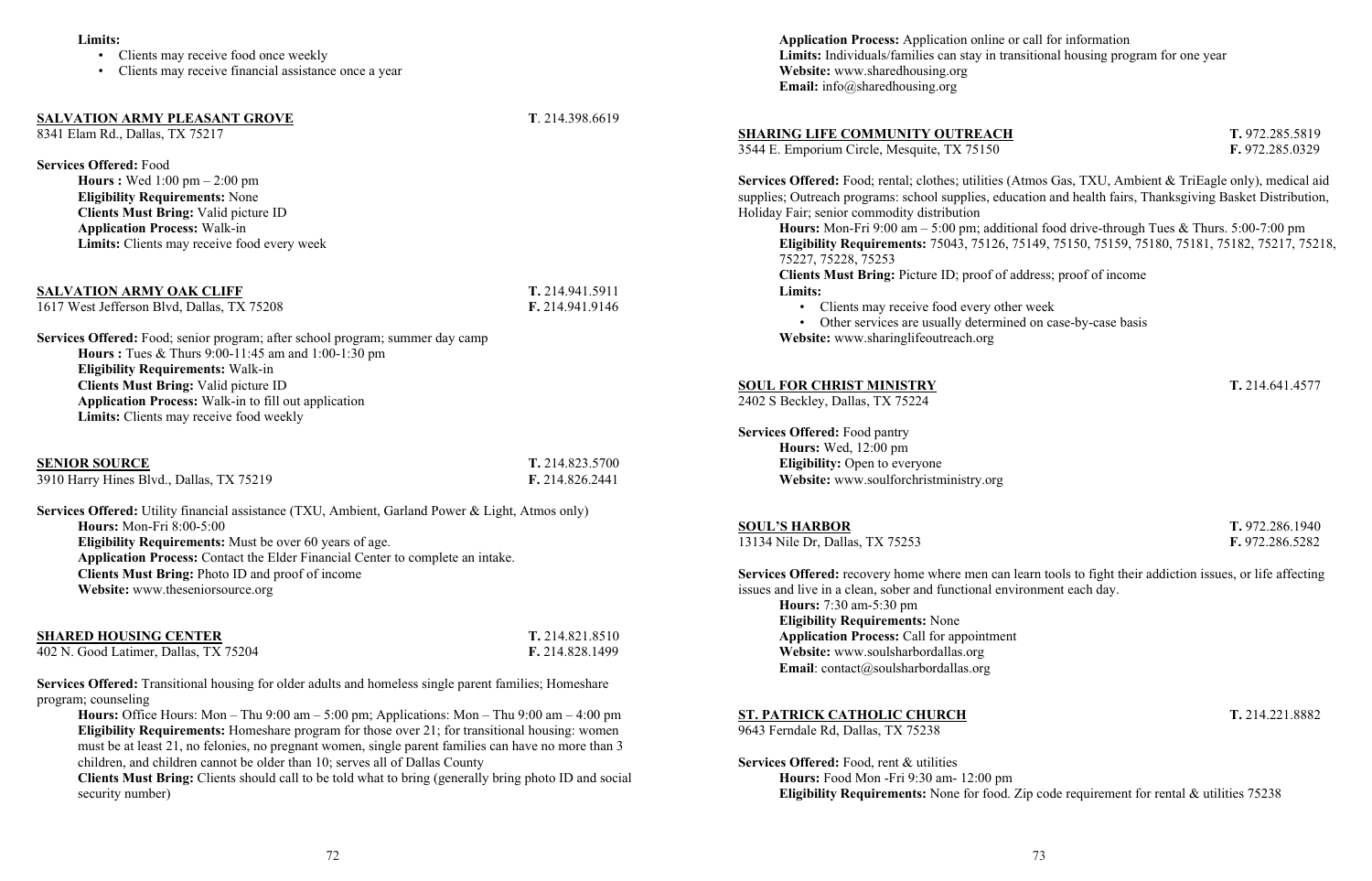**Limits:**

- Clients may receive food once weekly
- Clients may receive financial assistance once a year

**SALVATION ARMY PLEASANT GROVE** — **T**. 214.398.6619
8341 Elam Rd., Dallas, TX 75217

**Services Offered:** Food
**Hours :** Wed 1:00 pm – 2:00 pm
**Eligibility Requirements:** None
**Clients Must Bring:** Valid picture ID
**Application Process:** Walk-in
**Limits:** Clients may receive food every week

**SALVATION ARMY OAK CLIFF** — **T.** 214.941.5911 **F.** 214.941.9146
1617 West Jefferson Blvd, Dallas, TX 75208

**Services Offered:** Food; senior program; after school program; summer day camp
**Hours :** Tues & Thurs 9:00-11:45 am and 1:00-1:30 pm
**Eligibility Requirements:** Walk-in
**Clients Must Bring:** Valid picture ID
**Application Process:** Walk-in to fill out application
**Limits:** Clients may receive food weekly

**SENIOR SOURCE** — **T.** 214.823.5700 **F.** 214.826.2441
3910 Harry Hines Blvd., Dallas, TX 75219

**Services Offered:** Utility financial assistance (TXU, Ambient, Garland Power & Light, Atmos only)
**Hours:** Mon-Fri 8:00-5:00
**Eligibility Requirements:** Must be over 60 years of age.
**Application Process:** Contact the Elder Financial Center to complete an intake.
**Clients Must Bring:** Photo ID and proof of income
**Website:** www.theseniorsource.org

**SHARED HOUSING CENTER** — **T.** 214.821.8510 **F.** 214.828.1499
402 N. Good Latimer, Dallas, TX 75204

**Services Offered:** Transitional housing for older adults and homeless single parent families; Homeshare program; counseling
**Hours:** Office Hours: Mon – Thu 9:00 am – 5:00 pm; Applications: Mon – Thu 9:00 am – 4:00 pm
**Eligibility Requirements:** Homeshare program for those over 21; for transitional housing: women must be at least 21, no felonies, no pregnant women, single parent families can have no more than 3 children, and children cannot be older than 10; serves all of Dallas County
**Clients Must Bring:** Clients should call to be told what to bring (generally bring photo ID and social security number)
**Application Process:** Application online or call for information
**Limits:** Individuals/families can stay in transitional housing program for one year
**Website:** www.sharedhousing.org
**Email:** info@sharedhousing.org

**SHARING LIFE COMMUNITY OUTREACH** — **T.** 972.285.5819 **F.** 972.285.0329
3544 E. Emporium Circle, Mesquite, TX 75150

**Services Offered:** Food; rental; clothes; utilities (Atmos Gas, TXU, Ambient & TriEagle only), medical aid supplies; Outreach programs: school supplies, education and health fairs, Thanksgiving Basket Distribution, Holiday Fair; senior commodity distribution
**Hours:** Mon-Fri 9:00 am – 5:00 pm; additional food drive-through Tues & Thurs. 5:00-7:00 pm
**Eligibility Requirements:** 75043, 75126, 75149, 75150, 75159, 75180, 75181, 75182, 75217, 75218, 75227, 75228, 75253
**Clients Must Bring:** Picture ID; proof of address; proof of income
**Limits:**

- Clients may receive food every other week
- Other services are usually determined on case-by-case basis

**Website:** www.sharinglifeoutreach.org

**SOUL FOR CHRIST MINISTRY** — **T.** 214.641.4577
2402 S Beckley, Dallas, TX 75224

**Services Offered:** Food pantry
**Hours:** Wed, 12:00 pm
**Eligibility:** Open to everyone
**Website:** www.soulforchristministry.org

**SOUL'S HARBOR** — **T.** 972.286.1940 **F.** 972.286.5282
13134 Nile Dr, Dallas, TX 75253

**Services Offered:** recovery home where men can learn tools to fight their addiction issues, or life affecting issues and live in a clean, sober and functional environment each day.
**Hours:** 7:30 am-5:30 pm
**Eligibility Requirements:** None
**Application Process:** Call for appointment
**Website:** www.soulsharbordallas.org
**Email**: contact@soulsharbordallas.org

**ST. PATRICK CATHOLIC CHURCH** — **T.** 214.221.8882
9643 Ferndale Rd, Dallas, TX 75238

**Services Offered:** Food, rent & utilities
**Hours:** Food Mon -Fri 9:30 am- 12:00 pm
**Eligibility Requirements:** None for food. Zip code requirement for rental & utilities 75238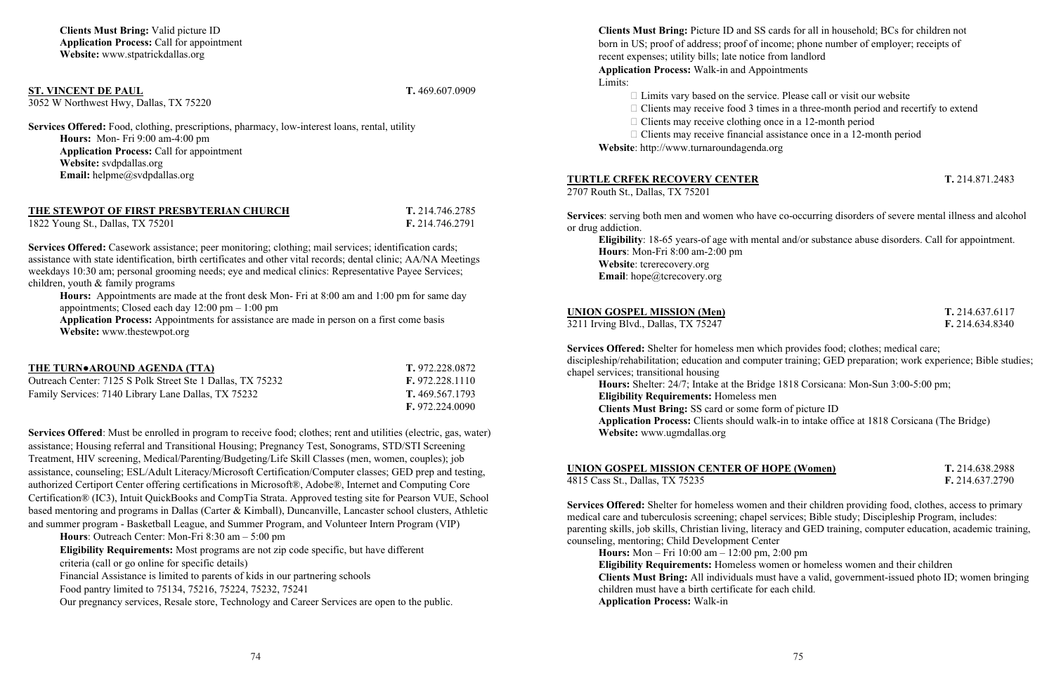**Clients Must Bring:** Valid picture ID
**Application Process:** Call for appointment
**Website:** www.stpatrickdallas.org

**ST. VINCENT DE PAUL** — **T.** 469.607.0909
3052 W Northwest Hwy, Dallas, TX 75220

**Services Offered:** Food, clothing, prescriptions, pharmacy, low-interest loans, rental, utility
**Hours:** Mon- Fri 9:00 am-4:00 pm
**Application Process:** Call for appointment
**Website:** svdpdallas.org
**Email:** helpme@svdpdallas.org

**THE STEWPOT OF FIRST PRESBYTERIAN CHURCH** — **T.** 214.746.2785 / **F.** 214.746.2791
1822 Young St., Dallas, TX 75201

**Services Offered:** Casework assistance; peer monitoring; clothing; mail services; identification cards; assistance with state identification, birth certificates and other vital records; dental clinic; AA/NA Meetings weekdays 10:30 am; personal grooming needs; eye and medical clinics: Representative Payee Services; children, youth & family programs
**Hours:** Appointments are made at the front desk Mon- Fri at 8:00 am and 1:00 pm for same day appointments; Closed each day 12:00 pm – 1:00 pm
**Application Process:** Appointments for assistance are made in person on a first come basis
**Website:** www.thestewpot.org

**THE TURN●AROUND AGENDA (TTA)** — **T.** 972.228.0872 / **F.** 972.228.1110
Outreach Center: 7125 S Polk Street Ste 1 Dallas, TX 75232
Family Services: 7140 Library Lane Dallas, TX 75232 — **T.** 469.567.1793 / **F.** 972.224.0090

**Services Offered**: Must be enrolled in program to receive food; clothes; rent and utilities (electric, gas, water) assistance; Housing referral and Transitional Housing; Pregnancy Test, Sonograms, STD/STI Screening Treatment, HIV screening, Medical/Parenting/Budgeting/Life Skill Classes (men, women, couples); job assistance, counseling; ESL/Adult Literacy/Microsoft Certification/Computer classes; GED prep and testing, authorized Certiport Center offering certifications in Microsoft®, Adobe®, Internet and Computing Core Certification® (IC3), Intuit QuickBooks and CompTia Strata. Approved testing site for Pearson VUE, School based mentoring and programs in Dallas (Carter & Kimball), Duncanville, Lancaster school clusters, Athletic and summer program - Basketball League, and Summer Program, and Volunteer Intern Program (VIP)
**Hours**: Outreach Center: Mon-Fri 8:30 am – 5:00 pm
**Eligibility Requirements:** Most programs are not zip code specific, but have different criteria (call or go online for specific details)
Financial Assistance is limited to parents of kids in our partnering schools
Food pantry limited to 75134, 75216, 75224, 75232, 75241
Our pregnancy services, Resale store, Technology and Career Services are open to the public.
**Clients Must Bring:** Picture ID and SS cards for all in household; BCs for children not born in US; proof of address; proof of income; phone number of employer; receipts of recent expenses; utility bills; late notice from landlord
**Application Process:** Walk-in and Appointments
Limits:
- Limits vary based on the service. Please call or visit our website
- Clients may receive food 3 times in a three-month period and recertify to extend
- Clients may receive clothing once in a 12-month period
- Clients may receive financial assistance once in a 12-month period

**Website**: http://www.turnaroundagenda.org

**TURTLE CRFEK RECOVERY CENTER** — **T.** 214.871.2483
2707 Routh St., Dallas, TX 75201

**Services**: serving both men and women who have co-occurring disorders of severe mental illness and alcohol or drug addiction.
**Eligibility**: 18-65 years-of age with mental and/or substance abuse disorders. Call for appointment.
**Hours**: Mon-Fri 8:00 am-2:00 pm
**Website**: tcrerecovery.org
**Email**: hope@tcrecovery.org

**UNION GOSPEL MISSION (Men)** — **T.** 214.637.6117 / **F.** 214.634.8340
3211 Irving Blvd., Dallas, TX 75247

**Services Offered:** Shelter for homeless men which provides food; clothes; medical care; discipleship/rehabilitation; education and computer training; GED preparation; work experience; Bible studies; chapel services; transitional housing
**Hours:** Shelter: 24/7; Intake at the Bridge 1818 Corsicana: Mon-Sun 3:00-5:00 pm;
**Eligibility Requirements:** Homeless men
**Clients Must Bring:** SS card or some form of picture ID
**Application Process:** Clients should walk-in to intake office at 1818 Corsicana (The Bridge)
**Website:** www.ugmdallas.org

**UNION GOSPEL MISSION CENTER OF HOPE (Women)** — **T.** 214.638.2988 / **F.** 214.637.2790
4815 Cass St., Dallas, TX 75235

**Services Offered:** Shelter for homeless women and their children providing food, clothes, access to primary medical care and tuberculosis screening; chapel services; Bible study; Discipleship Program, includes: parenting skills, job skills, Christian living, literacy and GED training, computer education, academic training, counseling, mentoring; Child Development Center
**Hours:** Mon – Fri 10:00 am – 12:00 pm, 2:00 pm
**Eligibility Requirements:** Homeless women or homeless women and their children
**Clients Must Bring:** All individuals must have a valid, government-issued photo ID; women bringing children must have a birth certificate for each child.
**Application Process:** Walk-in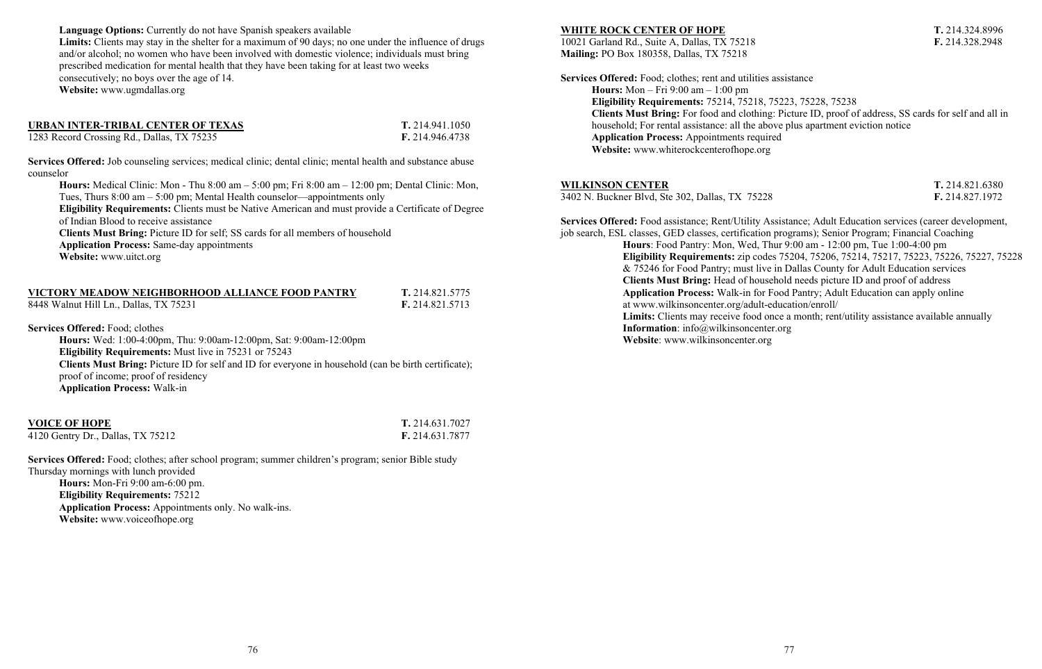**Language Options:** Currently do not have Spanish speakers available
**Limits:** Clients may stay in the shelter for a maximum of 90 days; no one under the influence of drugs and/or alcohol; no women who have been involved with domestic violence; individuals must bring prescribed medication for mental health that they have been taking for at least two weeks consecutively; no boys over the age of 14.
**Website:** www.ugmdallas.org

**URBAN INTER-TRIBAL CENTER OF TEXAS** — **T.** 214.941.1050
1283 Record Crossing Rd., Dallas, TX 75235 — **F.** 214.946.4738

**Services Offered:** Job counseling services; medical clinic; dental clinic; mental health and substance abuse counselor

**Hours:** Medical Clinic: Mon - Thu 8:00 am – 5:00 pm; Fri 8:00 am – 12:00 pm; Dental Clinic: Mon, Tues, Thurs 8:00 am – 5:00 pm; Mental Health counselor—appointments only
**Eligibility Requirements:** Clients must be Native American and must provide a Certificate of Degree of Indian Blood to receive assistance
**Clients Must Bring:** Picture ID for self; SS cards for all members of household
**Application Process:** Same-day appointments
**Website:** www.uitct.org

**VICTORY MEADOW NEIGHBORHOOD ALLIANCE FOOD PANTRY** — **T.** 214.821.5775
8448 Walnut Hill Ln., Dallas, TX 75231 — **F.** 214.821.5713

**Services Offered:** Food; clothes

**Hours:** Wed: 1:00-4:00pm, Thu: 9:00am-12:00pm, Sat: 9:00am-12:00pm
**Eligibility Requirements:** Must live in 75231 or 75243
**Clients Must Bring:** Picture ID for self and ID for everyone in household (can be birth certificate); proof of income; proof of residency
**Application Process:** Walk-in

**VOICE OF HOPE** — **T.** 214.631.7027
4120 Gentry Dr., Dallas, TX 75212 — **F.** 214.631.7877

**Services Offered:** Food; clothes; after school program; summer children's program; senior Bible study Thursday mornings with lunch provided

**Hours:** Mon-Fri 9:00 am-6:00 pm.
**Eligibility Requirements:** 75212
**Application Process:** Appointments only. No walk-ins.
**Website:** www.voiceofhope.org

**WHITE ROCK CENTER OF HOPE** — **T.** 214.324.8996
10021 Garland Rd., Suite A, Dallas, TX 75218 — **F.** 214.328.2948
**Mailing:** PO Box 180358, Dallas, TX 75218

**Services Offered:** Food; clothes; rent and utilities assistance

**Hours:** Mon – Fri 9:00 am – 1:00 pm
**Eligibility Requirements:** 75214, 75218, 75223, 75228, 75238
**Clients Must Bring:** For food and clothing: Picture ID, proof of address, SS cards for self and all in household; For rental assistance: all the above plus apartment eviction notice
**Application Process:** Appointments required
**Website:** www.whiterockcenterofhope.org

**WILKINSON CENTER** — **T.** 214.821.6380
3402 N. Buckner Blvd, Ste 302, Dallas, TX 75228 — **F.** 214.827.1972

**Services Offered:** Food assistance; Rent/Utility Assistance; Adult Education services (career development, job search, ESL classes, GED classes, certification programs); Senior Program; Financial Coaching

**Hours**: Food Pantry: Mon, Wed, Thur 9:00 am - 12:00 pm, Tue 1:00-4:00 pm
**Eligibility Requirements:** zip codes 75204, 75206, 75214, 75217, 75223, 75226, 75227, 75228 & 75246 for Food Pantry; must live in Dallas County for Adult Education services
**Clients Must Bring:** Head of household needs picture ID and proof of address
**Application Process:** Walk-in for Food Pantry; Adult Education can apply online at www.wilkinsoncenter.org/adult-education/enroll/
**Limits:** Clients may receive food once a month; rent/utility assistance available annually
**Information**: info@wilkinsoncenter.org
**Website**: www.wilkinsoncenter.org